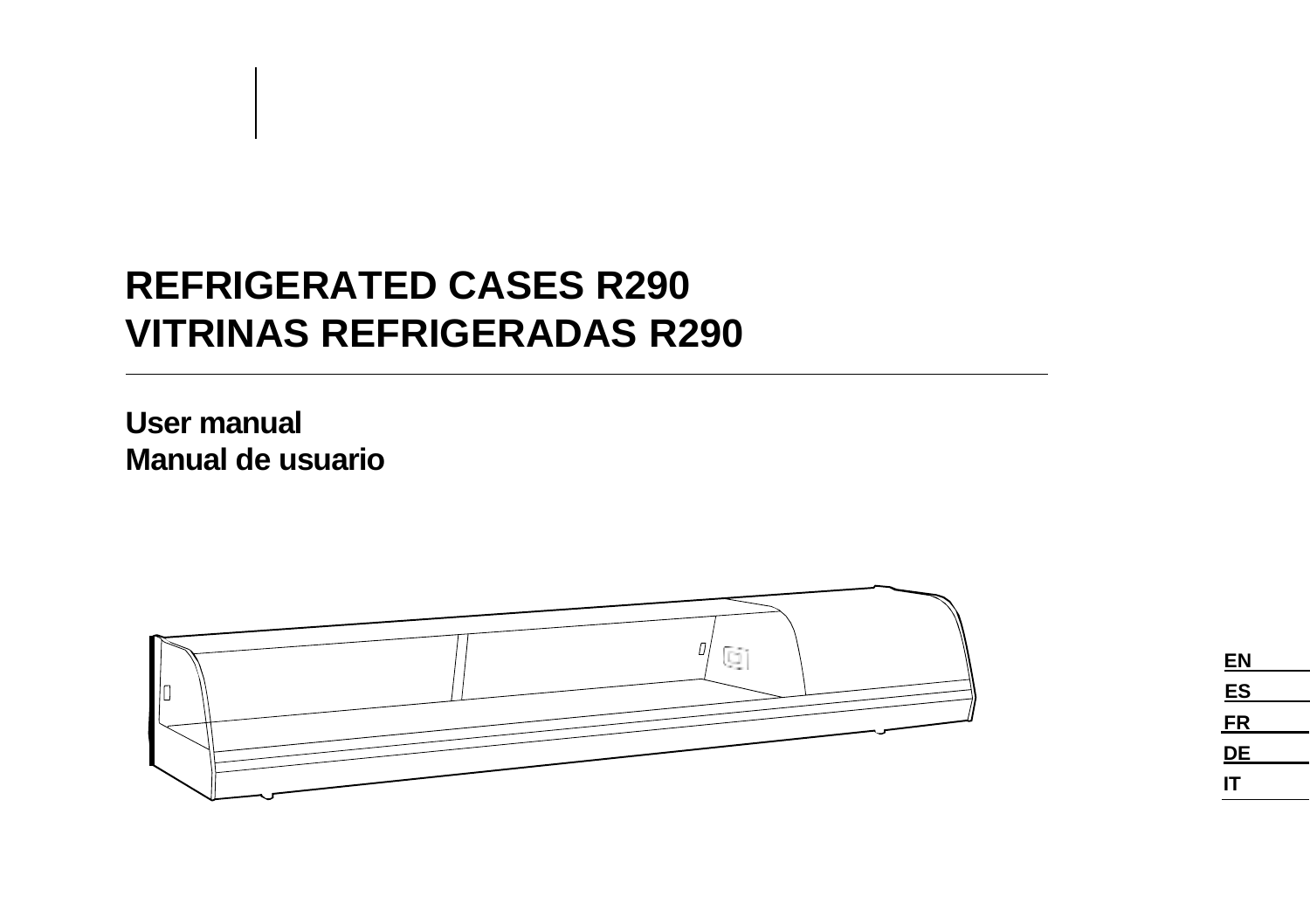# REFRIGERATED CASES R290
# VITRINAS REFRIGERADAS R290

## User manual
## Manual de usuario

EN

ES

FR

DE

IT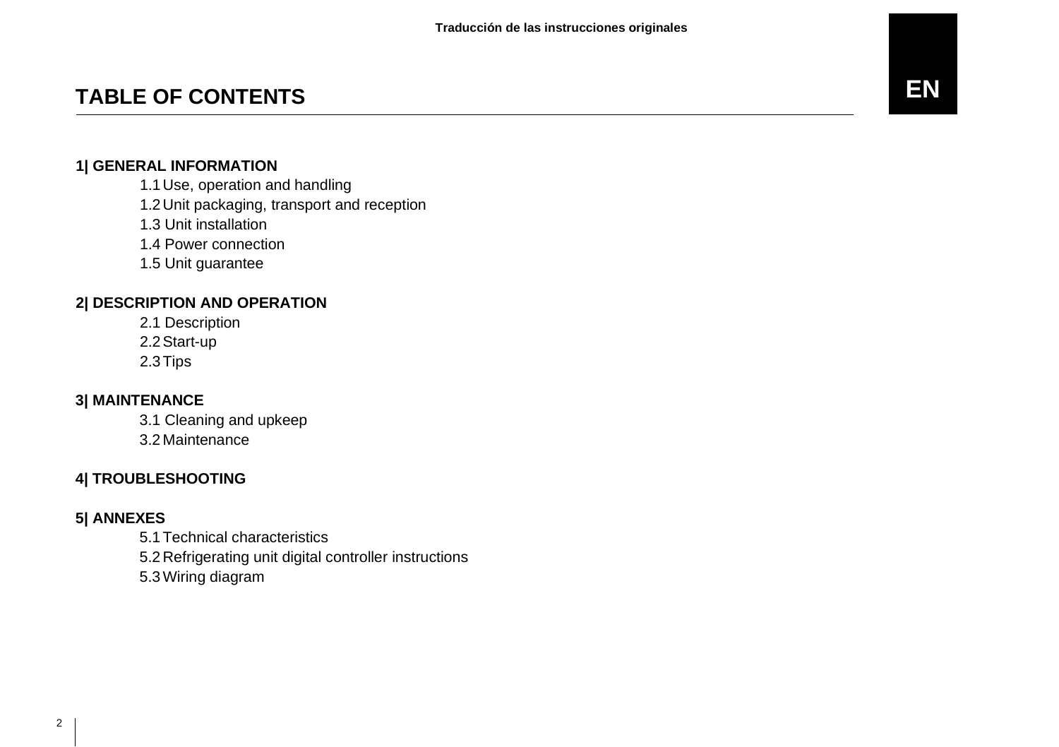# TABLE OF CONTENTS

**1| GENERAL INFORMATION**

- 1.1 Use, operation and handling
- 1.2 Unit packaging, transport and reception
- 1.3 Unit installation
- 1.4 Power connection
- 1.5 Unit guarantee

**2| DESCRIPTION AND OPERATION**

- 2.1 Description
- 2.2 Start-up
- 2.3 Tips

**3| MAINTENANCE**

- 3.1 Cleaning and upkeep
- 3.2 Maintenance

**4| TROUBLESHOOTING**

**5| ANNEXES**

- 5.1 Technical characteristics
- 5.2 Refrigerating unit digital controller instructions
- 5.3 Wiring diagram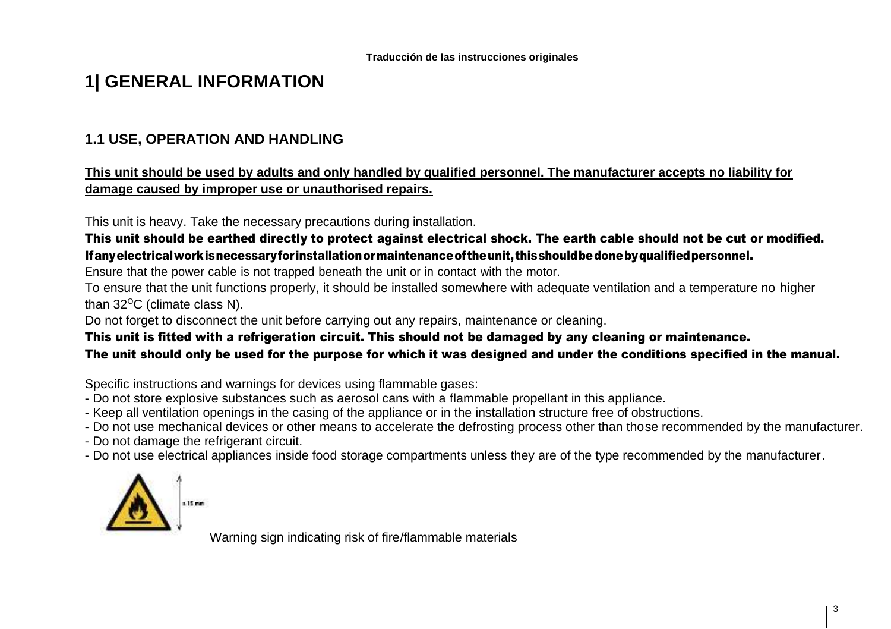Traducción de las instrucciones originales

# 1| GENERAL INFORMATION

## 1.1 USE, OPERATION AND HANDLING

**This unit should be used by adults and only handled by qualified personnel. The manufacturer accepts no liability for damage caused by improper use or unauthorised repairs.**

This unit is heavy. Take the necessary precautions during installation.

**This unit should be earthed directly to protect against electrical shock. The earth cable should not be cut or modified.**

**If any electrical work is necessary for installation or maintenance of the unit, this should be done by qualified personnel.**

Ensure that the power cable is not trapped beneath the unit or in contact with the motor.

To ensure that the unit functions properly, it should be installed somewhere with adequate ventilation and a temperature no higher than 32ºC (climate class N).

Do not forget to disconnect the unit before carrying out any repairs, maintenance or cleaning.

**This unit is fitted with a refrigeration circuit. This should not be damaged by any cleaning or maintenance.**

**The unit should only be used for the purpose for which it was designed and under the conditions specified in the manual.**

Specific instructions and warnings for devices using flammable gases:

- Do not store explosive substances such as aerosol cans with a flammable propellant in this appliance.
- Keep all ventilation openings in the casing of the appliance or in the installation structure free of obstructions.
- Do not use mechanical devices or other means to accelerate the defrosting process other than those recommended by the manufacturer.
- Do not damage the refrigerant circuit.
- Do not use electrical appliances inside food storage compartments unless they are of the type recommended by the manufacturer.

≥ 15 mm

Warning sign indicating risk of fire/flammable materials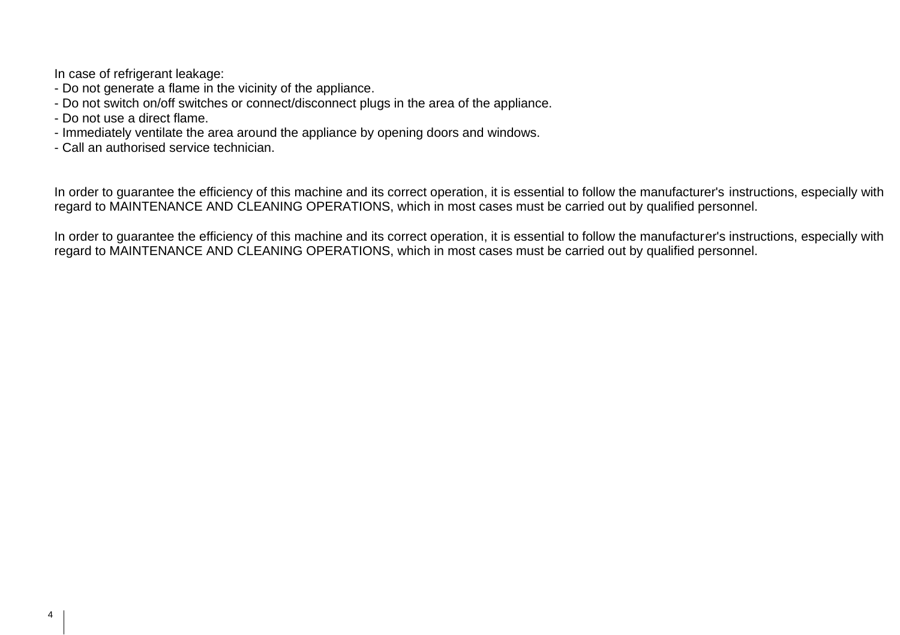In case of refrigerant leakage:

- Do not generate a flame in the vicinity of the appliance.
- Do not switch on/off switches or connect/disconnect plugs in the area of the appliance.
- Do not use a direct flame.
- Immediately ventilate the area around the appliance by opening doors and windows.
- Call an authorised service technician.

In order to guarantee the efficiency of this machine and its correct operation, it is essential to follow the manufacturer's instructions, especially with regard to MAINTENANCE AND CLEANING OPERATIONS, which in most cases must be carried out by qualified personnel.

In order to guarantee the efficiency of this machine and its correct operation, it is essential to follow the manufacturer's instructions, especially with regard to MAINTENANCE AND CLEANING OPERATIONS, which in most cases must be carried out by qualified personnel.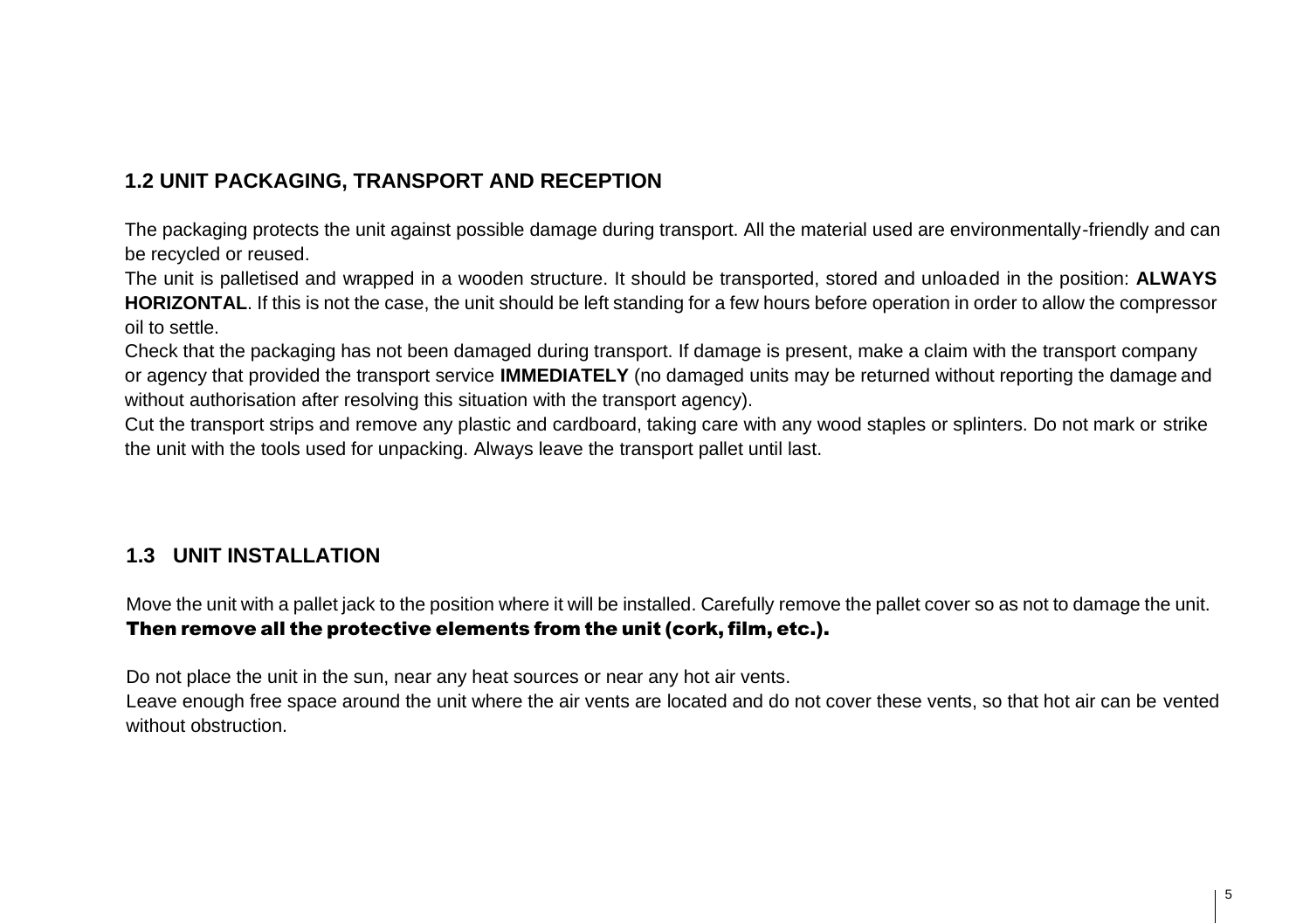## 1.2 UNIT PACKAGING, TRANSPORT AND RECEPTION

The packaging protects the unit against possible damage during transport. All the material used are environmentally-friendly and can be recycled or reused.
The unit is palletised and wrapped in a wooden structure. It should be transported, stored and unloaded in the position: **ALWAYS HORIZONTAL**. If this is not the case, the unit should be left standing for a few hours before operation in order to allow the compressor oil to settle.
Check that the packaging has not been damaged during transport. If damage is present, make a claim with the transport company or agency that provided the transport service **IMMEDIATELY** (no damaged units may be returned without reporting the damage and without authorisation after resolving this situation with the transport agency).
Cut the transport strips and remove any plastic and cardboard, taking care with any wood staples or splinters. Do not mark or strike the unit with the tools used for unpacking. Always leave the transport pallet until last.

## 1.3 UNIT INSTALLATION

Move the unit with a pallet jack to the position where it will be installed. Carefully remove the pallet cover so as not to damage the unit.
**Then remove all the protective elements from the unit (cork, film, etc.).**

Do not place the unit in the sun, near any heat sources or near any hot air vents.
Leave enough free space around the unit where the air vents are located and do not cover these vents, so that hot air can be vented without obstruction.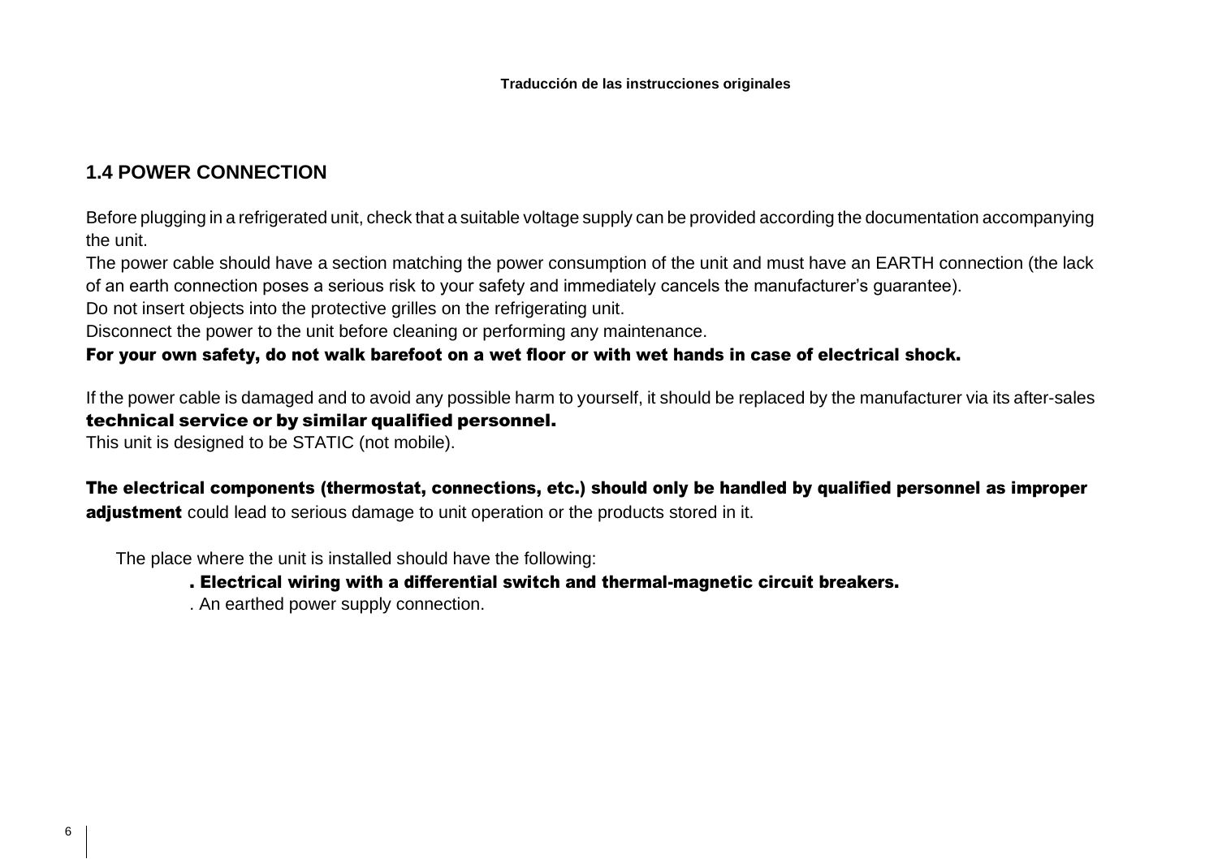## 1.4 POWER CONNECTION

Before plugging in a refrigerated unit, check that a suitable voltage supply can be provided according the documentation accompanying the unit.

The power cable should have a section matching the power consumption of the unit and must have an EARTH connection (the lack of an earth connection poses a serious risk to your safety and immediately cancels the manufacturer's guarantee).

Do not insert objects into the protective grilles on the refrigerating unit.

Disconnect the power to the unit before cleaning or performing any maintenance.

**For your own safety, do not walk barefoot on a wet floor or with wet hands in case of electrical shock.**

If the power cable is damaged and to avoid any possible harm to yourself, it should be replaced by the manufacturer via its after-sales **technical service or by similar qualified personnel.**

This unit is designed to be STATIC (not mobile).

**The electrical components (thermostat, connections, etc.) should only be handled by qualified personnel as improper adjustment** could lead to serious damage to unit operation or the products stored in it.

The place where the unit is installed should have the following:

- **Electrical wiring with a differential switch and thermal-magnetic circuit breakers.**
- An earthed power supply connection.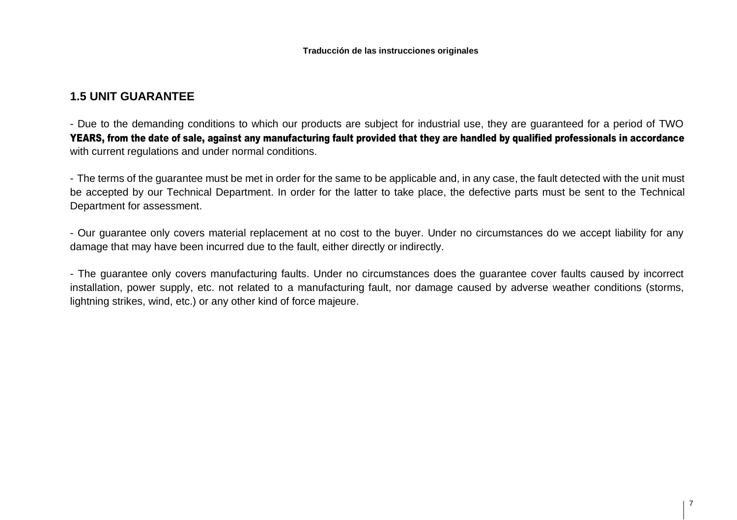## 1.5 UNIT GUARANTEE

- Due to the demanding conditions to which our products are subject for industrial use, they are guaranteed for a period of TWO **YEARS, from the date of sale, against any manufacturing fault provided that they are handled by qualified professionals in accordance** with current regulations and under normal conditions.

- The terms of the guarantee must be met in order for the same to be applicable and, in any case, the fault detected with the unit must be accepted by our Technical Department. In order for the latter to take place, the defective parts must be sent to the Technical Department for assessment.

- Our guarantee only covers material replacement at no cost to the buyer. Under no circumstances do we accept liability for any damage that may have been incurred due to the fault, either directly or indirectly.

- The guarantee only covers manufacturing faults. Under no circumstances does the guarantee cover faults caused by incorrect installation, power supply, etc. not related to a manufacturing fault, nor damage caused by adverse weather conditions (storms, lightning strikes, wind, etc.) or any other kind of force majeure.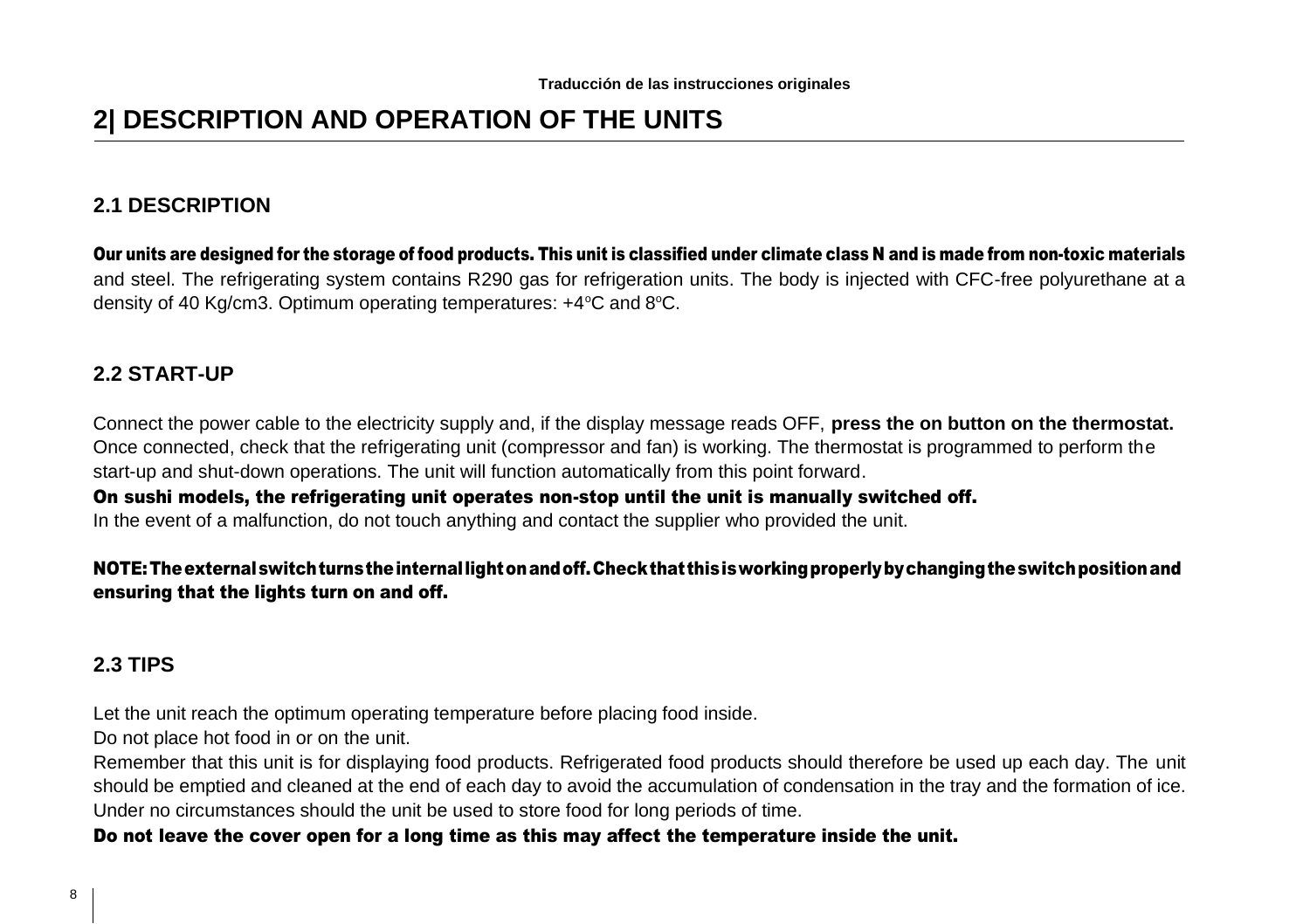## 2| DESCRIPTION AND OPERATION OF THE UNITS

### 2.1 DESCRIPTION

**Our units are designed for the storage of food products. This unit is classified under climate class N and is made from non-toxic materials** and steel. The refrigerating system contains R290 gas for refrigeration units. The body is injected with CFC-free polyurethane at a density of 40 Kg/cm3. Optimum operating temperatures: +4ºC and 8ºC.

### 2.2 START-UP

Connect the power cable to the electricity supply and, if the display message reads OFF, **press the on button on the thermostat.** Once connected, check that the refrigerating unit (compressor and fan) is working. The thermostat is programmed to perform the start-up and shut-down operations. The unit will function automatically from this point forward.

**On sushi models, the refrigerating unit operates non-stop until the unit is manually switched off.**

In the event of a malfunction, do not touch anything and contact the supplier who provided the unit.

**NOTE: The external switch turns the internal light on and off. Check that this is working properly by changing the switch position and ensuring that the lights turn on and off.**

### 2.3 TIPS

Let the unit reach the optimum operating temperature before placing food inside.

Do not place hot food in or on the unit.

Remember that this unit is for displaying food products. Refrigerated food products should therefore be used up each day. The unit should be emptied and cleaned at the end of each day to avoid the accumulation of condensation in the tray and the formation of ice. Under no circumstances should the unit be used to store food for long periods of time.

**Do not leave the cover open for a long time as this may affect the temperature inside the unit.**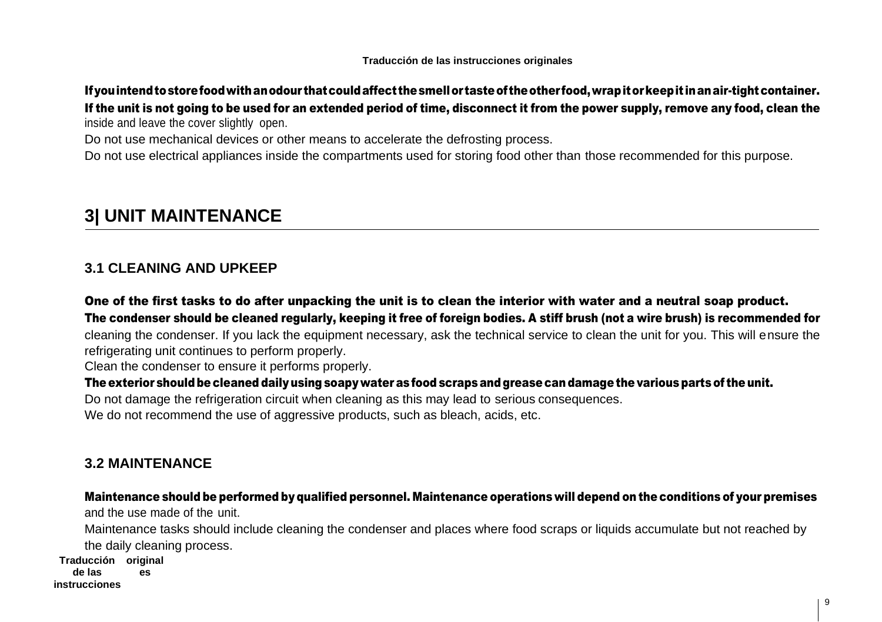If you intend to store food with an odour that could affect the smell or taste of the other food, wrap it or keep it in an air-tight container.
If the unit is not going to be used for an extended period of time, disconnect it from the power supply, remove any food, clean the inside and leave the cover slightly open.
Do not use mechanical devices or other means to accelerate the defrosting process.
Do not use electrical appliances inside the compartments used for storing food other than those recommended for this purpose.

# 3| UNIT MAINTENANCE

## 3.1 CLEANING AND UPKEEP

One of the first tasks to do after unpacking the unit is to clean the interior with water and a neutral soap product.
The condenser should be cleaned regularly, keeping it free of foreign bodies. A stiff brush (not a wire brush) is recommended for cleaning the condenser. If you lack the equipment necessary, ask the technical service to clean the unit for you. This will ensure the refrigerating unit continues to perform properly.
Clean the condenser to ensure it performs properly.
The exterior should be cleaned daily using soapy water as food scraps and grease can damage the various parts of the unit.
Do not damage the refrigeration circuit when cleaning as this may lead to serious consequences.
We do not recommend the use of aggressive products, such as bleach, acids, etc.

## 3.2 MAINTENANCE

Maintenance should be performed by qualified personnel. Maintenance operations will depend on the conditions of your premises and the use made of the unit.
Maintenance tasks should include cleaning the condenser and places where food scraps or liquids accumulate but not reached by the daily cleaning process.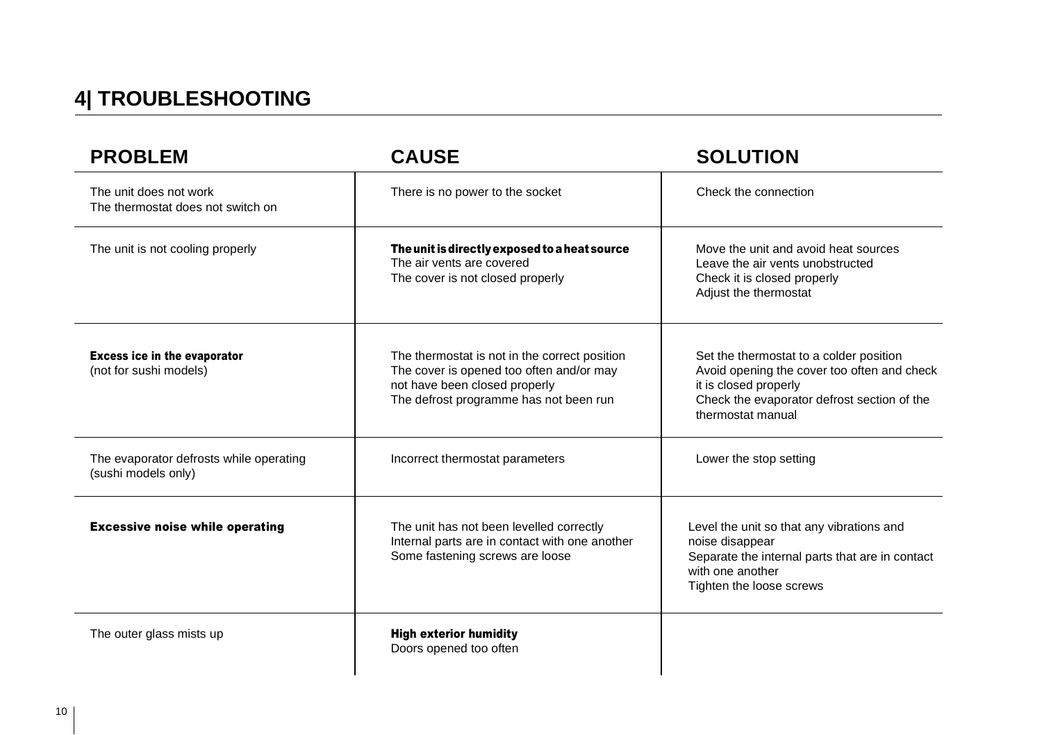## 4| TROUBLESHOOTING

| PROBLEM | CAUSE | SOLUTION |
|---|---|---|
| The unit does not work<br>The thermostat does not switch on | There is no power to the socket | Check the connection |
| The unit is not cooling properly | **The unit is directly exposed to a heat source**<br>The air vents are covered<br>The cover is not closed properly | Move the unit and avoid heat sources<br>Leave the air vents unobstructed<br>Check it is closed properly<br>Adjust the thermostat |
| **Excess ice in the evaporator**<br>(not for sushi models) | The thermostat is not in the correct position<br>The cover is opened too often and/or may not have been closed properly<br>The defrost programme has not been run | Set the thermostat to a colder position<br>Avoid opening the cover too often and check it is closed properly<br>Check the evaporator defrost section of the thermostat manual |
| The evaporator defrosts while operating<br>(sushi models only) | Incorrect thermostat parameters | Lower the stop setting |
| **Excessive noise while operating** | The unit has not been levelled correctly<br>Internal parts are in contact with one another<br>Some fastening screws are loose | Level the unit so that any vibrations and noise disappear<br>Separate the internal parts that are in contact with one another<br>Tighten the loose screws |
| The outer glass mists up | **High exterior humidity**<br>Doors opened too often | |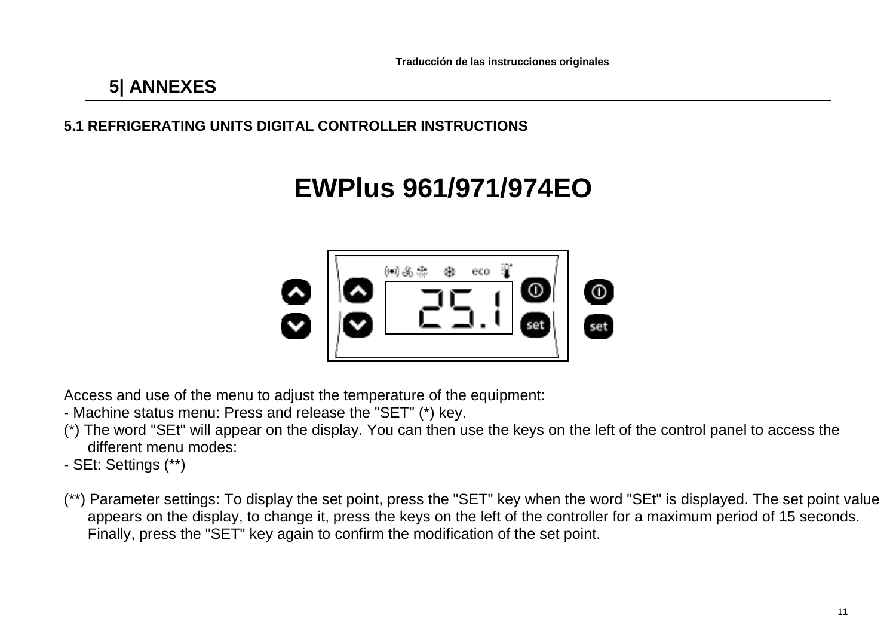# 5| ANNEXES

## 5.1 REFRIGERATING UNITS DIGITAL CONTROLLER INSTRUCTIONS

# EWPlus 961/971/974EO

Access and use of the menu to adjust the temperature of the equipment:

- Machine status menu: Press and release the "SET" (*) key.

(*) The word "SEt" will appear on the display. You can then use the keys on the left of the control panel to access the different menu modes:

- SEt: Settings (**)

(**) Parameter settings: To display the set point, press the "SET" key when the word "SEt" is displayed. The set point value appears on the display, to change it, press the keys on the left of the controller for a maximum period of 15 seconds. Finally, press the "SET" key again to confirm the modification of the set point.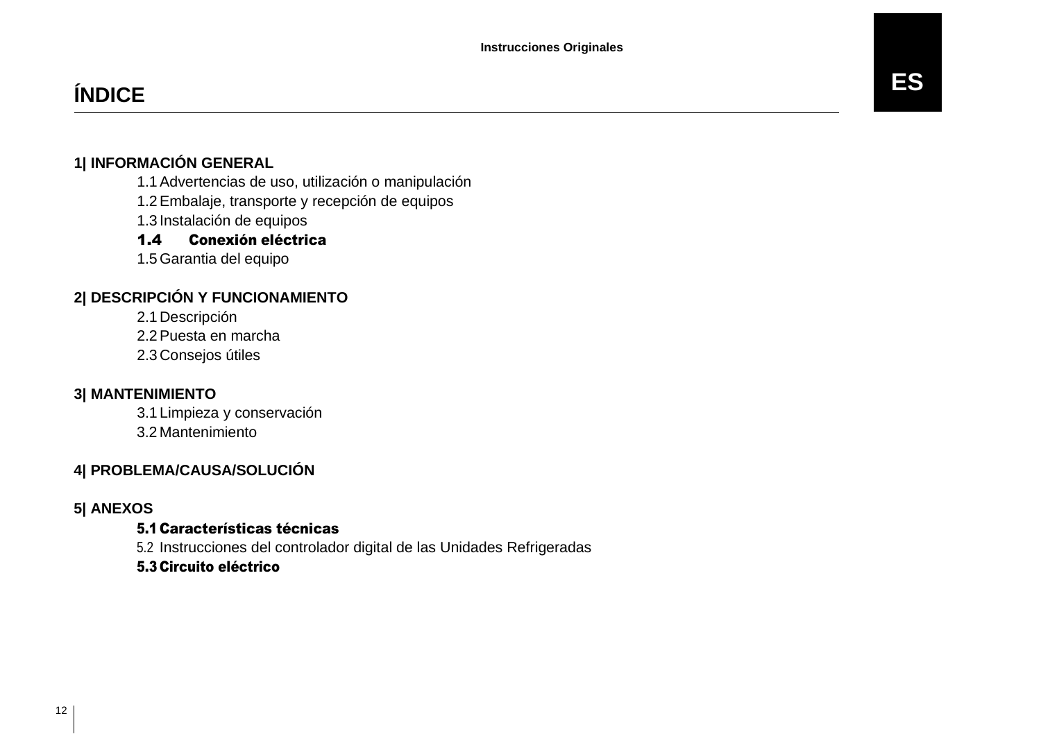Instrucciones Originales

ES

# ÍNDICE

**1| INFORMACIÓN GENERAL**

- 1.1 Advertencias de uso, utilización o manipulación
- 1.2 Embalaje, transporte y recepción de equipos
- 1.3 Instalación de equipos
- **1.4 Conexión eléctrica**
- 1.5 Garantia del equipo

**2| DESCRIPCIÓN Y FUNCIONAMIENTO**

- 2.1 Descripción
- 2.2 Puesta en marcha
- 2.3 Consejos útiles

**3| MANTENIMIENTO**

- 3.1 Limpieza y conservación
- 3.2 Mantenimiento

**4| PROBLEMA/CAUSA/SOLUCIÓN**

**5| ANEXOS**

- **5.1 Características técnicas**
- 5.2 Instrucciones del controlador digital de las Unidades Refrigeradas
- **5.3 Circuito eléctrico**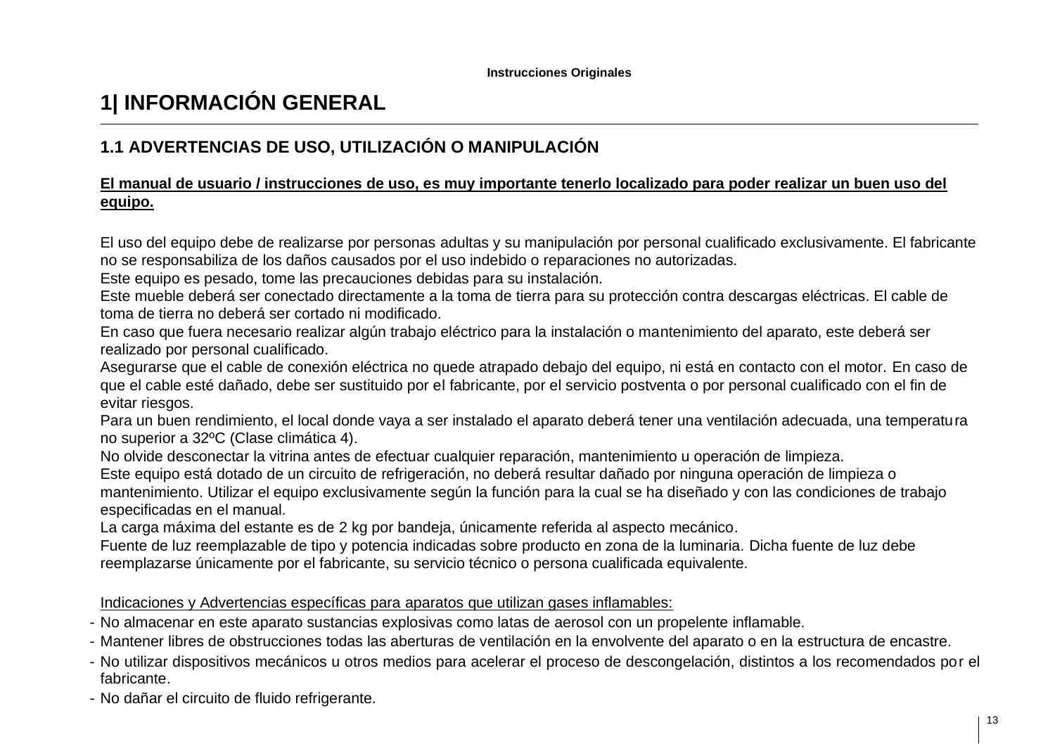Instrucciones Originales

# 1| INFORMACIÓN GENERAL

## 1.1 ADVERTENCIAS DE USO, UTILIZACIÓN O MANIPULACIÓN

**El manual de usuario / instrucciones de uso, es muy importante tenerlo localizado para poder realizar un buen uso del equipo.**

El uso del equipo debe de realizarse por personas adultas y su manipulación por personal cualificado exclusivamente. El fabricante no se responsabiliza de los daños causados por el uso indebido o reparaciones no autorizadas.
Este equipo es pesado, tome las precauciones debidas para su instalación.
Este mueble deberá ser conectado directamente a la toma de tierra para su protección contra descargas eléctricas. El cable de toma de tierra no deberá ser cortado ni modificado.
En caso que fuera necesario realizar algún trabajo eléctrico para la instalación o mantenimiento del aparato, este deberá ser realizado por personal cualificado.
Asegurarse que el cable de conexión eléctrica no quede atrapado debajo del equipo, ni está en contacto con el motor. En caso de que el cable esté dañado, debe ser sustituido por el fabricante, por el servicio postventa o por personal cualificado con el fin de evitar riesgos.
Para un buen rendimiento, el local donde vaya a ser instalado el aparato deberá tener una ventilación adecuada, una temperatura no superior a 32ºC (Clase climática 4).
No olvide desconectar la vitrina antes de efectuar cualquier reparación, mantenimiento u operación de limpieza.
Este equipo está dotado de un circuito de refrigeración, no deberá resultar dañado por ninguna operación de limpieza o mantenimiento. Utilizar el equipo exclusivamente según la función para la cual se ha diseñado y con las condiciones de trabajo especificadas en el manual.
La carga máxima del estante es de 2 kg por bandeja, únicamente referida al aspecto mecánico.
Fuente de luz reemplazable de tipo y potencia indicadas sobre producto en zona de la luminaria. Dicha fuente de luz debe reemplazarse únicamente por el fabricante, su servicio técnico o persona cualificada equivalente.

Indicaciones y Advertencias específicas para aparatos que utilizan gases inflamables:

- No almacenar en este aparato sustancias explosivas como latas de aerosol con un propelente inflamable.
- Mantener libres de obstrucciones todas las aberturas de ventilación en la envolvente del aparato o en la estructura de encastre.
- No utilizar dispositivos mecánicos u otros medios para acelerar el proceso de descongelación, distintos a los recomendados por el fabricante.
- No dañar el circuito de fluido refrigerante.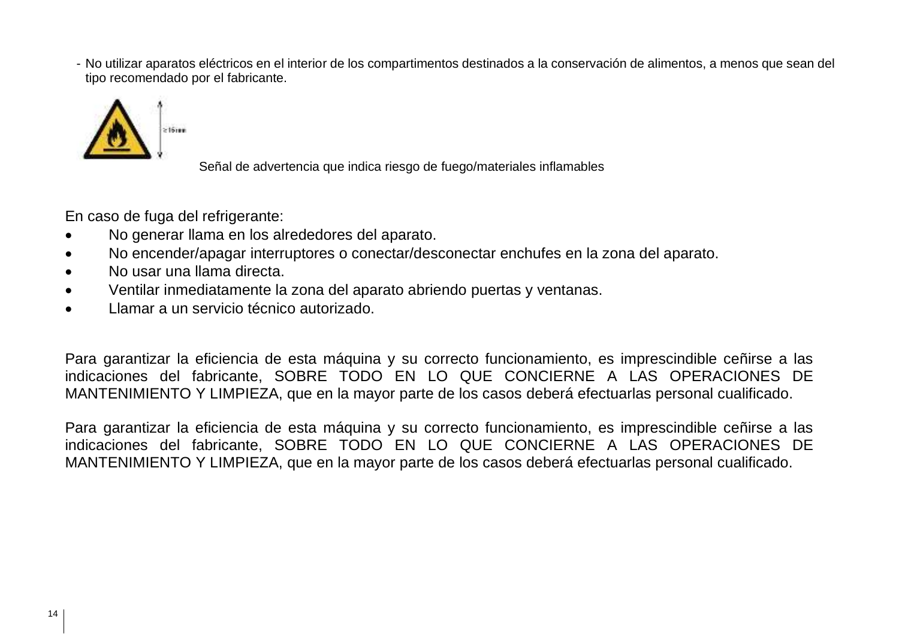- No utilizar aparatos eléctricos en el interior de los compartimentos destinados a la conservación de alimentos, a menos que sean del tipo recomendado por el fabricante.

≥15mm

Señal de advertencia que indica riesgo de fuego/materiales inflamables

En caso de fuga del refrigerante:

- No generar llama en los alrededores del aparato.
- No encender/apagar interruptores o conectar/desconectar enchufes en la zona del aparato.
- No usar una llama directa.
- Ventilar inmediatamente la zona del aparato abriendo puertas y ventanas.
- Llamar a un servicio técnico autorizado.

Para garantizar la eficiencia de esta máquina y su correcto funcionamiento, es imprescindible ceñirse a las indicaciones del fabricante, SOBRE TODO EN LO QUE CONCIERNE A LAS OPERACIONES DE MANTENIMIENTO Y LIMPIEZA, que en la mayor parte de los casos deberá efectuarlas personal cualificado.

Para garantizar la eficiencia de esta máquina y su correcto funcionamiento, es imprescindible ceñirse a las indicaciones del fabricante, SOBRE TODO EN LO QUE CONCIERNE A LAS OPERACIONES DE MANTENIMIENTO Y LIMPIEZA, que en la mayor parte de los casos deberá efectuarlas personal cualificado.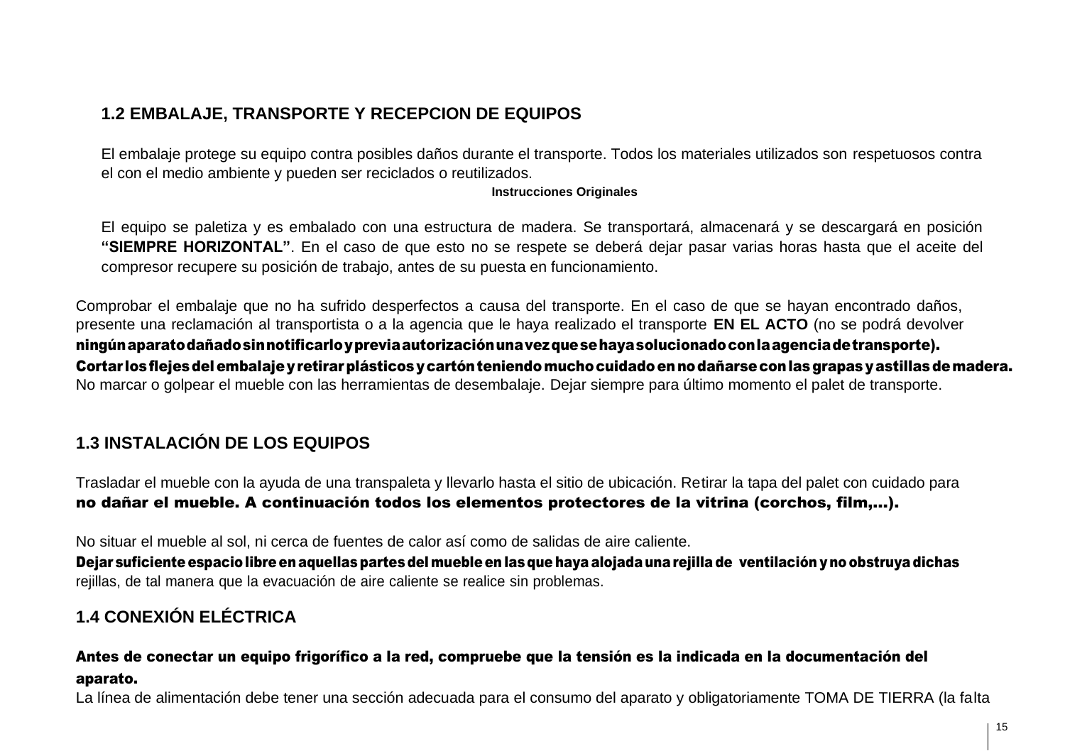## 1.2 EMBALAJE, TRANSPORTE Y RECEPCION DE EQUIPOS

El embalaje protege su equipo contra posibles daños durante el transporte. Todos los materiales utilizados son respetuosos contra el con el medio ambiente y pueden ser reciclados o reutilizados.

**Instrucciones Originales**

El equipo se paletiza y es embalado con una estructura de madera. Se transportará, almacenará y se descargará en posición **"SIEMPRE HORIZONTAL"**. En el caso de que esto no se respete se deberá dejar pasar varias horas hasta que el aceite del compresor recupere su posición de trabajo, antes de su puesta en funcionamiento.

Comprobar el embalaje que no ha sufrido desperfectos a causa del transporte. En el caso de que se hayan encontrado daños, presente una reclamación al transportista o a la agencia que le haya realizado el transporte **EN EL ACTO** (no se podrá devolver **ningún aparato dañado sin notificarlo y previa autorización una vez que se haya solucionado con la agencia de transporte).**
**Cortar los flejes del embalaje y retirar plásticos y cartón teniendo mucho cuidado en no dañarse con las grapas y astillas de madera.**
No marcar o golpear el mueble con las herramientas de desembalaje. Dejar siempre para último momento el palet de transporte.

## 1.3 INSTALACIÓN DE LOS EQUIPOS

Trasladar el mueble con la ayuda de una transpaleta y llevarlo hasta el sitio de ubicación. Retirar la tapa del palet con cuidado para **no dañar el mueble. A continuación todos los elementos protectores de la vitrina (corchos, film,…).**

No situar el mueble al sol, ni cerca de fuentes de calor así como de salidas de aire caliente.
**Dejar suficiente espacio libre en aquellas partes del mueble en las que haya alojada una rejilla de ventilación y no obstruya dichas** rejillas, de tal manera que la evacuación de aire caliente se realice sin problemas.

## 1.4 CONEXIÓN ELÉCTRICA

**Antes de conectar un equipo frigorífico a la red, compruebe que la tensión es la indicada en la documentación del aparato.**
La línea de alimentación debe tener una sección adecuada para el consumo del aparato y obligatoriamente TOMA DE TIERRA (la falta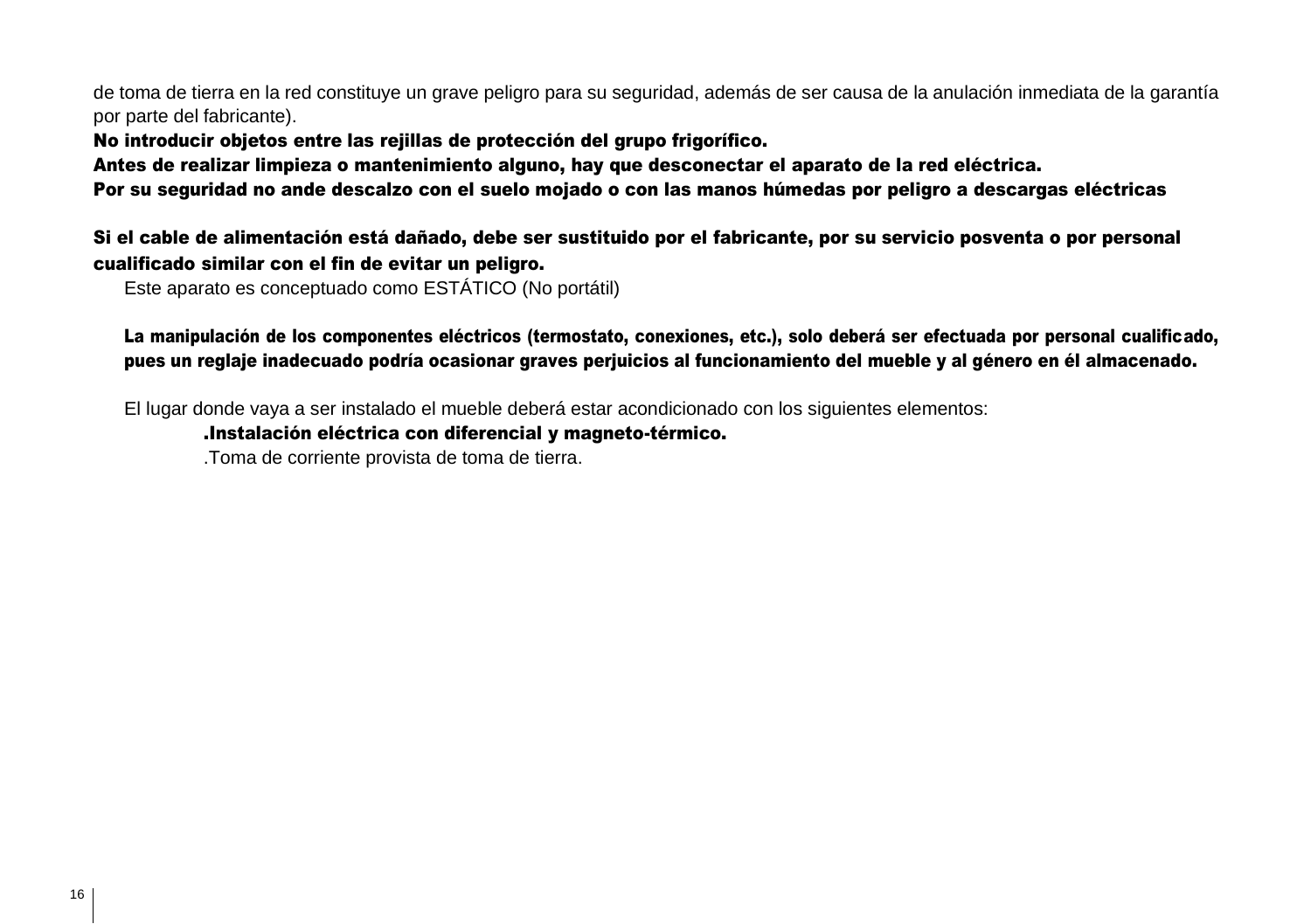de toma de tierra en la red constituye un grave peligro para su seguridad, además de ser causa de la anulación inmediata de la garantía por parte del fabricante).

**No introducir objetos entre las rejillas de protección del grupo frigorífico.**

**Antes de realizar limpieza o mantenimiento alguno, hay que desconectar el aparato de la red eléctrica.**

**Por su seguridad no ande descalzo con el suelo mojado o con las manos húmedas por peligro a descargas eléctricas**

**Si el cable de alimentación está dañado, debe ser sustituido por el fabricante, por su servicio posventa o por personal cualificado similar con el fin de evitar un peligro.**

Este aparato es conceptuado como ESTÁTICO (No portátil)

**La manipulación de los componentes eléctricos (termostato, conexiones, etc.), solo deberá ser efectuada por personal cualificado, pues un reglaje inadecuado podría ocasionar graves perjuicios al funcionamiento del mueble y al género en él almacenado.**

El lugar donde vaya a ser instalado el mueble deberá estar acondicionado con los siguientes elementos:

**.Instalación eléctrica con diferencial y magneto-térmico.**

.Toma de corriente provista de toma de tierra.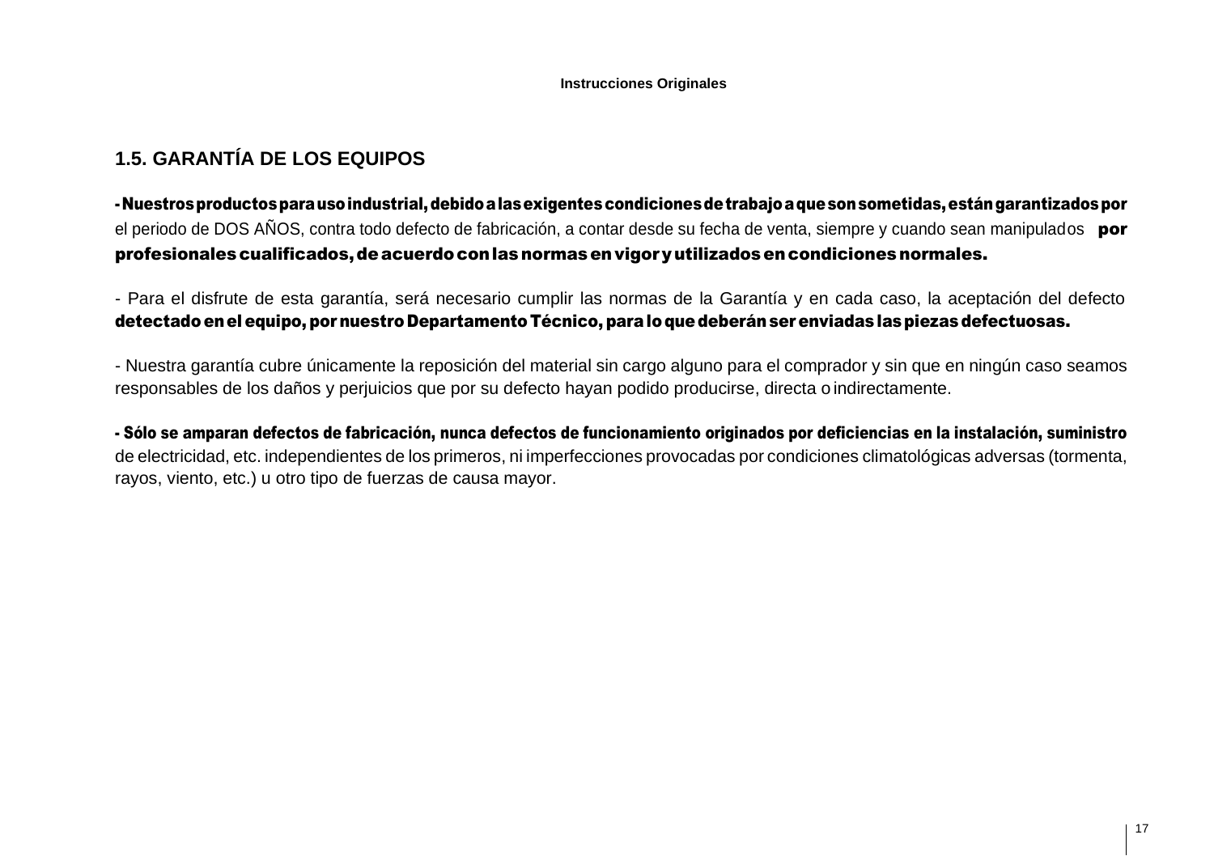## 1.5. GARANTÍA DE LOS EQUIPOS

- Nuestros productos para uso industrial, debido a las exigentes condiciones de trabajo a que son sometidas, están garantizados por el periodo de DOS AÑOS, contra todo defecto de fabricación, a contar desde su fecha de venta, siempre y cuando sean manipulados por profesionales cualificados, de acuerdo con las normas en vigor y utilizados en condiciones normales.

- Para el disfrute de esta garantía, será necesario cumplir las normas de la Garantía y en cada caso, la aceptación del defecto detectado en el equipo, por nuestro Departamento Técnico, para lo que deberán ser enviadas las piezas defectuosas.

- Nuestra garantía cubre únicamente la reposición del material sin cargo alguno para el comprador y sin que en ningún caso seamos responsables de los daños y perjuicios que por su defecto hayan podido producirse, directa o indirectamente.

- Sólo se amparan defectos de fabricación, nunca defectos de funcionamiento originados por deficiencias en la instalación, suministro de electricidad, etc. independientes de los primeros, ni imperfecciones provocadas por condiciones climatológicas adversas (tormenta, rayos, viento, etc.) u otro tipo de fuerzas de causa mayor.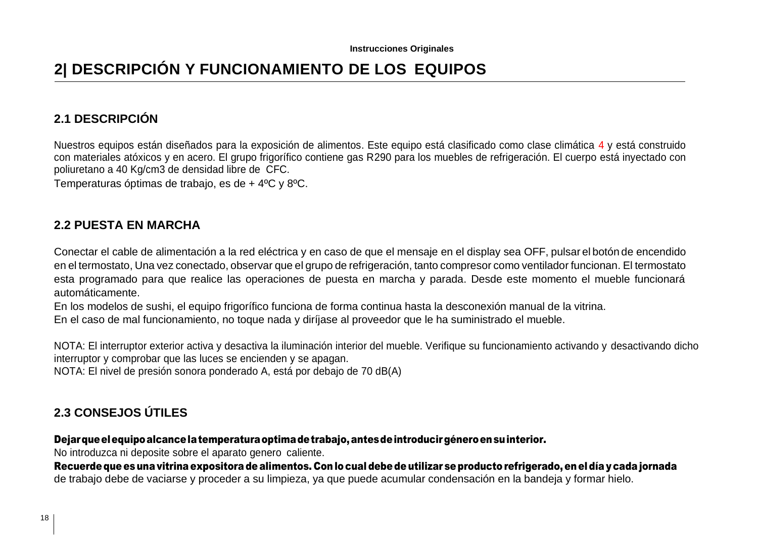Instrucciones Originales

# 2| DESCRIPCIÓN Y FUNCIONAMIENTO DE LOS EQUIPOS

## 2.1 DESCRIPCIÓN

Nuestros equipos están diseñados para la exposición de alimentos. Este equipo está clasificado como clase climática 4 y está construido con materiales atóxicos y en acero. El grupo frigorífico contiene gas R290 para los muebles de refrigeración. El cuerpo está inyectado con poliuretano a 40 Kg/cm3 de densidad libre de CFC.

Temperaturas óptimas de trabajo, es de + 4ºC y 8ºC.

## 2.2 PUESTA EN MARCHA

Conectar el cable de alimentación a la red eléctrica y en caso de que el mensaje en el display sea OFF, pulsar el botón de encendido en el termostato, Una vez conectado, observar que el grupo de refrigeración, tanto compresor como ventilador funcionan. El termostato esta programado para que realice las operaciones de puesta en marcha y parada. Desde este momento el mueble funcionará automáticamente.

En los modelos de sushi, el equipo frigorífico funciona de forma continua hasta la desconexión manual de la vitrina.

En el caso de mal funcionamiento, no toque nada y diríjase al proveedor que le ha suministrado el mueble.

NOTA: El interruptor exterior activa y desactiva la iluminación interior del mueble. Verifique su funcionamiento activando y desactivando dicho interruptor y comprobar que las luces se encienden y se apagan.

NOTA: El nivel de presión sonora ponderado A, está por debajo de 70 dB(A)

## 2.3 CONSEJOS ÚTILES

**Dejar que el equipo alcance la temperatura optima de trabajo, antes de introducir género en su interior.**

No introduzca ni deposite sobre el aparato genero caliente.

**Recuerde que es una vitrina expositora de alimentos. Con lo cual debe de utilizar se producto refrigerado, en el día y cada jornada** de trabajo debe de vaciarse y proceder a su limpieza, ya que puede acumular condensación en la bandeja y formar hielo.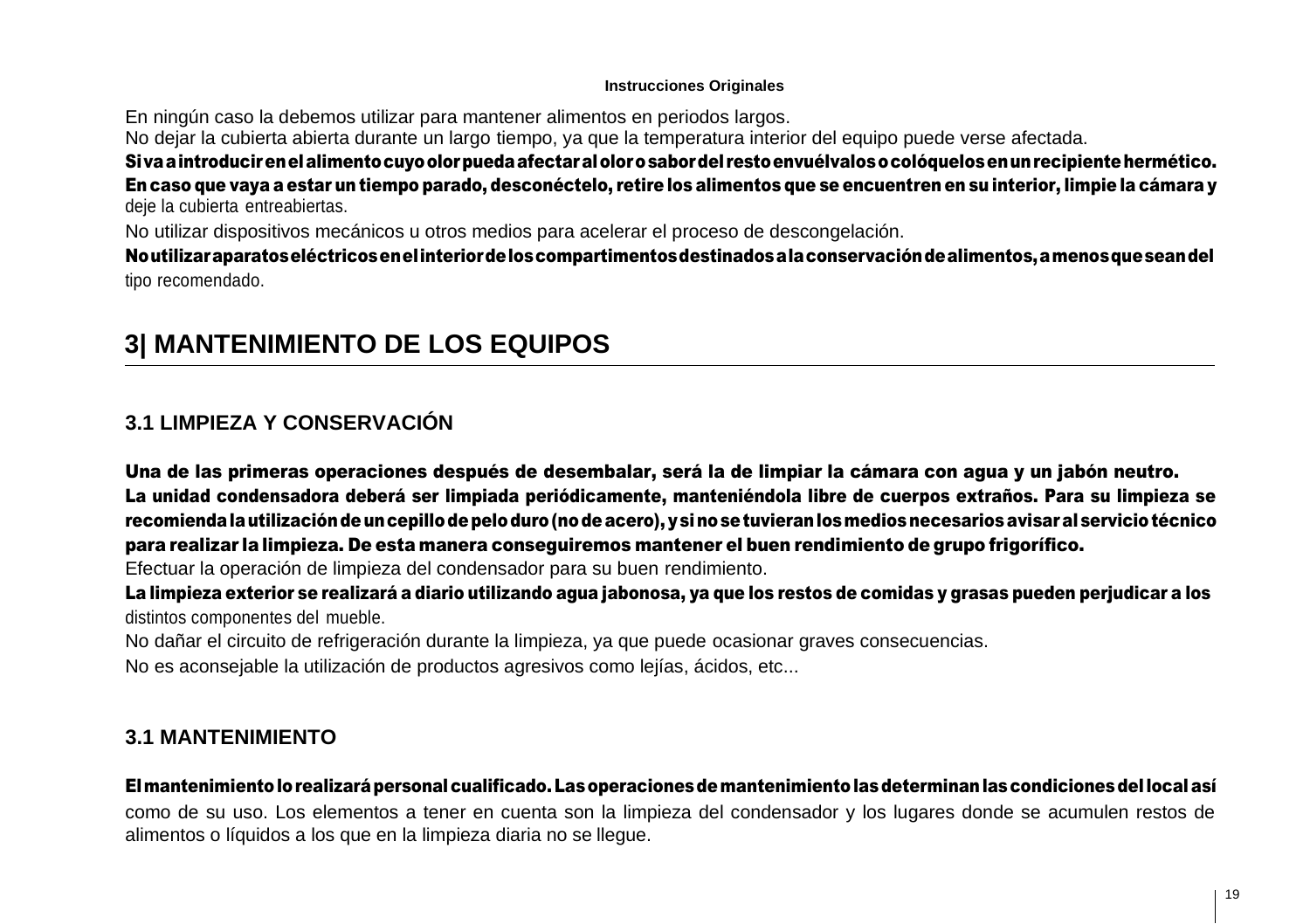En ningún caso la debemos utilizar para mantener alimentos en periodos largos.
No dejar la cubierta abierta durante un largo tiempo, ya que la temperatura interior del equipo puede verse afectada.
**Si va a introducir en el alimento cuyo olor pueda afectar al olor o sabor del resto envuélvalos o colóquelos en un recipiente hermético.**
**En caso que vaya a estar un tiempo parado, desconéctelo, retire los alimentos que se encuentren en su interior, limpie la cámara y** deje la cubierta entreabiertas.

No utilizar dispositivos mecánicos u otros medios para acelerar el proceso de descongelación.

**No utilizar aparatos eléctricos en el interior de los compartimentos destinados a la conservación de alimentos, a menos que sean del** tipo recomendado.

# 3| MANTENIMIENTO DE LOS EQUIPOS

## 3.1 LIMPIEZA Y CONSERVACIÓN

**Una de las primeras operaciones después de desembalar, será la de limpiar la cámara con agua y un jabón neutro.**
**La unidad condensadora deberá ser limpiada periódicamente, manteniéndola libre de cuerpos extraños. Para su limpieza se recomienda la utilización de un cepillo de pelo duro (no de acero), y si no se tuvieran los medios necesarios avisar al servicio técnico para realizar la limpieza. De esta manera conseguiremos mantener el buen rendimiento de grupo frigorífico.**
Efectuar la operación de limpieza del condensador para su buen rendimiento.
**La limpieza exterior se realizará a diario utilizando agua jabonosa, ya que los restos de comidas y grasas pueden perjudicar a los** distintos componentes del mueble.

No dañar el circuito de refrigeración durante la limpieza, ya que puede ocasionar graves consecuencias.

No es aconsejable la utilización de productos agresivos como lejías, ácidos, etc...

## 3.1 MANTENIMIENTO

**El mantenimiento lo realizará personal cualificado. Las operaciones de mantenimiento las determinan las condiciones del local así** como de su uso. Los elementos a tener en cuenta son la limpieza del condensador y los lugares donde se acumulen restos de alimentos o líquidos a los que en la limpieza diaria no se llegue.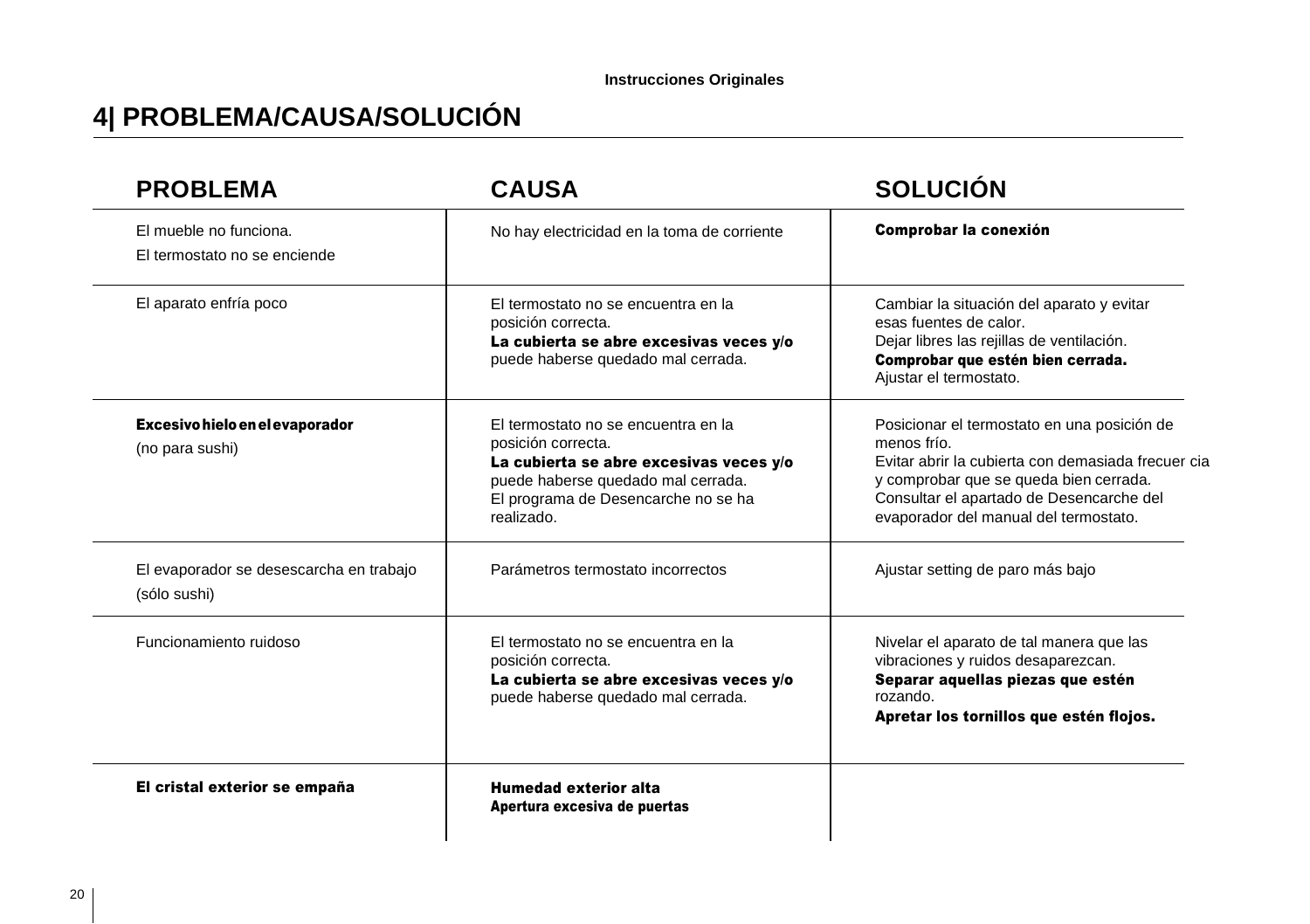## 4| PROBLEMA/CAUSA/SOLUCIÓN

| PROBLEMA | CAUSA | SOLUCIÓN |
|---|---|---|
| El mueble no funciona.<br>El termostato no se enciende | No hay electricidad en la toma de corriente | **Comprobar la conexión** |
| El aparato enfría poco | El termostato no se encuentra en la posición correcta.<br>**La cubierta se abre excesivas veces y/o** puede haberse quedado mal cerrada. | Cambiar la situación del aparato y evitar esas fuentes de calor.<br>Dejar libres las rejillas de ventilación.<br>**Comprobar que estén bien cerrada.**<br>Ajustar el termostato. |
| **Excesivo hielo en el evaporador**<br>(no para sushi) | El termostato no se encuentra en la posición correcta.<br>**La cubierta se abre excesivas veces y/o** puede haberse quedado mal cerrada.<br>El programa de Desencarche no se ha realizado. | Posicionar el termostato en una posición de menos frío.<br>Evitar abrir la cubierta con demasiada frecuer cia y comprobar que se queda bien cerrada.<br>Consultar el apartado de Desencarche del evaporador del manual del termostato. |
| El evaporador se desescarcha en trabajo<br>(sólo sushi) | Parámetros termostato incorrectos | Ajustar setting de paro más bajo |
| Funcionamiento ruidoso | El termostato no se encuentra en la posición correcta.<br>**La cubierta se abre excesivas veces y/o** puede haberse quedado mal cerrada. | Nivelar el aparato de tal manera que las vibraciones y ruidos desaparezcan.<br>**Separar aquellas piezas que estén** rozando.<br>**Apretar los tornillos que estén flojos.** |
| **El cristal exterior se empaña** | **Humedad exterior alta**<br>**Apertura excesiva de puertas** | |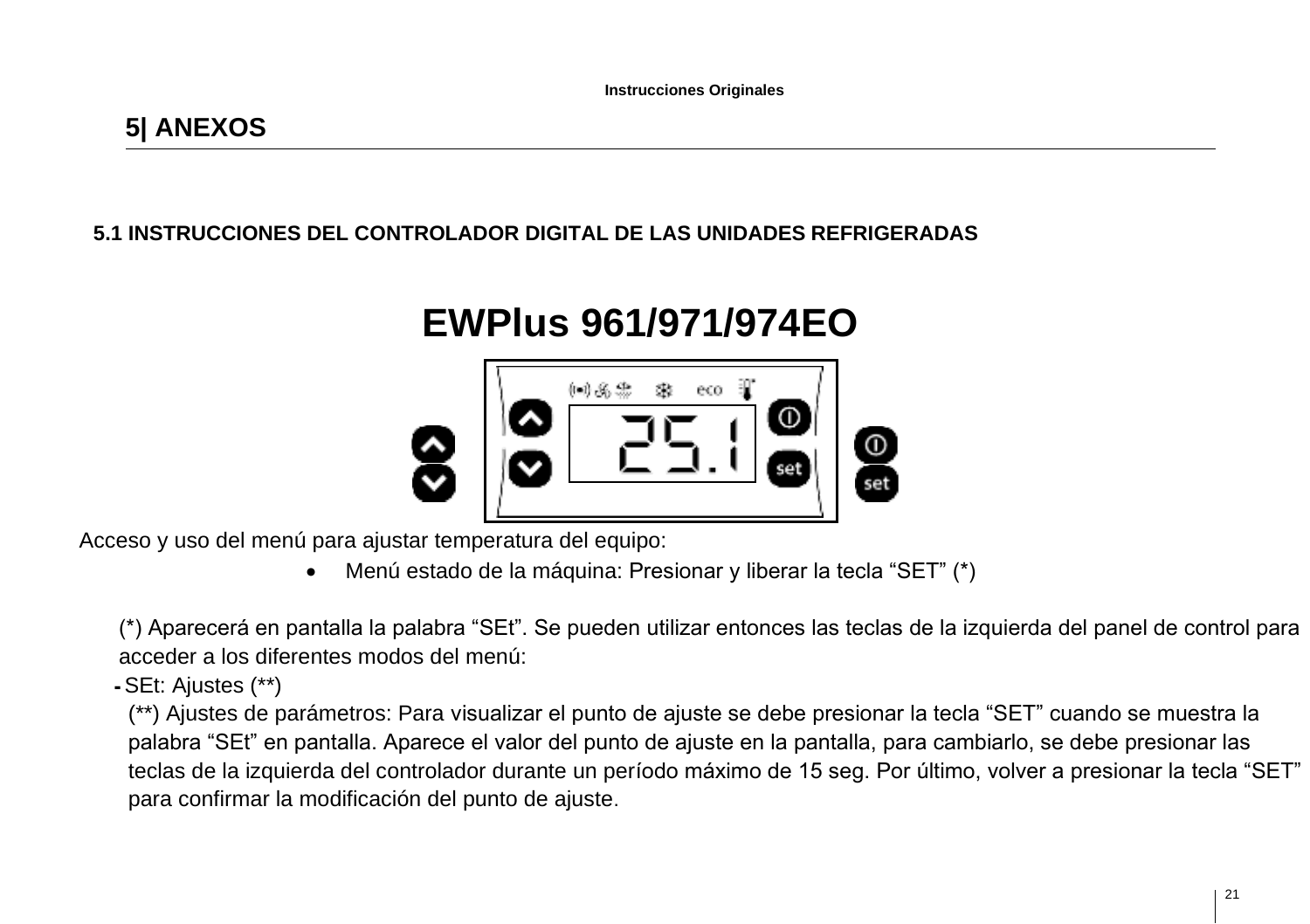## 5| ANEXOS

### 5.1 INSTRUCCIONES DEL CONTROLADOR DIGITAL DE LAS UNIDADES REFRIGERADAS

# EWPlus 961/971/974EO

Acceso y uso del menú para ajustar temperatura del equipo:

- Menú estado de la máquina: Presionar y liberar la tecla “SET” (*)

(*) Aparecerá en pantalla la palabra “SEt”. Se pueden utilizar entonces las teclas de la izquierda del panel de control para acceder a los diferentes modos del menú:

- SEt: Ajustes (**)

(**) Ajustes de parámetros: Para visualizar el punto de ajuste se debe presionar la tecla “SET” cuando se muestra la palabra “SEt” en pantalla. Aparece el valor del punto de ajuste en la pantalla, para cambiarlo, se debe presionar las teclas de la izquierda del controlador durante un período máximo de 15 seg. Por último, volver a presionar la tecla “SET” para confirmar la modificación del punto de ajuste.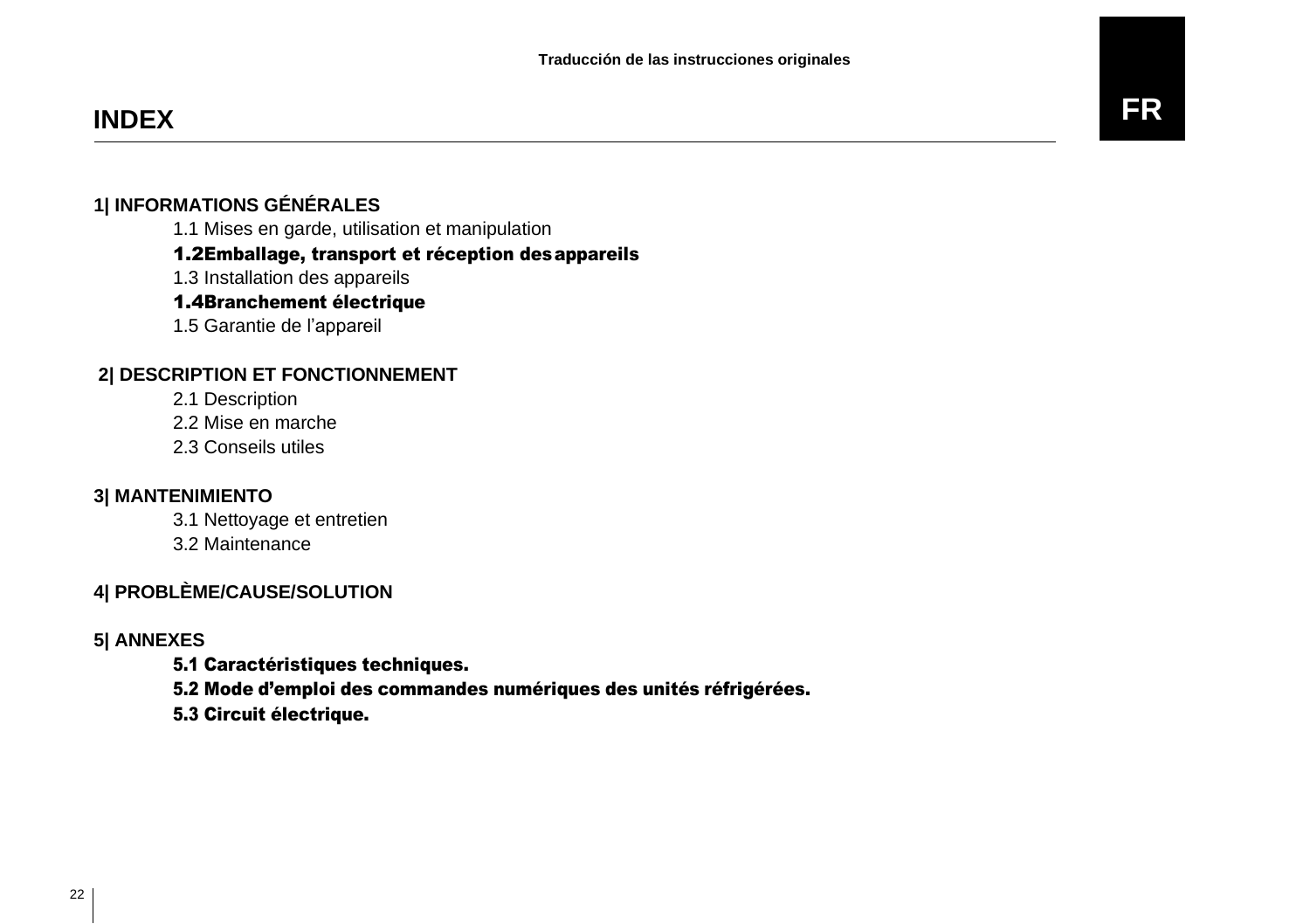# INDEX

**1| INFORMATIONS GÉNÉRALES**

- 1.1 Mises en garde, utilisation et manipulation
- **1.2Emballage, transport et réception des appareils**
- 1.3 Installation des appareils
- **1.4Branchement électrique**
- 1.5 Garantie de l'appareil

**2| DESCRIPTION ET FONCTIONNEMENT**

- 2.1 Description
- 2.2 Mise en marche
- 2.3 Conseils utiles

**3| MANTENIMIENTO**

- 3.1 Nettoyage et entretien
- 3.2 Maintenance

**4| PROBLÈME/CAUSE/SOLUTION**

**5| ANNEXES**

- **5.1 Caractéristiques techniques.**
- **5.2 Mode d'emploi des commandes numériques des unités réfrigérées.**
- **5.3 Circuit électrique.**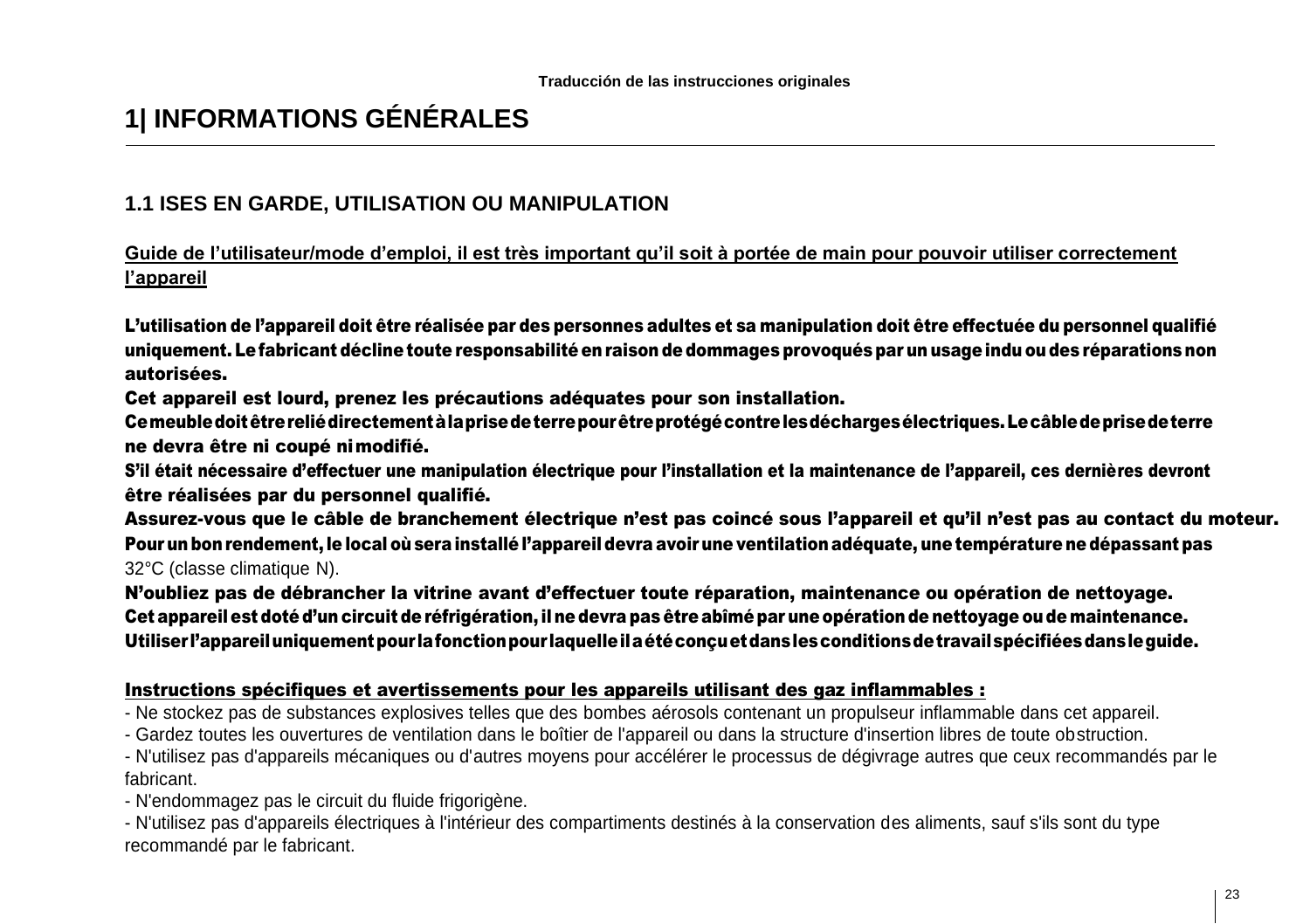Traducción de las instrucciones originales

# 1| INFORMATIONS GÉNÉRALES

## 1.1 ISES EN GARDE, UTILISATION OU MANIPULATION

**Guide de l'utilisateur/mode d'emploi, il est très important qu'il soit à portée de main pour pouvoir utiliser correctement l'appareil**

**L'utilisation de l'appareil doit être réalisée par des personnes adultes et sa manipulation doit être effectuée du personnel qualifié uniquement. Le fabricant décline toute responsabilité en raison de dommages provoqués par un usage indu ou des réparations non autorisées.**
**Cet appareil est lourd, prenez les précautions adéquates pour son installation.**
**Ce meuble doit être relié directement à la prise de terre pour être protégé contre les décharges électriques. Le câble de prise de terre ne devra être ni coupé ni modifié.**
**S'il était nécessaire d'effectuer une manipulation électrique pour l'installation et la maintenance de l'appareil, ces dernières devront être réalisées par du personnel qualifié.**
**Assurez-vous que le câble de branchement électrique n'est pas coincé sous l'appareil et qu'il n'est pas au contact du moteur.**
**Pour un bon rendement, le local où sera installé l'appareil devra avoir une ventilation adéquate, une température ne dépassant pas** 32°C (classe climatique N).
**N'oubliez pas de débrancher la vitrine avant d'effectuer toute réparation, maintenance ou opération de nettoyage.**
**Cet appareil est doté d'un circuit de réfrigération, il ne devra pas être abîmé par une opération de nettoyage ou de maintenance.**
**Utiliser l'appareil uniquement pour la fonction pour laquelle il a été conçu et dans les conditions de travail spécifiées dans le guide.**

**Instructions spécifiques et avertissements pour les appareils utilisant des gaz inflammables :**
- Ne stockez pas de substances explosives telles que des bombes aérosols contenant un propulseur inflammable dans cet appareil.
- Gardez toutes les ouvertures de ventilation dans le boîtier de l'appareil ou dans la structure d'insertion libres de toute obstruction.
- N'utilisez pas d'appareils mécaniques ou d'autres moyens pour accélérer le processus de dégivrage autres que ceux recommandés par le fabricant.
- N'endommagez pas le circuit du fluide frigorigène.
- N'utilisez pas d'appareils électriques à l'intérieur des compartiments destinés à la conservation des aliments, sauf s'ils sont du type recommandé par le fabricant.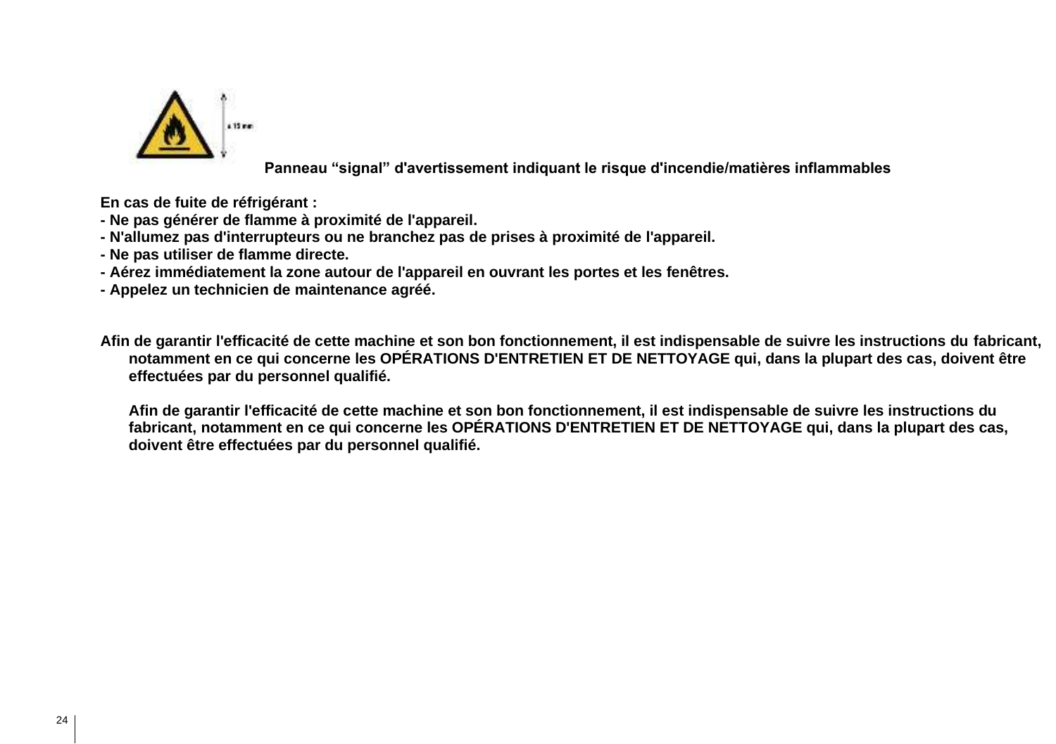**Panneau “signal” d'avertissement indiquant le risque d'incendie/matières inflammables**

**En cas de fuite de réfrigérant :**

**- Ne pas générer de flamme à proximité de l'appareil.**
**- N'allumez pas d'interrupteurs ou ne branchez pas de prises à proximité de l'appareil.**
**- Ne pas utiliser de flamme directe.**
**- Aérez immédiatement la zone autour de l'appareil en ouvrant les portes et les fenêtres.**
**- Appelez un technicien de maintenance agréé.**

**Afin de garantir l'efficacité de cette machine et son bon fonctionnement, il est indispensable de suivre les instructions du fabricant, notamment en ce qui concerne les OPÉRATIONS D'ENTRETIEN ET DE NETTOYAGE qui, dans la plupart des cas, doivent être effectuées par du personnel qualifié.**

**Afin de garantir l'efficacité de cette machine et son bon fonctionnement, il est indispensable de suivre les instructions du fabricant, notamment en ce qui concerne les OPÉRATIONS D'ENTRETIEN ET DE NETTOYAGE qui, dans la plupart des cas, doivent être effectuées par du personnel qualifié.**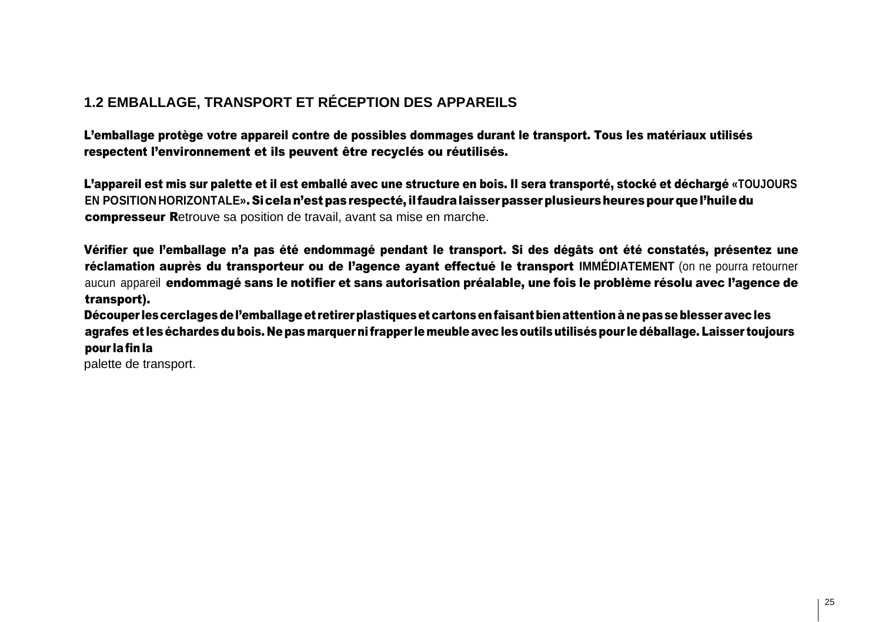## 1.2 EMBALLAGE, TRANSPORT ET RÉCEPTION DES APPAREILS

L'emballage protège votre appareil contre de possibles dommages durant le transport. Tous les matériaux utilisés respectent l'environnement et ils peuvent être recyclés ou réutilisés.

L'appareil est mis sur palette et il est emballé avec une structure en bois. Il sera transporté, stocké et déchargé «TOUJOURS EN POSITION HORIZONTALE». Si cela n'est pas respecté, il faudra laisser passer plusieurs heures pour que l'huile du compresseur Retrouve sa position de travail, avant sa mise en marche.

Vérifier que l'emballage n'a pas été endommagé pendant le transport. Si des dégâts ont été constatés, présentez une réclamation auprès du transporteur ou de l'agence ayant effectué le transport IMMÉDIATEMENT (on ne pourra retourner aucun appareil endommagé sans le notifier et sans autorisation préalable, une fois le problème résolu avec l'agence de transport).

Découper les cerclages de l'emballage et retirer plastiques et cartons en faisant bien attention à ne pas se blesser avec les agrafes et les échardes du bois. Ne pas marquer ni frapper le meuble avec les outils utilisés pour le déballage. Laisser toujours pour la fin la palette de transport.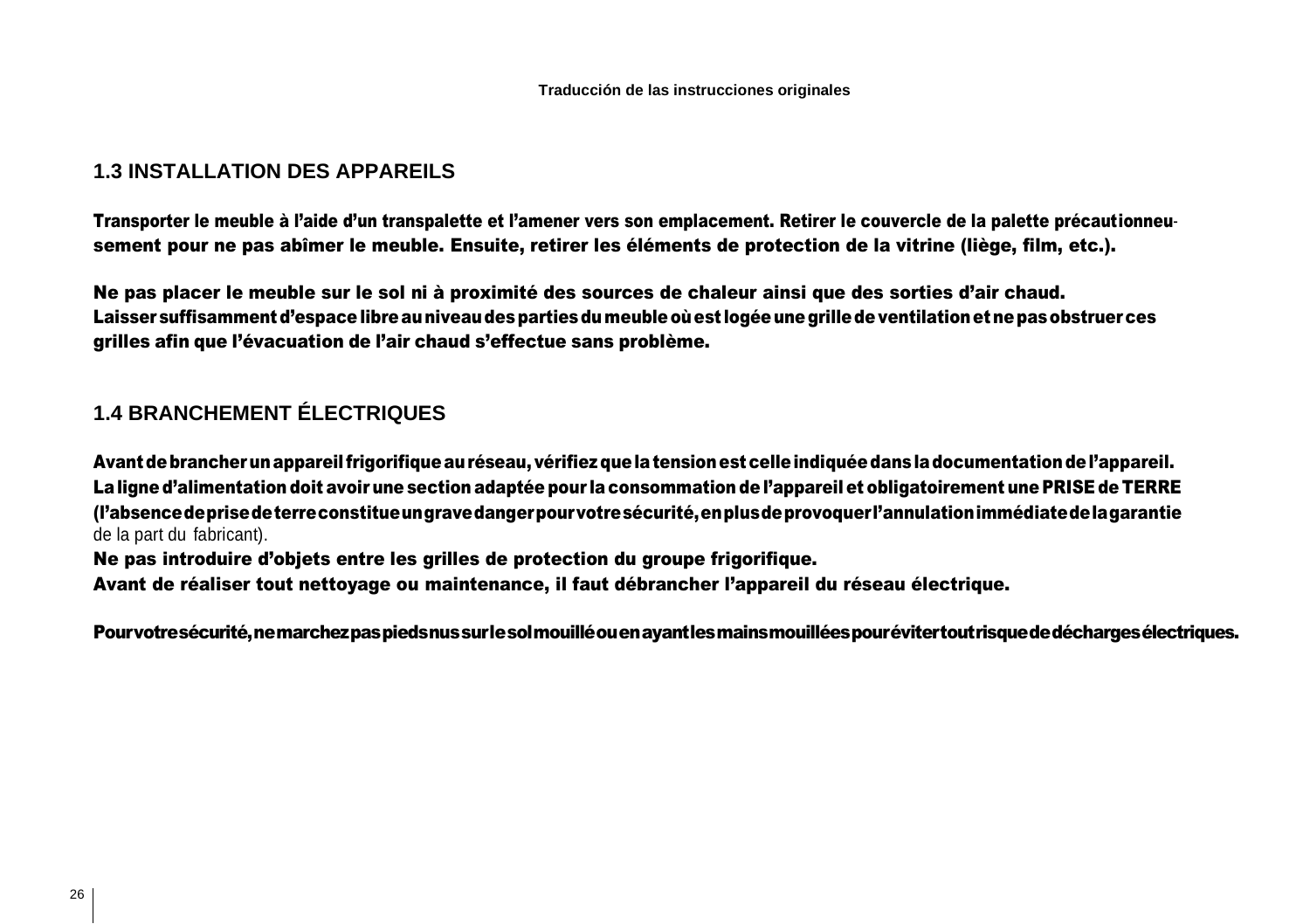## 1.3 INSTALLATION DES APPAREILS

Transporter le meuble à l'aide d'un transpalette et l'amener vers son emplacement. Retirer le couvercle de la palette précautionneusement pour ne pas abîmer le meuble. Ensuite, retirer les éléments de protection de la vitrine (liège, film, etc.).

Ne pas placer le meuble sur le sol ni à proximité des sources de chaleur ainsi que des sorties d'air chaud.
Laisser suffisamment d'espace libre au niveau des parties du meuble où est logée une grille de ventilation et ne pas obstruer ces grilles afin que l'évacuation de l'air chaud s'effectue sans problème.

## 1.4 BRANCHEMENT ÉLECTRIQUES

Avant de brancher un appareil frigorifique au réseau, vérifiez que la tension est celle indiquée dans la documentation de l'appareil.
La ligne d'alimentation doit avoir une section adaptée pour la consommation de l'appareil et obligatoirement une PRISE de TERRE (l'absence de prise de terre constitue un grave danger pour votre sécurité, en plus de provoquer l'annulation immédiate de la garantie de la part du fabricant).
Ne pas introduire d'objets entre les grilles de protection du groupe frigorifique.
Avant de réaliser tout nettoyage ou maintenance, il faut débrancher l'appareil du réseau électrique.

Pour votre sécurité, ne marchez pas pieds nus sur le sol mouillé ou en ayant les mains mouillées pour éviter tout risque de décharges électriques.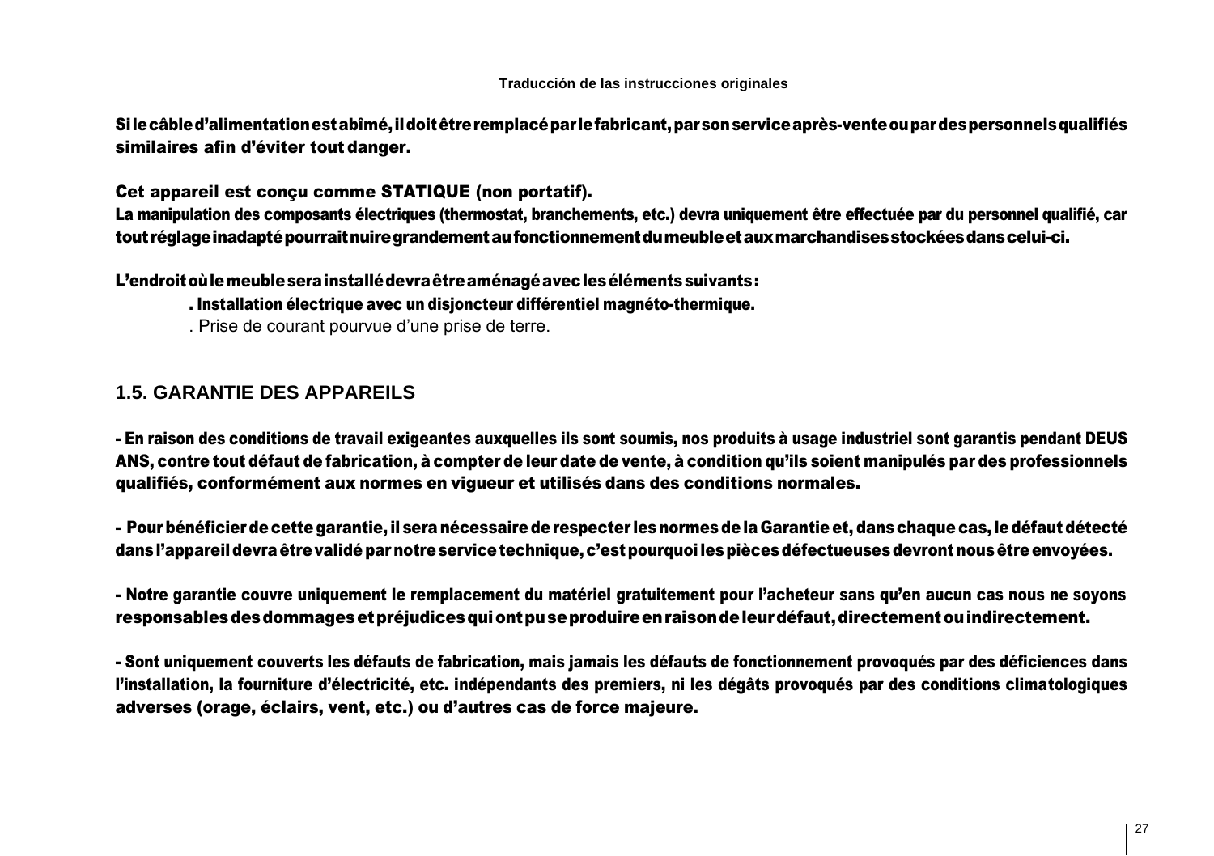**Si le câble d'alimentation est abîmé, il doit être remplacé par le fabricant, par son service après-vente ou par des personnels qualifiés similaires afin d'éviter tout danger.**

**Cet appareil est conçu comme STATIQUE (non portatif).**
**La manipulation des composants électriques (thermostat, branchements, etc.) devra uniquement être effectuée par du personnel qualifié, car tout réglage inadapté pourrait nuire grandement au fonctionnement du meuble et aux marchandises stockées dans celui-ci.**

**L'endroit où le meuble sera installé devra être aménagé avec les éléments suivants :**

**. Installation électrique avec un disjoncteur différentiel magnéto-thermique.**
. Prise de courant pourvue d'une prise de terre.

## 1.5. GARANTIE DES APPAREILS

**- En raison des conditions de travail exigeantes auxquelles ils sont soumis, nos produits à usage industriel sont garantis pendant DEUS ANS, contre tout défaut de fabrication, à compter de leur date de vente, à condition qu'ils soient manipulés par des professionnels qualifiés, conformément aux normes en vigueur et utilisés dans des conditions normales.**

**- Pour bénéficier de cette garantie, il sera nécessaire de respecter les normes de la Garantie et, dans chaque cas, le défaut détecté dans l'appareil devra être validé par notre service technique, c'est pourquoi les pièces défectueuses devront nous être envoyées.**

**- Notre garantie couvre uniquement le remplacement du matériel gratuitement pour l'acheteur sans qu'en aucun cas nous ne soyons responsables des dommages et préjudices qui ont pu se produire en raison de leur défaut, directement ou indirectement.**

**- Sont uniquement couverts les défauts de fabrication, mais jamais les défauts de fonctionnement provoqués par des déficiences dans l'installation, la fourniture d'électricité, etc. indépendants des premiers, ni les dégâts provoqués par des conditions climatologiques adverses (orage, éclairs, vent, etc.) ou d'autres cas de force majeure.**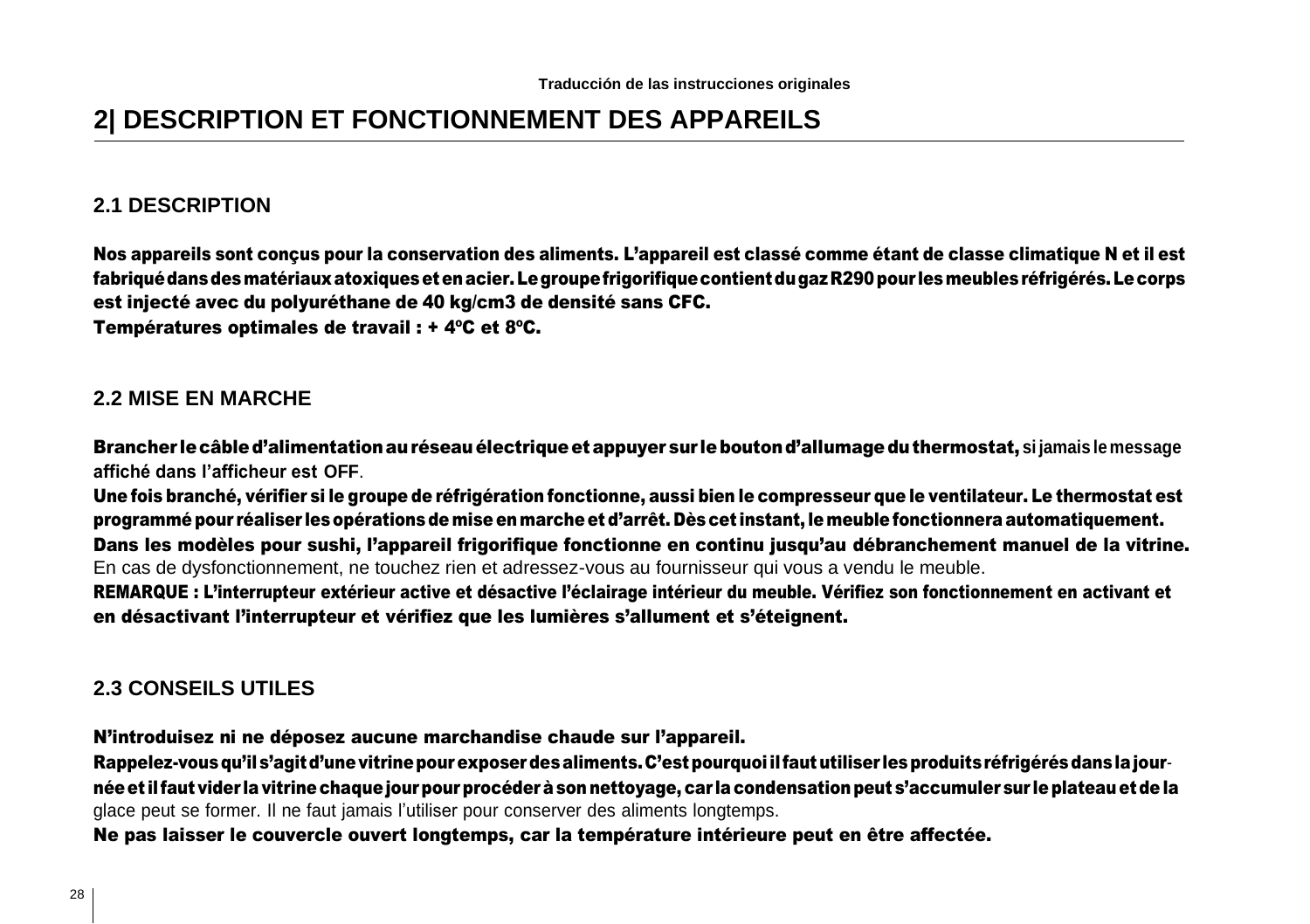## 2| DESCRIPTION ET FONCTIONNEMENT DES APPAREILS

### 2.1 DESCRIPTION

**Nos appareils sont conçus pour la conservation des aliments. L'appareil est classé comme étant de classe climatique N et il est fabriqué dans des matériaux atoxiques et en acier. Le groupe frigorifique contient du gaz R290 pour les meubles réfrigérés. Le corps est injecté avec du polyuréthane de 40 kg/cm3 de densité sans CFC.**
**Températures optimales de travail : + 4ºC et 8ºC.**

### 2.2 MISE EN MARCHE

**Brancher le câble d'alimentation au réseau électrique et appuyer sur le bouton d'allumage du thermostat, si jamais le message affiché dans l'afficheur est OFF**.
**Une fois branché, vérifier si le groupe de réfrigération fonctionne, aussi bien le compresseur que le ventilateur. Le thermostat est programmé pour réaliser les opérations de mise en marche et d'arrêt. Dès cet instant, le meuble fonctionnera automatiquement.**
**Dans les modèles pour sushi, l'appareil frigorifique fonctionne en continu jusqu'au débranchement manuel de la vitrine.**
En cas de dysfonctionnement, ne touchez rien et adressez-vous au fournisseur qui vous a vendu le meuble.
**REMARQUE : L'interrupteur extérieur active et désactive l'éclairage intérieur du meuble. Vérifiez son fonctionnement en activant et en désactivant l'interrupteur et vérifiez que les lumières s'allument et s'éteignent.**

### 2.3 CONSEILS UTILES

**N'introduisez ni ne déposez aucune marchandise chaude sur l'appareil.**
**Rappelez-vous qu'il s'agit d'une vitrine pour exposer des aliments. C'est pourquoi il faut utiliser les produits réfrigérés dans la journée et il faut vider la vitrine chaque jour pour procéder à son nettoyage, car la condensation peut s'accumuler sur le plateau et de la** glace peut se former. Il ne faut jamais l'utiliser pour conserver des aliments longtemps.
**Ne pas laisser le couvercle ouvert longtemps, car la température intérieure peut en être affectée.**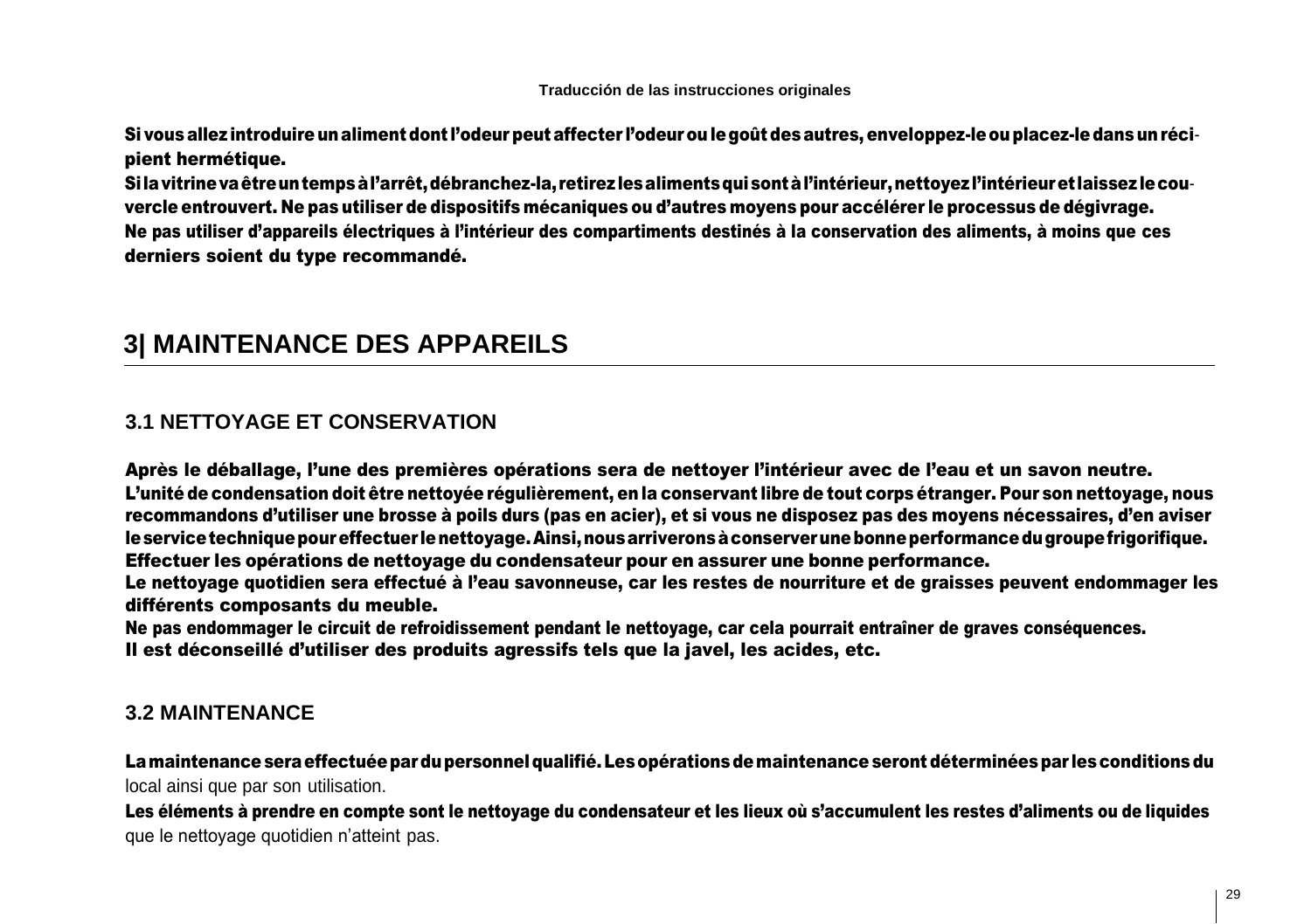Si vous allez introduire un aliment dont l'odeur peut affecter l'odeur ou le goût des autres, enveloppez-le ou placez-le dans un récipient hermétique.
Si la vitrine va être un temps à l'arrêt, débranchez-la, retirez les aliments qui sont à l'intérieur, nettoyez l'intérieur et laissez le couvercle entrouvert. Ne pas utiliser de dispositifs mécaniques ou d'autres moyens pour accélérer le processus de dégivrage.
Ne pas utiliser d'appareils électriques à l'intérieur des compartiments destinés à la conservation des aliments, à moins que ces derniers soient du type recommandé.

## 3| MAINTENANCE DES APPAREILS

### 3.1 NETTOYAGE ET CONSERVATION

Après le déballage, l'une des premières opérations sera de nettoyer l'intérieur avec de l'eau et un savon neutre.
L'unité de condensation doit être nettoyée régulièrement, en la conservant libre de tout corps étranger. Pour son nettoyage, nous recommandons d'utiliser une brosse à poils durs (pas en acier), et si vous ne disposez pas des moyens nécessaires, d'en aviser le service technique pour effectuer le nettoyage. Ainsi, nous arriverons à conserver une bonne performance du groupe frigorifique.
Effectuer les opérations de nettoyage du condensateur pour en assurer une bonne performance.
Le nettoyage quotidien sera effectué à l'eau savonneuse, car les restes de nourriture et de graisses peuvent endommager les différents composants du meuble.
Ne pas endommager le circuit de refroidissement pendant le nettoyage, car cela pourrait entraîner de graves conséquences.
Il est déconseillé d'utiliser des produits agressifs tels que la javel, les acides, etc.

### 3.2 MAINTENANCE

La maintenance sera effectuée par du personnel qualifié. Les opérations de maintenance seront déterminées par les conditions du local ainsi que par son utilisation.

Les éléments à prendre en compte sont le nettoyage du condensateur et les lieux où s'accumulent les restes d'aliments ou de liquides que le nettoyage quotidien n'atteint pas.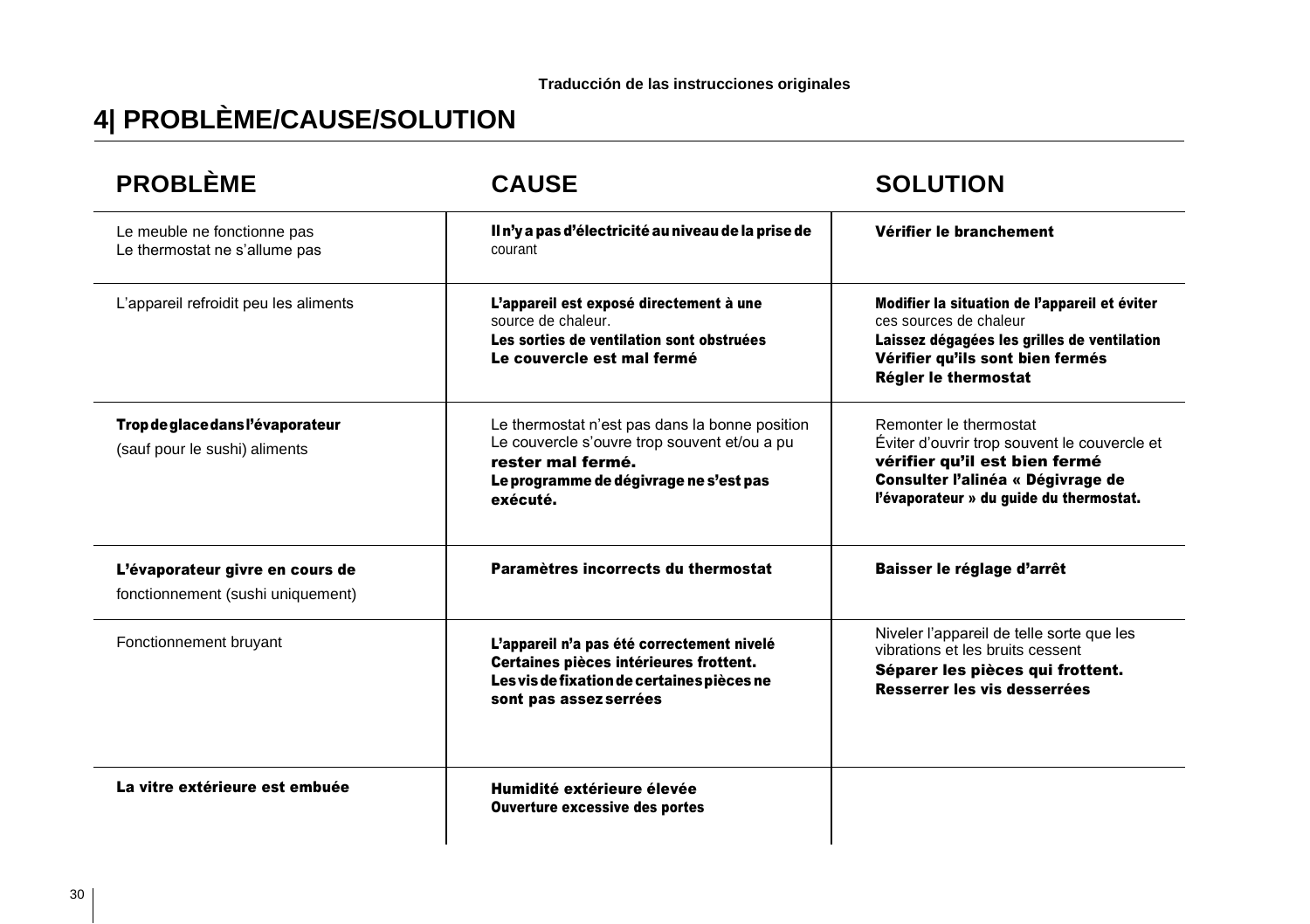Traducción de las instrucciones originales

# 4| PROBLÈME/CAUSE/SOLUTION

| PROBLÈME | CAUSE | SOLUTION |
|---|---|---|
| Le meuble ne fonctionne pas<br>Le thermostat ne s'allume pas | **Il n'y a pas d'électricité au niveau de la prise de** courant | **Vérifier le branchement** |
| L'appareil refroidit peu les aliments | **L'appareil est exposé directement à une** source de chaleur.<br>**Les sorties de ventilation sont obstruées**<br>**Le couvercle est mal fermé** | **Modifier la situation de l'appareil et éviter** ces sources de chaleur<br>**Laissez dégagées les grilles de ventilation**<br>**Vérifier qu'ils sont bien fermés**<br>**Régler le thermostat** |
| **Trop de glace dans l'évaporateur**<br>(sauf pour le sushi) aliments | Le thermostat n'est pas dans la bonne position<br>Le couvercle s'ouvre trop souvent et/ou a pu **rester mal fermé.**<br>**Le programme de dégivrage ne s'est pas exécuté.** | Remonter le thermostat<br>Éviter d'ouvrir trop souvent le couvercle et **vérifier qu'il est bien fermé**<br>**Consulter l'alinéa « Dégivrage de l'évaporateur » du guide du thermostat.** |
| **L'évaporateur givre en cours de** fonctionnement (sushi uniquement) | **Paramètres incorrects du thermostat** | **Baisser le réglage d'arrêt** |
| Fonctionnement bruyant | **L'appareil n'a pas été correctement nivelé**<br>**Certaines pièces intérieures frottent.**<br>**Les vis de fixation de certaines pièces ne sont pas assez serrées** | Niveler l'appareil de telle sorte que les vibrations et les bruits cessent<br>**Séparer les pièces qui frottent.**<br>**Resserrer les vis desserrées** |
| **La vitre extérieure est embuée** | **Humidité extérieure élevée**<br>**Ouverture excessive des portes** | |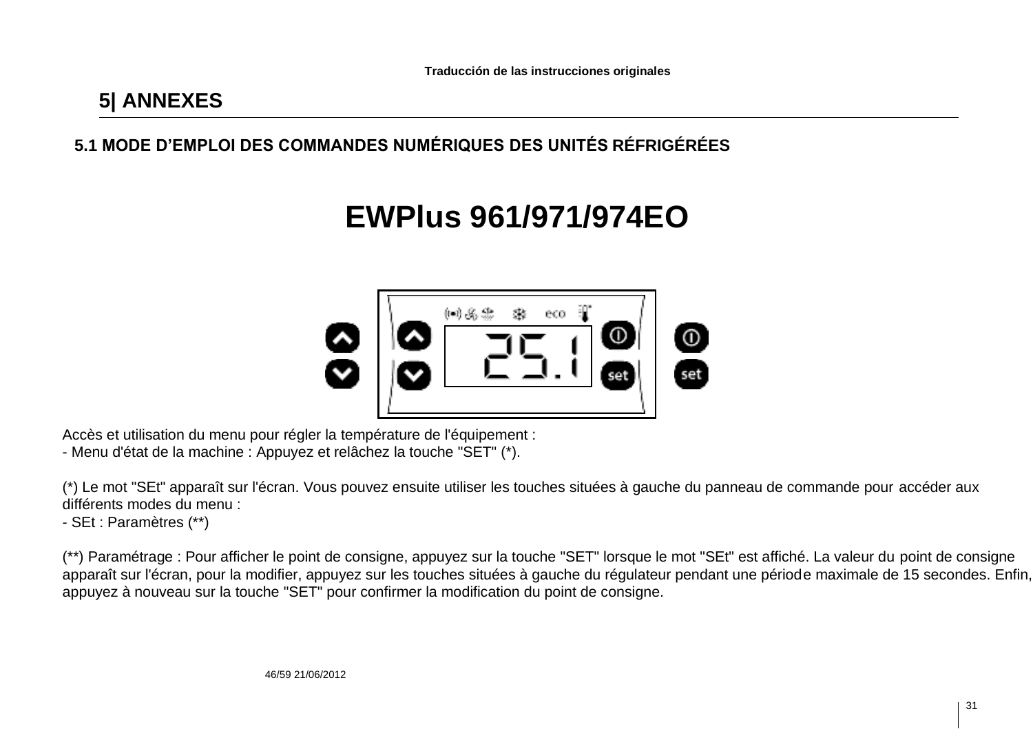Traducción de las instrucciones originales

## 5| ANNEXES

### 5.1 MODE D’EMPLOI DES COMMANDES NUMÉRIQUES DES UNITÉS RÉFRIGÉRÉES

# EWPlus 961/971/974EO

Accès et utilisation du menu pour régler la température de l'équipement :
- Menu d'état de la machine : Appuyez et relâchez la touche "SET" (*).

(*) Le mot "SEt" apparaît sur l'écran. Vous pouvez ensuite utiliser les touches situées à gauche du panneau de commande pour accéder aux différents modes du menu :
- SEt : Paramètres (**)

(**) Paramétrage : Pour afficher le point de consigne, appuyez sur la touche "SET" lorsque le mot "SEt" est affiché. La valeur du point de consigne apparaît sur l'écran, pour la modifier, appuyez sur les touches situées à gauche du régulateur pendant une période maximale de 15 secondes. Enfin, appuyez à nouveau sur la touche "SET" pour confirmer la modification du point de consigne.

46/59 21/06/2012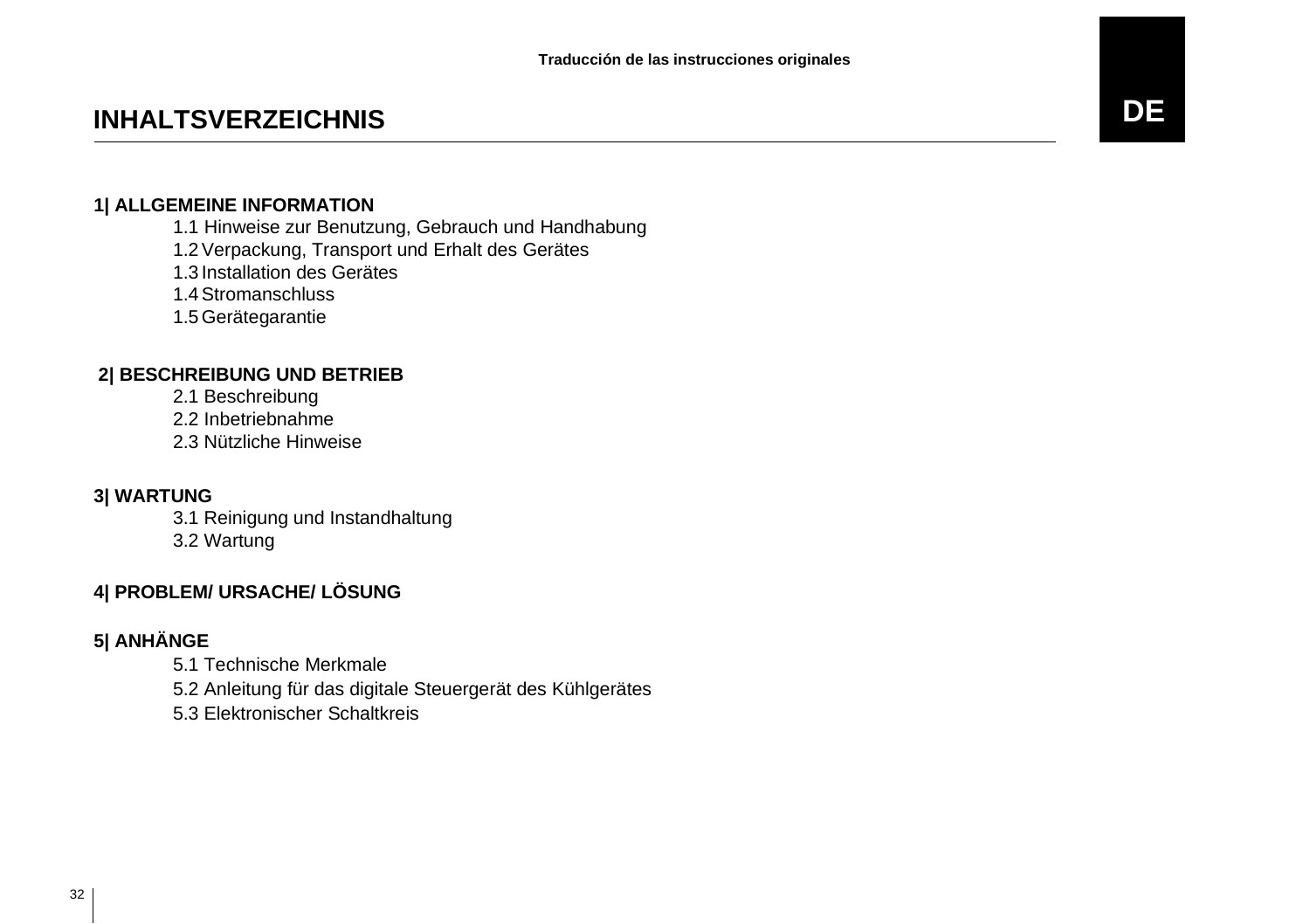# INHALTSVERZEICHNIS

**1| ALLGEMEINE INFORMATION**

1.1 Hinweise zur Benutzung, Gebrauch und Handhabung
1.2 Verpackung, Transport und Erhalt des Gerätes
1.3 Installation des Gerätes
1.4 Stromanschluss
1.5 Gerätegarantie

**2| BESCHREIBUNG UND BETRIEB**

2.1 Beschreibung
2.2 Inbetriebnahme
2.3 Nützliche Hinweise

**3| WARTUNG**

3.1 Reinigung und Instandhaltung
3.2 Wartung

**4| PROBLEM/ URSACHE/ LÖSUNG**

**5| ANHÄNGE**

5.1 Technische Merkmale
5.2 Anleitung für das digitale Steuergerät des Kühlgerätes
5.3 Elektronischer Schaltkreis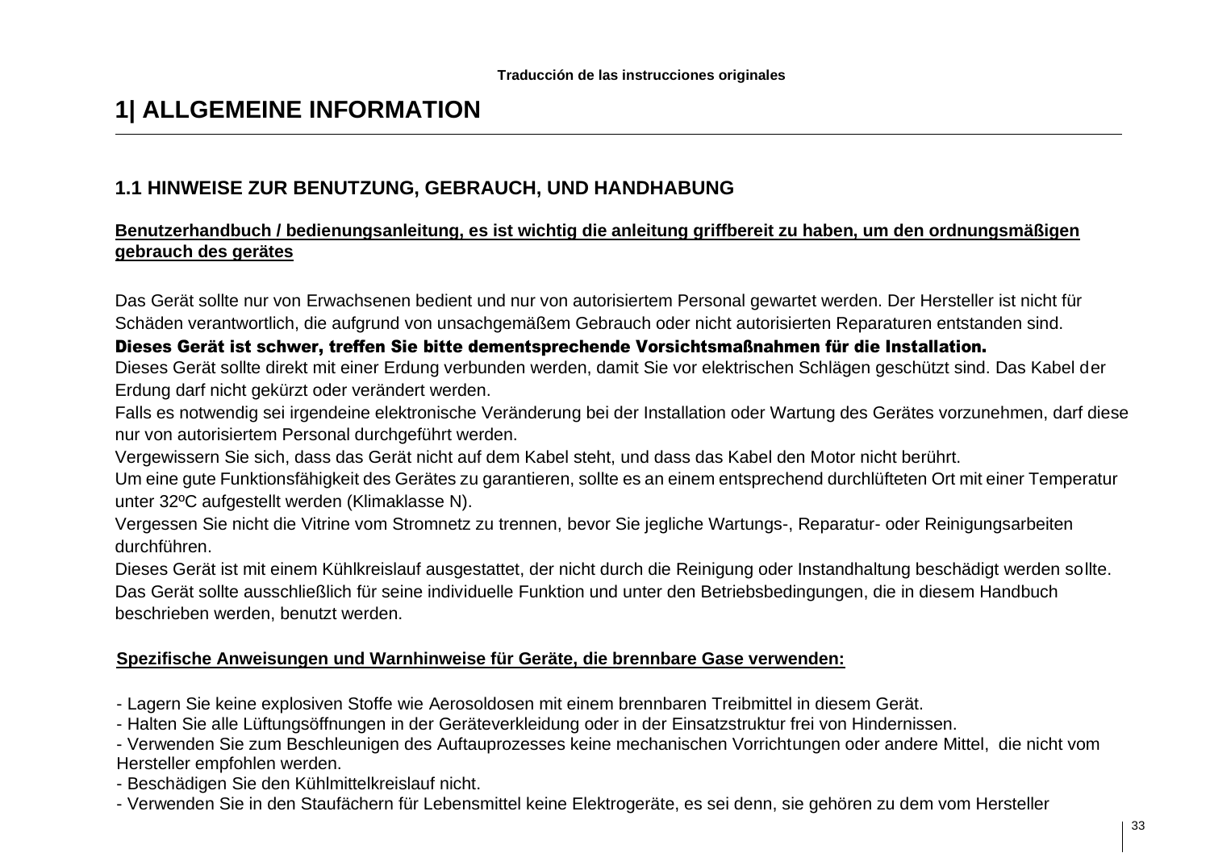Traducción de las instrucciones originales

# 1| ALLGEMEINE INFORMATION

## 1.1 HINWEISE ZUR BENUTZUNG, GEBRAUCH, UND HANDHABUNG

**Benutzerhandbuch / bedienungsanleitung, es ist wichtig die anleitung griffbereit zu haben, um den ordnungsmäßigen gebrauch des gerätes**

Das Gerät sollte nur von Erwachsenen bedient und nur von autorisiertem Personal gewartet werden. Der Hersteller ist nicht für Schäden verantwortlich, die aufgrund von unsachgemäßem Gebrauch oder nicht autorisierten Reparaturen entstanden sind.

**Dieses Gerät ist schwer, treffen Sie bitte dementsprechende Vorsichtsmaßnahmen für die Installation.**

Dieses Gerät sollte direkt mit einer Erdung verbunden werden, damit Sie vor elektrischen Schlägen geschützt sind. Das Kabel der Erdung darf nicht gekürzt oder verändert werden.

Falls es notwendig sei irgendeine elektronische Veränderung bei der Installation oder Wartung des Gerätes vorzunehmen, darf diese nur von autorisiertem Personal durchgeführt werden.

Vergewissern Sie sich, dass das Gerät nicht auf dem Kabel steht, und dass das Kabel den Motor nicht berührt.

Um eine gute Funktionsfähigkeit des Gerätes zu garantieren, sollte es an einem entsprechend durchlüfteten Ort mit einer Temperatur unter 32ºC aufgestellt werden (Klimaklasse N).

Vergessen Sie nicht die Vitrine vom Stromnetz zu trennen, bevor Sie jegliche Wartungs-, Reparatur- oder Reinigungsarbeiten durchführen.

Dieses Gerät ist mit einem Kühlkreislauf ausgestattet, der nicht durch die Reinigung oder Instandhaltung beschädigt werden sollte.

Das Gerät sollte ausschließlich für seine individuelle Funktion und unter den Betriebsbedingungen, die in diesem Handbuch beschrieben werden, benutzt werden.

**Spezifische Anweisungen und Warnhinweise für Geräte, die brennbare Gase verwenden:**

- Lagern Sie keine explosiven Stoffe wie Aerosoldosen mit einem brennbaren Treibmittel in diesem Gerät.
- Halten Sie alle Lüftungsöffnungen in der Geräteverkleidung oder in der Einsatzstruktur frei von Hindernissen.
- Verwenden Sie zum Beschleunigen des Auftauprozesses keine mechanischen Vorrichtungen oder andere Mittel, die nicht vom Hersteller empfohlen werden.
- Beschädigen Sie den Kühlmittelkreislauf nicht.
- Verwenden Sie in den Staufächern für Lebensmittel keine Elektrogeräte, es sei denn, sie gehören zu dem vom Hersteller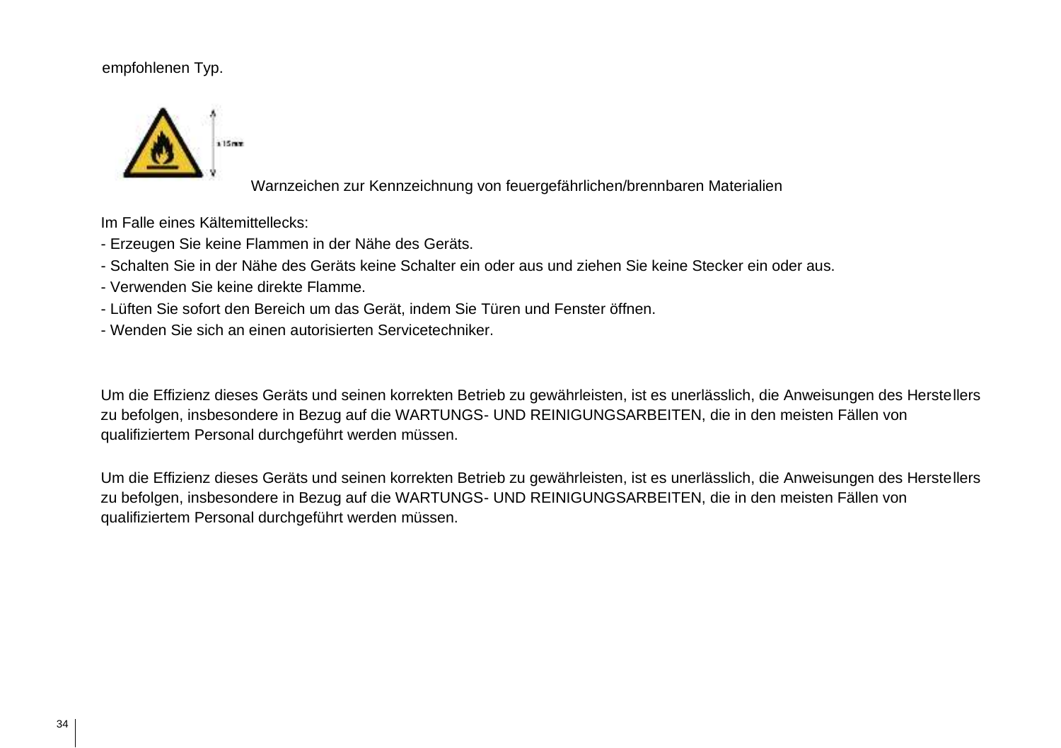empfohlenen Typ.

≥15mm

Warnzeichen zur Kennzeichnung von feuergefährlichen/brennbaren Materialien

Im Falle eines Kältemittellecks:

- Erzeugen Sie keine Flammen in der Nähe des Geräts.
- Schalten Sie in der Nähe des Geräts keine Schalter ein oder aus und ziehen Sie keine Stecker ein oder aus.
- Verwenden Sie keine direkte Flamme.
- Lüften Sie sofort den Bereich um das Gerät, indem Sie Türen und Fenster öffnen.
- Wenden Sie sich an einen autorisierten Servicetechniker.

Um die Effizienz dieses Geräts und seinen korrekten Betrieb zu gewährleisten, ist es unerlässlich, die Anweisungen des Herstellers zu befolgen, insbesondere in Bezug auf die WARTUNGS- UND REINIGUNGSARBEITEN, die in den meisten Fällen von qualifiziertem Personal durchgeführt werden müssen.

Um die Effizienz dieses Geräts und seinen korrekten Betrieb zu gewährleisten, ist es unerlässlich, die Anweisungen des Herstellers zu befolgen, insbesondere in Bezug auf die WARTUNGS- UND REINIGUNGSARBEITEN, die in den meisten Fällen von qualifiziertem Personal durchgeführt werden müssen.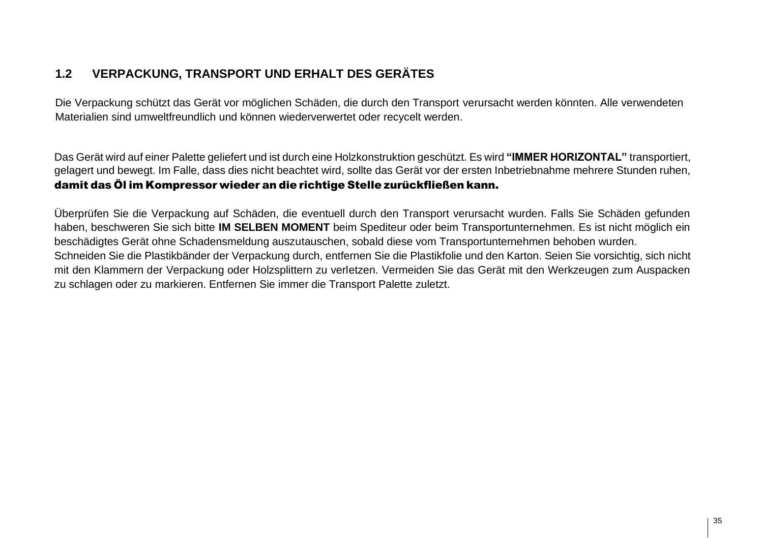## 1.2 VERPACKUNG, TRANSPORT UND ERHALT DES GERÄTES

Die Verpackung schützt das Gerät vor möglichen Schäden, die durch den Transport verursacht werden könnten. Alle verwendeten Materialien sind umweltfreundlich und können wiederverwertet oder recycelt werden.

Das Gerät wird auf einer Palette geliefert und ist durch eine Holzkonstruktion geschützt. Es wird **"IMMER HORIZONTAL"** transportiert, gelagert und bewegt. Im Falle, dass dies nicht beachtet wird, sollte das Gerät vor der ersten Inbetriebnahme mehrere Stunden ruhen, **damit das Öl im Kompressor wieder an die richtige Stelle zurückfließen kann.**

Überprüfen Sie die Verpackung auf Schäden, die eventuell durch den Transport verursacht wurden. Falls Sie Schäden gefunden haben, beschweren Sie sich bitte **IM SELBEN MOMENT** beim Spediteur oder beim Transportunternehmen. Es ist nicht möglich ein beschädigtes Gerät ohne Schadensmeldung auszutauschen, sobald diese vom Transportunternehmen behoben wurden.
Schneiden Sie die Plastikbänder der Verpackung durch, entfernen Sie die Plastikfolie und den Karton. Seien Sie vorsichtig, sich nicht mit den Klammern der Verpackung oder Holzsplittern zu verletzen. Vermeiden Sie das Gerät mit den Werkzeugen zum Auspacken zu schlagen oder zu markieren. Entfernen Sie immer die Transport Palette zuletzt.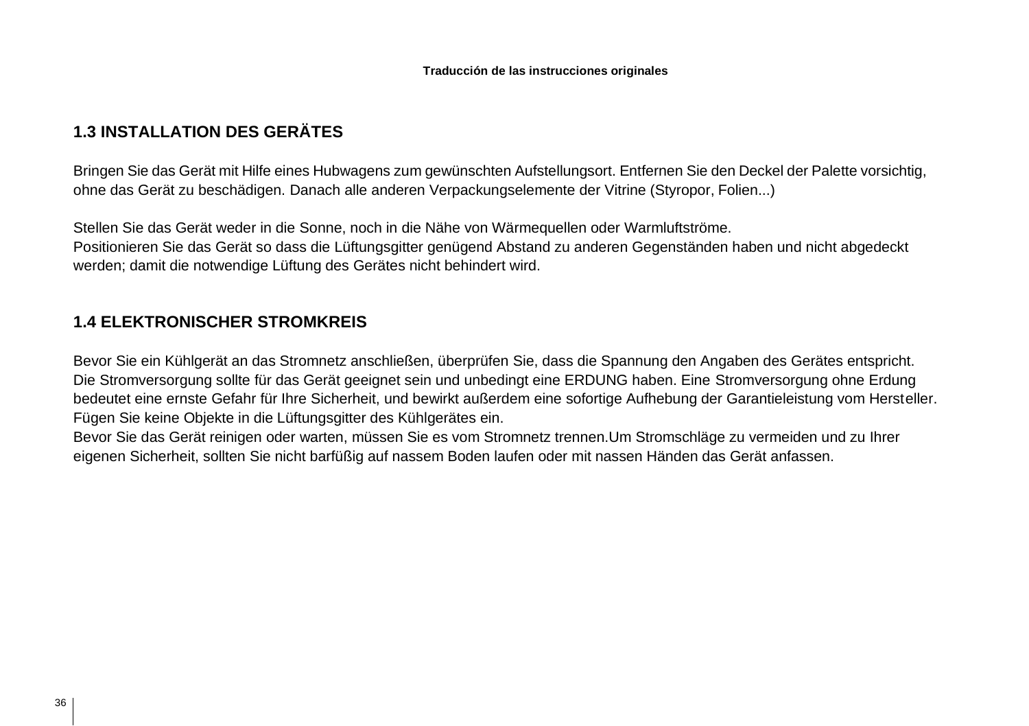## 1.3 INSTALLATION DES GERÄTES

Bringen Sie das Gerät mit Hilfe eines Hubwagens zum gewünschten Aufstellungsort. Entfernen Sie den Deckel der Palette vorsichtig, ohne das Gerät zu beschädigen. Danach alle anderen Verpackungselemente der Vitrine (Styropor, Folien...)

Stellen Sie das Gerät weder in die Sonne, noch in die Nähe von Wärmequellen oder Warmluftströme.
Positionieren Sie das Gerät so dass die Lüftungsgitter genügend Abstand zu anderen Gegenständen haben und nicht abgedeckt werden; damit die notwendige Lüftung des Gerätes nicht behindert wird.

## 1.4 ELEKTRONISCHER STROMKREIS

Bevor Sie ein Kühlgerät an das Stromnetz anschließen, überprüfen Sie, dass die Spannung den Angaben des Gerätes entspricht.
Die Stromversorgung sollte für das Gerät geeignet sein und unbedingt eine ERDUNG haben. Eine Stromversorgung ohne Erdung bedeutet eine ernste Gefahr für Ihre Sicherheit, und bewirkt außerdem eine sofortige Aufhebung der Garantieleistung vom Hersteller.
Fügen Sie keine Objekte in die Lüftungsgitter des Kühlgerätes ein.
Bevor Sie das Gerät reinigen oder warten, müssen Sie es vom Stromnetz trennen.Um Stromschläge zu vermeiden und zu Ihrer eigenen Sicherheit, sollten Sie nicht barfüßig auf nassem Boden laufen oder mit nassen Händen das Gerät anfassen.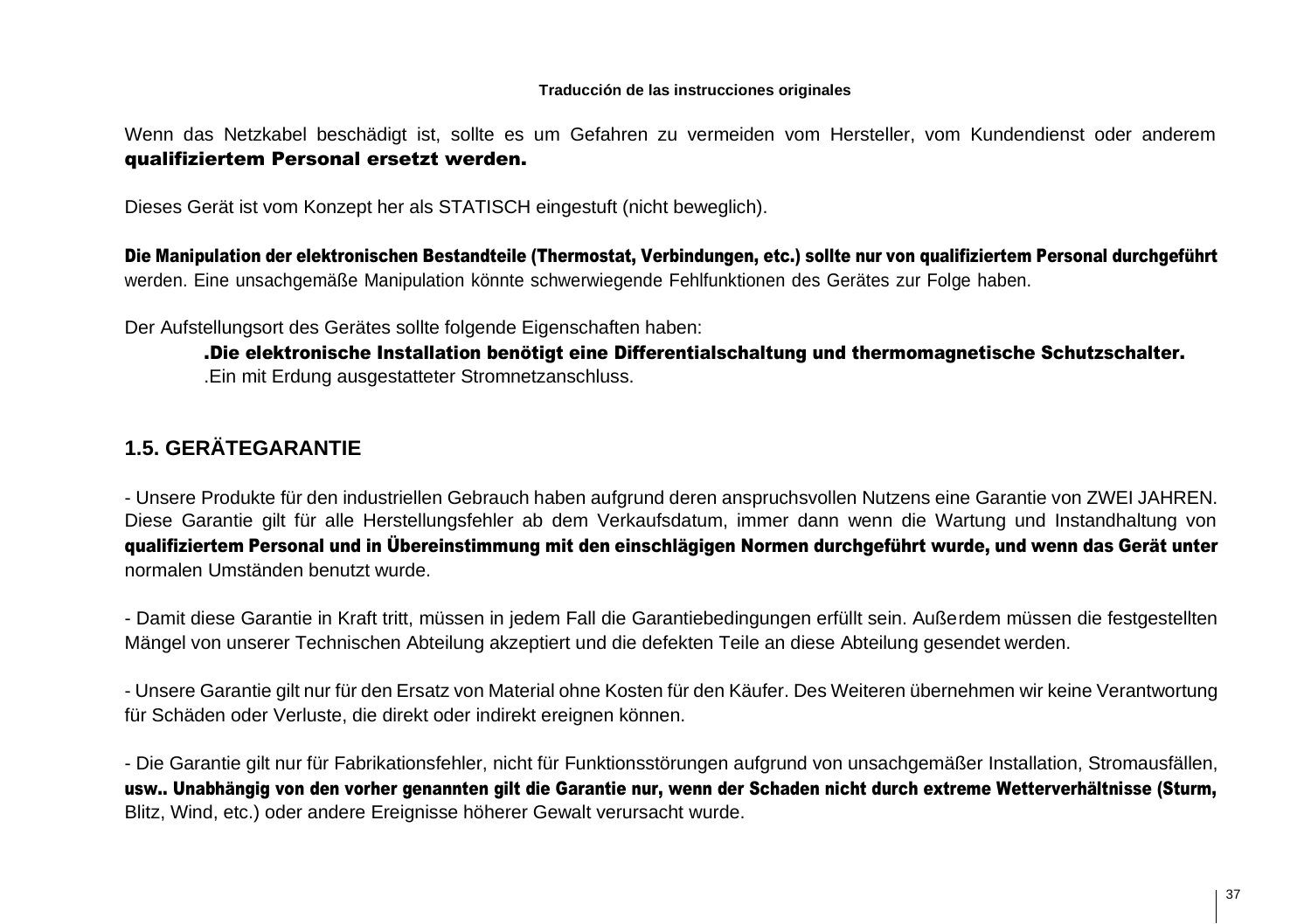Wenn das Netzkabel beschädigt ist, sollte es um Gefahren zu vermeiden vom Hersteller, vom Kundendienst oder anderem qualifiziertem Personal ersetzt werden.

Dieses Gerät ist vom Konzept her als STATISCH eingestuft (nicht beweglich).

Die Manipulation der elektronischen Bestandteile (Thermostat, Verbindungen, etc.) sollte nur von qualifiziertem Personal durchgeführt werden. Eine unsachgemäße Manipulation könnte schwerwiegende Fehlfunktionen des Gerätes zur Folge haben.

Der Aufstellungsort des Gerätes sollte folgende Eigenschaften haben:

.Die elektronische Installation benötigt eine Differentialschaltung und thermomagnetische Schutzschalter.
.Ein mit Erdung ausgestatteter Stromnetzanschluss.

## 1.5. GERÄTEGARANTIE

- Unsere Produkte für den industriellen Gebrauch haben aufgrund deren anspruchsvollen Nutzens eine Garantie von ZWEI JAHREN. Diese Garantie gilt für alle Herstellungsfehler ab dem Verkaufsdatum, immer dann wenn die Wartung und Instandhaltung von qualifiziertem Personal und in Übereinstimmung mit den einschlägigen Normen durchgeführt wurde, und wenn das Gerät unter normalen Umständen benutzt wurde.

- Damit diese Garantie in Kraft tritt, müssen in jedem Fall die Garantiebedingungen erfüllt sein. Außerdem müssen die festgestellten Mängel von unserer Technischen Abteilung akzeptiert und die defekten Teile an diese Abteilung gesendet werden.

- Unsere Garantie gilt nur für den Ersatz von Material ohne Kosten für den Käufer. Des Weiteren übernehmen wir keine Verantwortung für Schäden oder Verluste, die direkt oder indirekt ereignen können.

- Die Garantie gilt nur für Fabrikationsfehler, nicht für Funktionsstörungen aufgrund von unsachgemäßer Installation, Stromausfällen, usw.. Unabhängig von den vorher genannten gilt die Garantie nur, wenn der Schaden nicht durch extreme Wetterverhältnisse (Sturm, Blitz, Wind, etc.) oder andere Ereignisse höherer Gewalt verursacht wurde.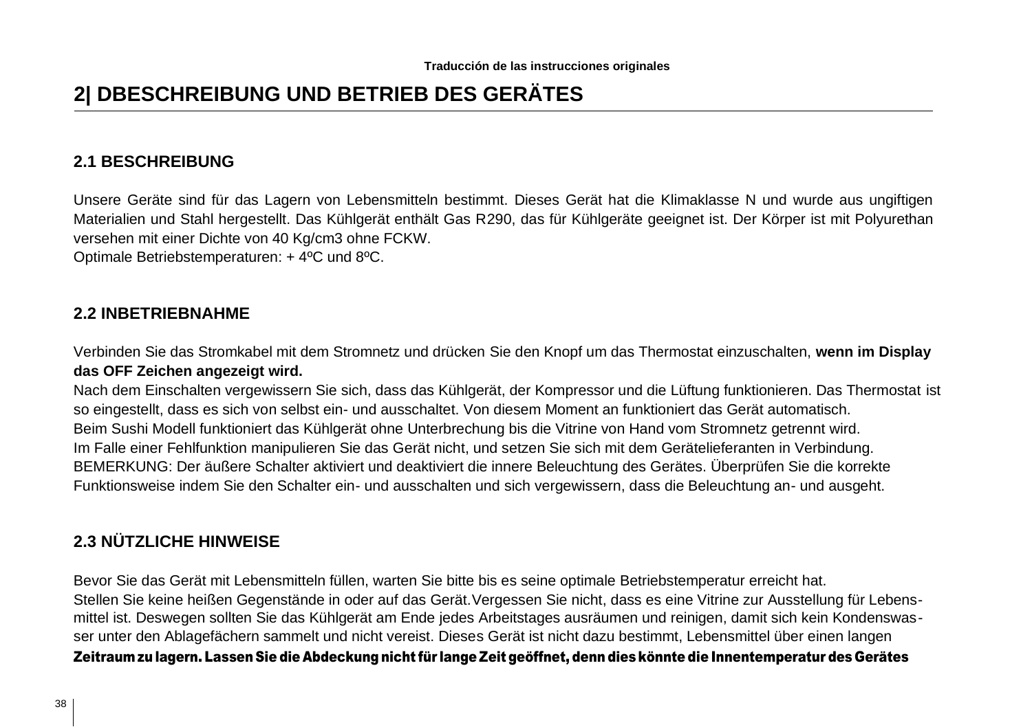## 2| DBESCHREIBUNG UND BETRIEB DES GERÄTES

### 2.1 BESCHREIBUNG

Unsere Geräte sind für das Lagern von Lebensmitteln bestimmt. Dieses Gerät hat die Klimaklasse N und wurde aus ungiftigen Materialien und Stahl hergestellt. Das Kühlgerät enthält Gas R290, das für Kühlgeräte geeignet ist. Der Körper ist mit Polyurethan versehen mit einer Dichte von 40 Kg/cm3 ohne FCKW.
Optimale Betriebstemperaturen: + 4ºC und 8ºC.

### 2.2 INBETRIEBNAHME

Verbinden Sie das Stromkabel mit dem Stromnetz und drücken Sie den Knopf um das Thermostat einzuschalten, **wenn im Display das OFF Zeichen angezeigt wird.**
Nach dem Einschalten vergewissern Sie sich, dass das Kühlgerät, der Kompressor und die Lüftung funktionieren. Das Thermostat ist so eingestellt, dass es sich von selbst ein- und ausschaltet. Von diesem Moment an funktioniert das Gerät automatisch.
Beim Sushi Modell funktioniert das Kühlgerät ohne Unterbrechung bis die Vitrine von Hand vom Stromnetz getrennt wird.
Im Falle einer Fehlfunktion manipulieren Sie das Gerät nicht, und setzen Sie sich mit dem Gerätelieferanten in Verbindung.
BEMERKUNG: Der äußere Schalter aktiviert und deaktiviert die innere Beleuchtung des Gerätes. Überprüfen Sie die korrekte Funktionsweise indem Sie den Schalter ein- und ausschalten und sich vergewissern, dass die Beleuchtung an- und ausgeht.

### 2.3 NÜTZLICHE HINWEISE

Bevor Sie das Gerät mit Lebensmitteln füllen, warten Sie bitte bis es seine optimale Betriebstemperatur erreicht hat.
Stellen Sie keine heißen Gegenstände in oder auf das Gerät.Vergessen Sie nicht, dass es eine Vitrine zur Ausstellung für Lebensmittel ist. Deswegen sollten Sie das Kühlgerät am Ende jedes Arbeitstages ausräumen und reinigen, damit sich kein Kondenswasser unter den Ablagefächern sammelt und nicht vereist. Dieses Gerät ist nicht dazu bestimmt, Lebensmittel über einen langen **Zeitraum zu lagern. Lassen Sie die Abdeckung nicht für lange Zeit geöffnet, denn dies könnte die Innentemperatur des Gerätes**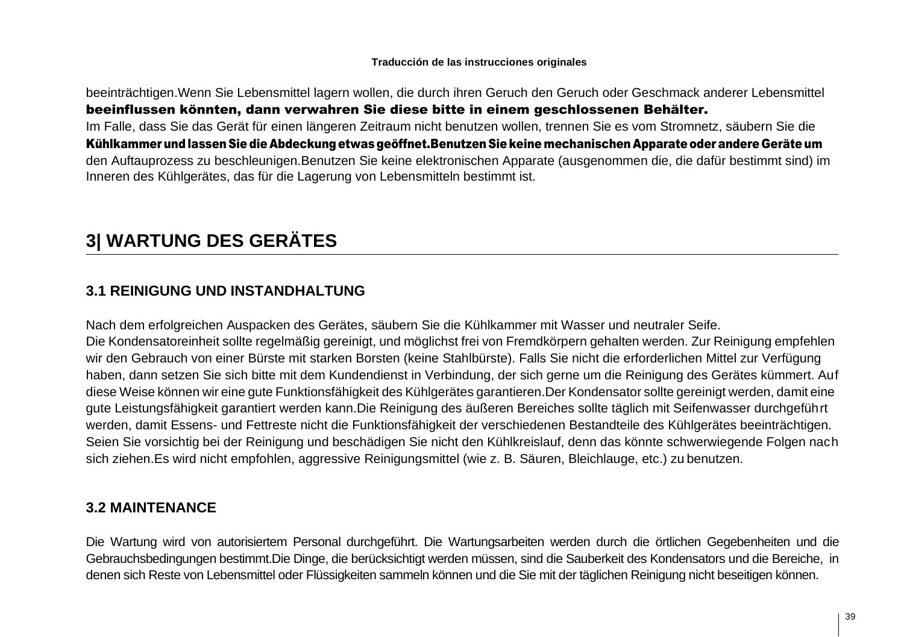beeinträchtigen.Wenn Sie Lebensmittel lagern wollen, die durch ihren Geruch den Geruch oder Geschmack anderer Lebensmittel **beeinflussen könnten, dann verwahren Sie diese bitte in einem geschlossenen Behälter.**

Im Falle, dass Sie das Gerät für einen längeren Zeitraum nicht benutzen wollen, trennen Sie es vom Stromnetz, säubern Sie die **Kühlkammer und lassen Sie die Abdeckung etwas geöffnet.Benutzen Sie keine mechanischen Apparate oder andere Geräte um** den Auftauprozess zu beschleunigen.Benutzen Sie keine elektronischen Apparate (ausgenommen die, die dafür bestimmt sind) im Inneren des Kühlgerätes, das für die Lagerung von Lebensmitteln bestimmt ist.

## 3| WARTUNG DES GERÄTES

### 3.1 REINIGUNG UND INSTANDHALTUNG

Nach dem erfolgreichen Auspacken des Gerätes, säubern Sie die Kühlkammer mit Wasser und neutraler Seife.
Die Kondensatoreinheit sollte regelmäßig gereinigt, und möglichst frei von Fremdkörpern gehalten werden. Zur Reinigung empfehlen wir den Gebrauch von einer Bürste mit starken Borsten (keine Stahlbürste). Falls Sie nicht die erforderlichen Mittel zur Verfügung haben, dann setzen Sie sich bitte mit dem Kundendienst in Verbindung, der sich gerne um die Reinigung des Gerätes kümmert. Auf diese Weise können wir eine gute Funktionsfähigkeit des Kühlgerätes garantieren.Der Kondensator sollte gereinigt werden, damit eine gute Leistungsfähigkeit garantiert werden kann.Die Reinigung des äußeren Bereiches sollte täglich mit Seifenwasser durchgeführt werden, damit Essens- und Fettreste nicht die Funktionsfähigkeit der verschiedenen Bestandteile des Kühlgerätes beeinträchtigen. Seien Sie vorsichtig bei der Reinigung und beschädigen Sie nicht den Kühlkreislauf, denn das könnte schwerwiegende Folgen nach sich ziehen.Es wird nicht empfohlen, aggressive Reinigungsmittel (wie z. B. Säuren, Bleichlauge, etc.) zu benutzen.

### 3.2 MAINTENANCE

Die Wartung wird von autorisiertem Personal durchgeführt. Die Wartungsarbeiten werden durch die örtlichen Gegebenheiten und die Gebrauchsbedingungen bestimmt.Die Dinge, die berücksichtigt werden müssen, sind die Sauberkeit des Kondensators und die Bereiche, in denen sich Reste von Lebensmittel oder Flüssigkeiten sammeln können und die Sie mit der täglichen Reinigung nicht beseitigen können.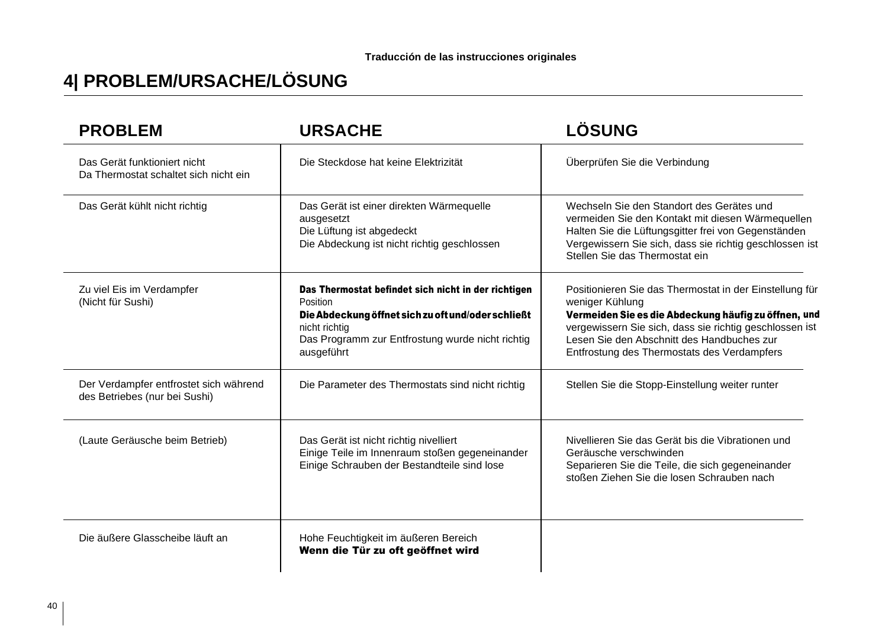Traducción de las instrucciones originales

## 4| PROBLEM/URSACHE/LÖSUNG

| PROBLEM | URSACHE | LÖSUNG |
|---|---|---|
| Das Gerät funktioniert nicht<br>Da Thermostat schaltet sich nicht ein | Die Steckdose hat keine Elektrizität | Überprüfen Sie die Verbindung |
| Das Gerät kühlt nicht richtig | Das Gerät ist einer direkten Wärmequelle ausgesetzt<br>Die Lüftung ist abgedeckt<br>Die Abdeckung ist nicht richtig geschlossen | Wechseln Sie den Standort des Gerätes und vermeiden Sie den Kontakt mit diesen Wärmequellen<br>Halten Sie die Lüftungsgitter frei von Gegenständen<br>Vergewissern Sie sich, dass sie richtig geschlossen ist<br>Stellen Sie das Thermostat ein |
| Zu viel Eis im Verdampfer<br>(Nicht für Sushi) | **Das Thermostat befindet sich nicht in der richtigen** Position<br>**Die Abdeckung öffnet sich zu oft und/oder schließt** nicht richtig<br>Das Programm zur Entfrostung wurde nicht richtig ausgeführt | Positionieren Sie das Thermostat in der Einstellung für weniger Kühlung<br>**Vermeiden Sie es die Abdeckung häufig zu öffnen, und** vergewissern Sie sich, dass sie richtig geschlossen ist<br>Lesen Sie den Abschnitt des Handbuches zur Entfrostung des Thermostats des Verdampfers |
| Der Verdampfer entfrostet sich während des Betriebes (nur bei Sushi) | Die Parameter des Thermostats sind nicht richtig | Stellen Sie die Stopp-Einstellung weiter runter |
| (Laute Geräusche beim Betrieb) | Das Gerät ist nicht richtig nivelliert<br>Einige Teile im Innenraum stoßen gegeneinander<br>Einige Schrauben der Bestandteile sind lose | Nivellieren Sie das Gerät bis die Vibrationen und Geräusche verschwinden<br>Separieren Sie die Teile, die sich gegeneinander stoßen Ziehen Sie die losen Schrauben nach |
| Die äußere Glasscheibe läuft an | Hohe Feuchtigkeit im äußeren Bereich<br>**Wenn die Tür zu oft geöffnet wird** | |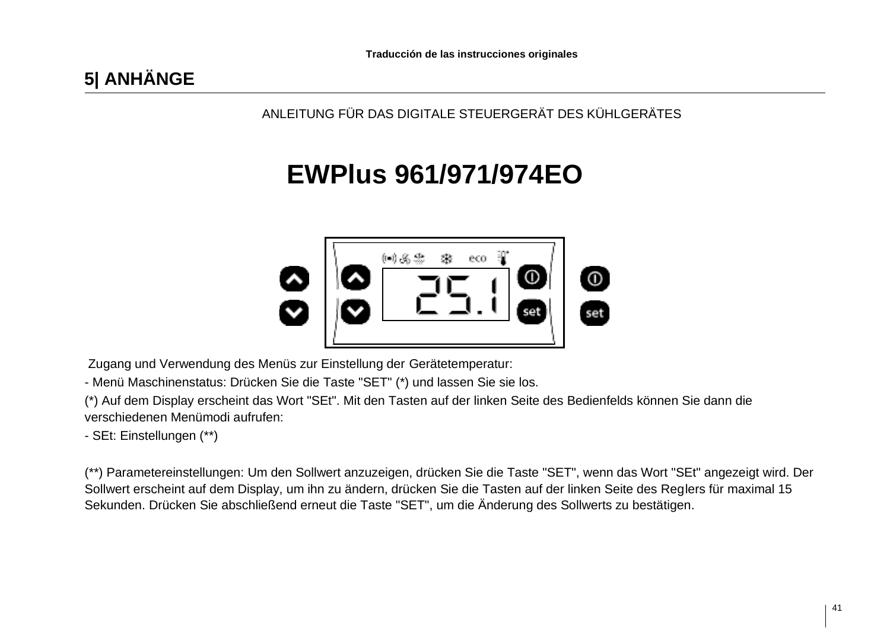Traducción de las instrucciones originales

## 5| ANHÄNGE

ANLEITUNG FÜR DAS DIGITALE STEUERGERÄT DES KÜHLGERÄTES

# EWPlus 961/971/974EO

Zugang und Verwendung des Menüs zur Einstellung der Gerätetemperatur:

- Menü Maschinenstatus: Drücken Sie die Taste "SET" (*) und lassen Sie sie los.

(*) Auf dem Display erscheint das Wort "SEt". Mit den Tasten auf der linken Seite des Bedienfelds können Sie dann die verschiedenen Menümodi aufrufen:

- SEt: Einstellungen (**)

(**) Parametereinstellungen: Um den Sollwert anzuzeigen, drücken Sie die Taste "SET", wenn das Wort "SEt" angezeigt wird. Der Sollwert erscheint auf dem Display, um ihn zu ändern, drücken Sie die Tasten auf der linken Seite des Reglers für maximal 15 Sekunden. Drücken Sie abschließend erneut die Taste "SET", um die Änderung des Sollwerts zu bestätigen.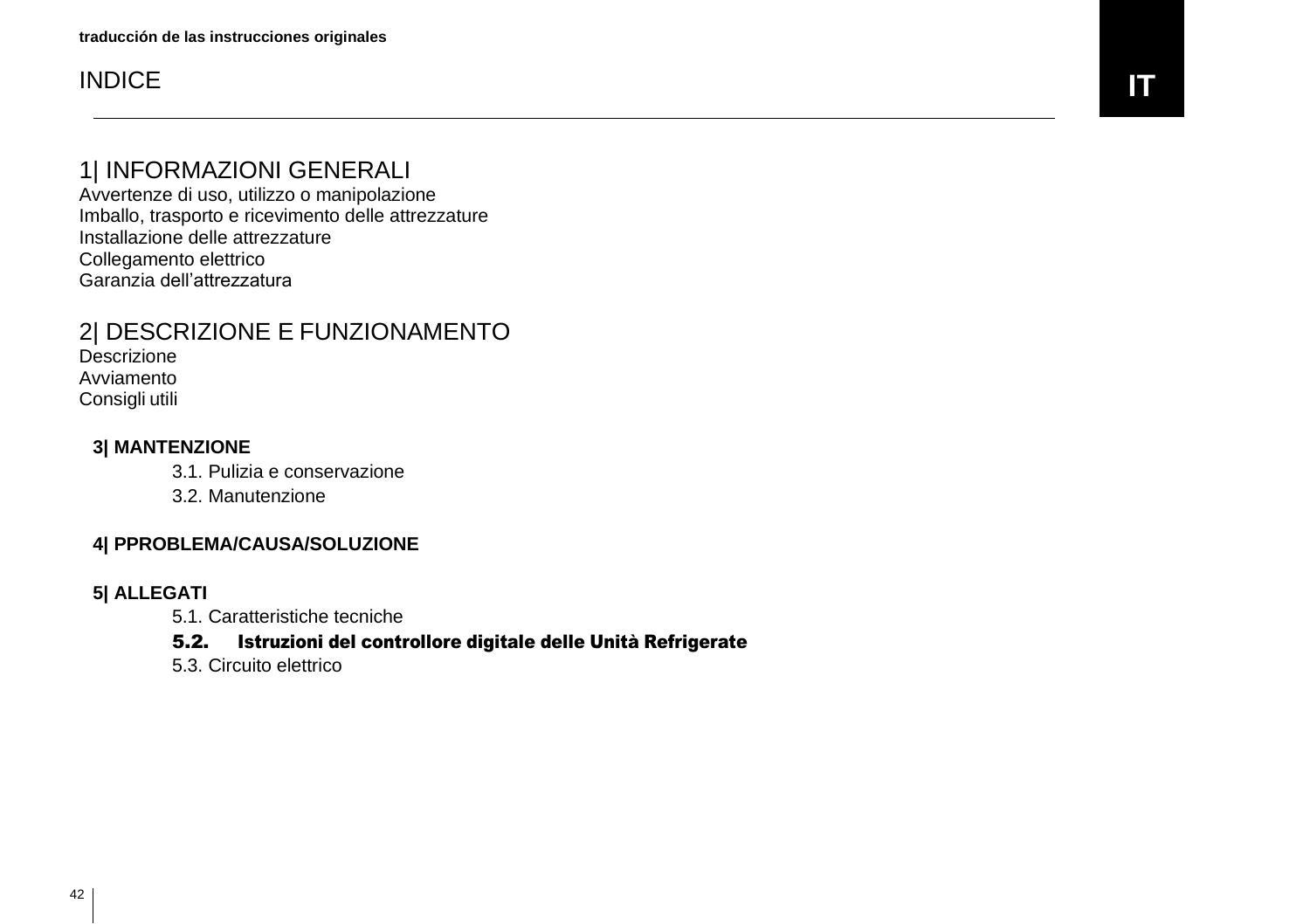**traducción de las instrucciones originales**

# INDICE

**IT**

## 1| INFORMAZIONI GENERALI

Avvertenze di uso, utilizzo o manipolazione
Imballo, trasporto e ricevimento delle attrezzature
Installazione delle attrezzature
Collegamento elettrico
Garanzia dell'attrezzatura

## 2| DESCRIZIONE E FUNZIONAMENTO

Descrizione
Avviamento
Consigli utili

**3| MANTENZIONE**

3.1. Pulizia e conservazione
3.2. Manutenzione

**4| PPROBLEMA/CAUSA/SOLUZIONE**

**5| ALLEGATI**

5.1. Caratteristiche tecniche
**5.2. Istruzioni del controllore digitale delle Unità Refrigerate**
5.3. Circuito elettrico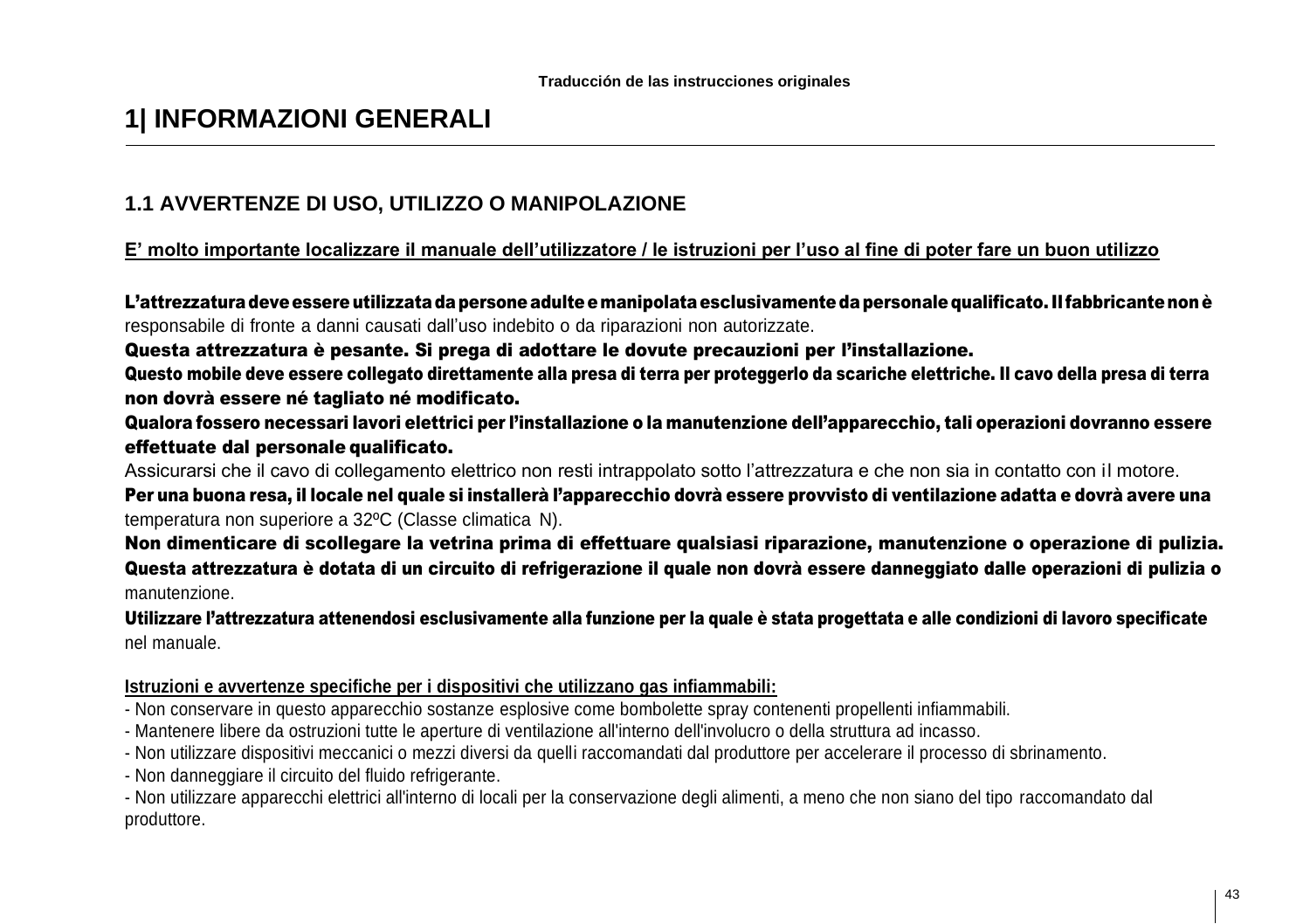# 1| INFORMAZIONI GENERALI

## 1.1 AVVERTENZE DI USO, UTILIZZO O MANIPOLAZIONE

**E' molto importante localizzare il manuale dell'utilizzatore / le istruzioni per l'uso al fine di poter fare un buon utilizzo**

**L'attrezzatura deve essere utilizzata da persone adulte e manipolata esclusivamente da personale qualificato. Il fabbricante non è** responsabile di fronte a danni causati dall'uso indebito o da riparazioni non autorizzate.

**Questa attrezzatura è pesante. Si prega di adottare le dovute precauzioni per l'installazione.**

**Questo mobile deve essere collegato direttamente alla presa di terra per proteggerlo da scariche elettriche. Il cavo della presa di terra non dovrà essere né tagliato né modificato.**

**Qualora fossero necessari lavori elettrici per l'installazione o la manutenzione dell'apparecchio, tali operazioni dovranno essere effettuate dal personale qualificato.**

Assicurarsi che il cavo di collegamento elettrico non resti intrappolato sotto l'attrezzatura e che non sia in contatto con il motore.

**Per una buona resa, il locale nel quale si installerà l'apparecchio dovrà essere provvisto di ventilazione adatta e dovrà avere una** temperatura non superiore a 32ºC (Classe climatica N).

**Non dimenticare di scollegare la vetrina prima di effettuare qualsiasi riparazione, manutenzione o operazione di pulizia.**

**Questa attrezzatura è dotata di un circuito di refrigerazione il quale non dovrà essere danneggiato dalle operazioni di pulizia o** manutenzione.

**Utilizzare l'attrezzatura attenendosi esclusivamente alla funzione per la quale è stata progettata e alle condizioni di lavoro specificate** nel manuale.

**Istruzioni e avvertenze specifiche per i dispositivi che utilizzano gas infiammabili:**

- Non conservare in questo apparecchio sostanze esplosive come bombolette spray contenenti propellenti infiammabili.
- Mantenere libere da ostruzioni tutte le aperture di ventilazione all'interno dell'involucro o della struttura ad incasso.
- Non utilizzare dispositivi meccanici o mezzi diversi da quelli raccomandati dal produttore per accelerare il processo di sbrinamento.
- Non danneggiare il circuito del fluido refrigerante.
- Non utilizzare apparecchi elettrici all'interno di locali per la conservazione degli alimenti, a meno che non siano del tipo raccomandato dal produttore.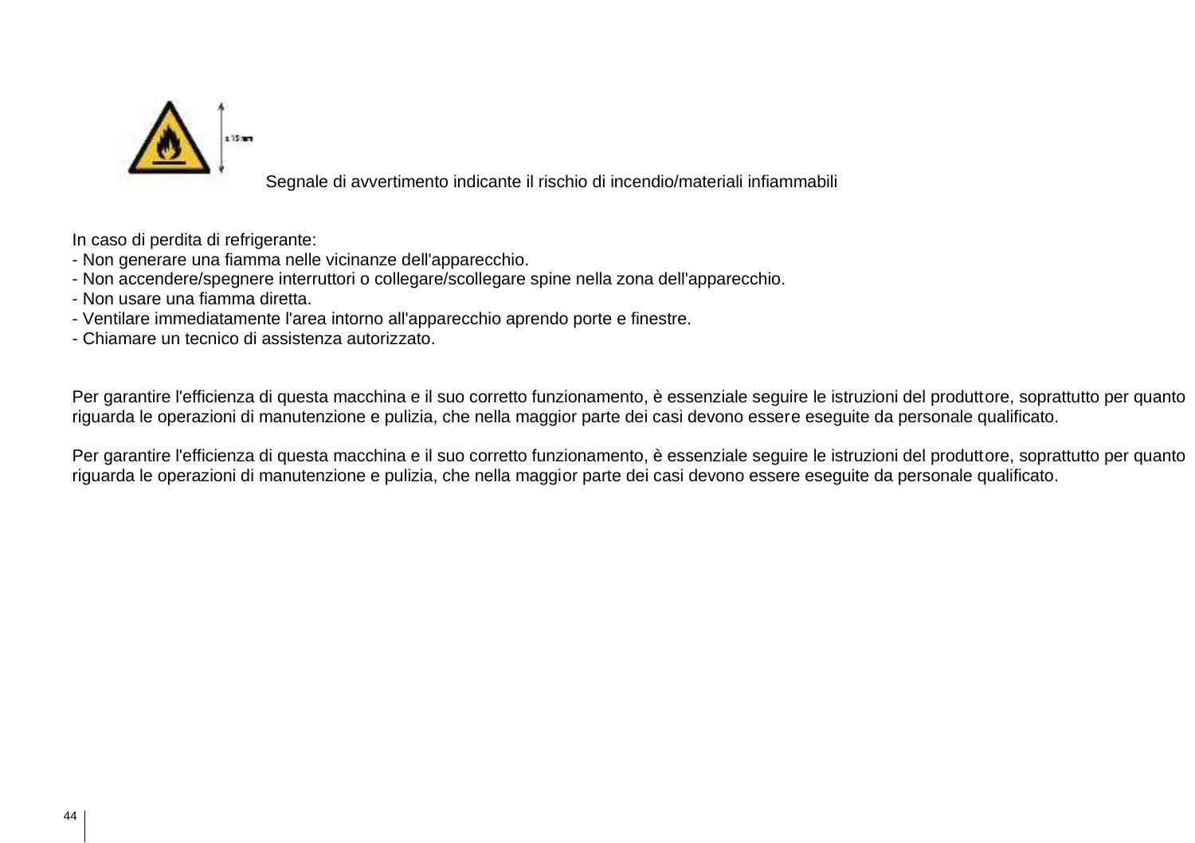Segnale di avvertimento indicante il rischio di incendio/materiali infiammabili

In caso di perdita di refrigerante:
- Non generare una fiamma nelle vicinanze dell'apparecchio.
- Non accendere/spegnere interruttori o collegare/scollegare spine nella zona dell'apparecchio.
- Non usare una fiamma diretta.
- Ventilare immediatamente l'area intorno all'apparecchio aprendo porte e finestre.
- Chiamare un tecnico di assistenza autorizzato.

Per garantire l'efficienza di questa macchina e il suo corretto funzionamento, è essenziale seguire le istruzioni del produttore, soprattutto per quanto riguarda le operazioni di manutenzione e pulizia, che nella maggior parte dei casi devono essere eseguite da personale qualificato.

Per garantire l'efficienza di questa macchina e il suo corretto funzionamento, è essenziale seguire le istruzioni del produttore, soprattutto per quanto riguarda le operazioni di manutenzione e pulizia, che nella maggior parte dei casi devono essere eseguite da personale qualificato.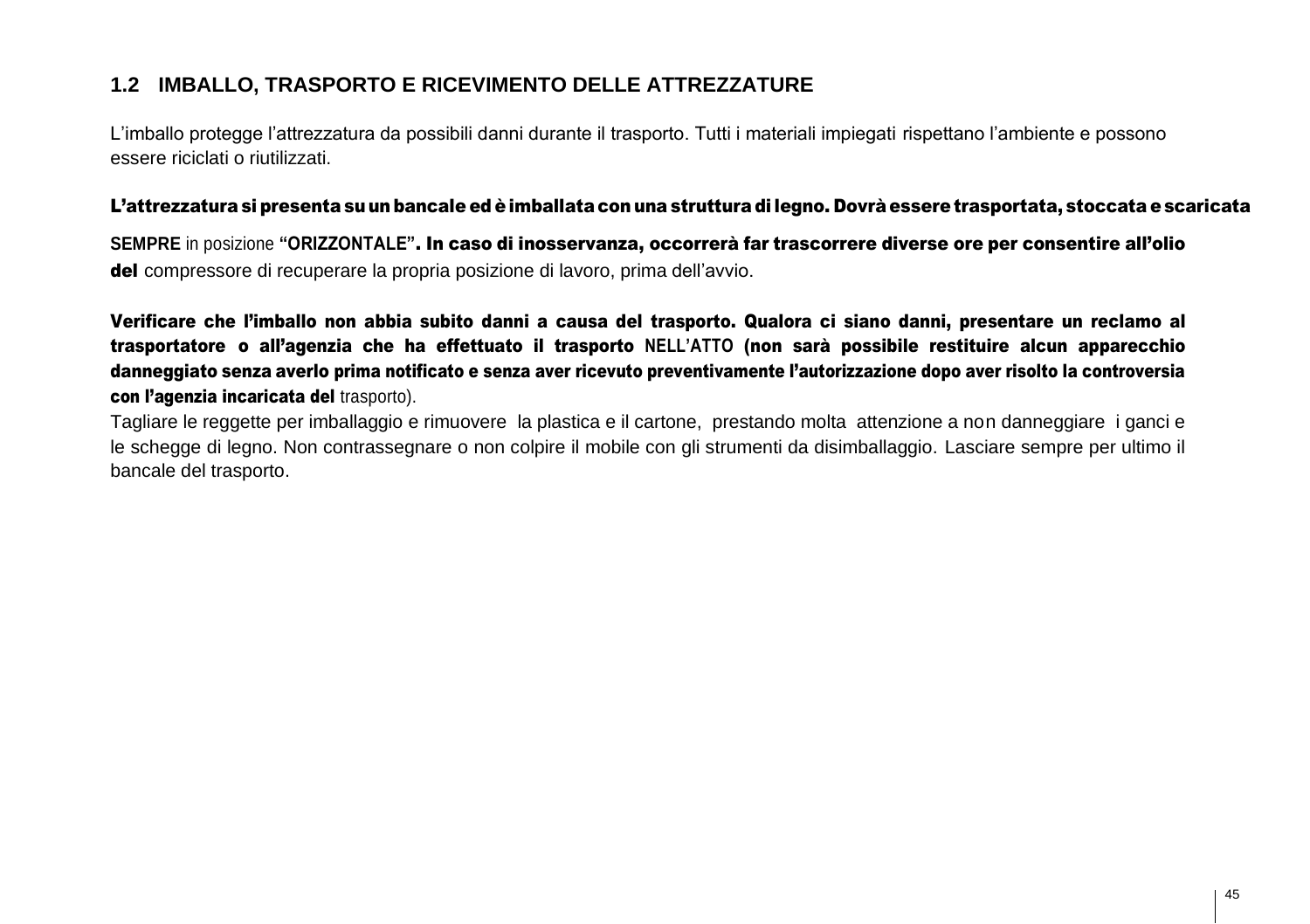## 1.2 IMBALLO, TRASPORTO E RICEVIMENTO DELLE ATTREZZATURE

L'imballo protegge l'attrezzatura da possibili danni durante il trasporto. Tutti i materiali impiegati rispettano l'ambiente e possono essere riciclati o riutilizzati.

**L'attrezzatura si presenta su un bancale ed è imballata con una struttura di legno. Dovrà essere trasportata, stoccata e scaricata SEMPRE** in posizione **"ORIZZONTALE". In caso di inosservanza, occorrerà far trascorrere diverse ore per consentire all'olio del** compressore di recuperare la propria posizione di lavoro, prima dell'avvio.

**Verificare che l'imballo non abbia subito danni a causa del trasporto. Qualora ci siano danni, presentare un reclamo al trasportatore o all'agenzia che ha effettuato il trasporto NELL'ATTO (non sarà possibile restituire alcun apparecchio danneggiato senza averlo prima notificato e senza aver ricevuto preventivamente l'autorizzazione dopo aver risolto la controversia con l'agenzia incaricata del** trasporto).

Tagliare le reggette per imballaggio e rimuovere la plastica e il cartone, prestando molta attenzione a non danneggiare i ganci e le schegge di legno. Non contrassegnare o non colpire il mobile con gli strumenti da disimballaggio. Lasciare sempre per ultimo il bancale del trasporto.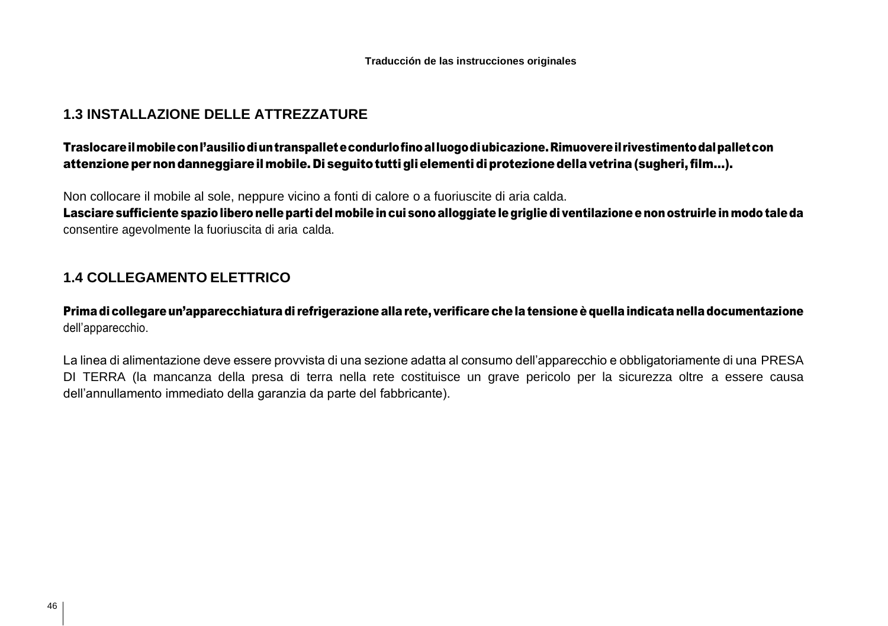## 1.3 INSTALLAZIONE DELLE ATTREZZATURE

**Traslocare il mobile con l'ausilio di un transpallet e condurlo fino al luogo di ubicazione. Rimuovere il rivestimento dal pallet con attenzione per non danneggiare il mobile. Di seguito tutti gli elementi di protezione della vetrina (sugheri, film...).**

Non collocare il mobile al sole, neppure vicino a fonti di calore o a fuoriuscite di aria calda.
**Lasciare sufficiente spazio libero nelle parti del mobile in cui sono alloggiate le griglie di ventilazione e non ostruirle in modo tale da** consentire agevolmente la fuoriuscita di aria calda.

## 1.4 COLLEGAMENTO ELETTRICO

**Prima di collegare un'apparecchiatura di refrigerazione alla rete, verificare che la tensione è quella indicata nella documentazione** dell'apparecchio.

La linea di alimentazione deve essere provvista di una sezione adatta al consumo dell'apparecchio e obbligatoriamente di una PRESA DI TERRA (la mancanza della presa di terra nella rete costituisce un grave pericolo per la sicurezza oltre a essere causa dell'annullamento immediato della garanzia da parte del fabbricante).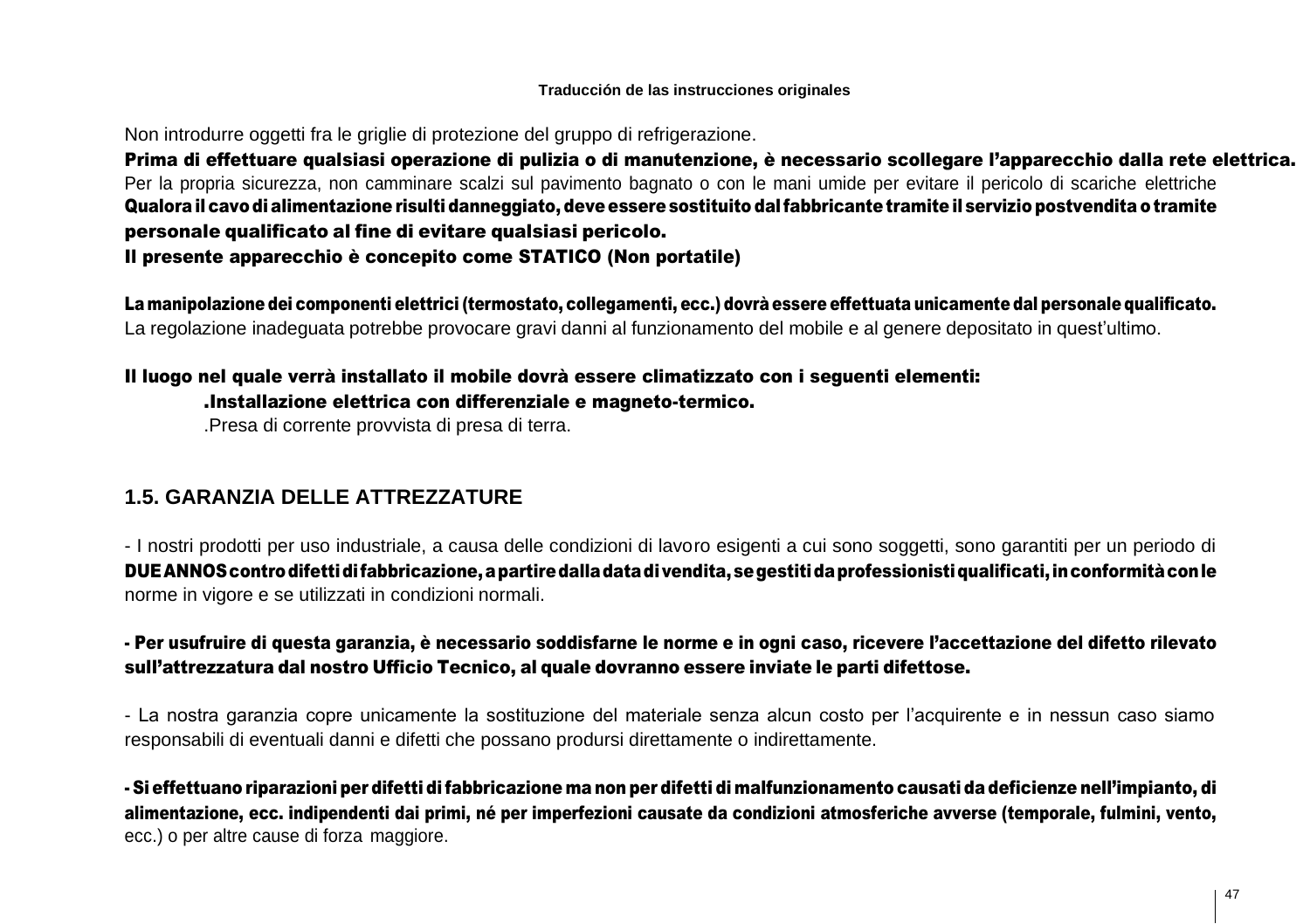Non introdurre oggetti fra le griglie di protezione del gruppo di refrigerazione.

**Prima di effettuare qualsiasi operazione di pulizia o di manutenzione, è necessario scollegare l'apparecchio dalla rete elettrica.**

Per la propria sicurezza, non camminare scalzi sul pavimento bagnato o con le mani umide per evitare il pericolo di scariche elettriche

**Qualora il cavo di alimentazione risulti danneggiato, deve essere sostituito dal fabbricante tramite il servizio postvendita o tramite personale qualificato al fine di evitare qualsiasi pericolo.**

**Il presente apparecchio è concepito come STATICO (Non portatile)**

**La manipolazione dei componenti elettrici (termostato, collegamenti, ecc.) dovrà essere effettuata unicamente dal personale qualificato.**

La regolazione inadeguata potrebbe provocare gravi danni al funzionamento del mobile e al genere depositato in quest'ultimo.

**Il luogo nel quale verrà installato il mobile dovrà essere climatizzato con i seguenti elementi:**

**.Installazione elettrica con differenziale e magneto-termico.**

.Presa di corrente provvista di presa di terra.

## 1.5. GARANZIA DELLE ATTREZZATURE

- I nostri prodotti per uso industriale, a causa delle condizioni di lavoro esigenti a cui sono soggetti, sono garantiti per un periodo di **DUE ANNOS contro difetti di fabbricazione, a partire dalla data di vendita, se gestiti da professionisti qualificati, in conformità con le** norme in vigore e se utilizzati in condizioni normali.

**- Per usufruire di questa garanzia, è necessario soddisfarne le norme e in ogni caso, ricevere l'accettazione del difetto rilevato sull'attrezzatura dal nostro Ufficio Tecnico, al quale dovranno essere inviate le parti difettose.**

- La nostra garanzia copre unicamente la sostituzione del materiale senza alcun costo per l'acquirente e in nessun caso siamo responsabili di eventuali danni e difetti che possano prodursi direttamente o indirettamente.

**- Si effettuano riparazioni per difetti di fabbricazione ma non per difetti di malfunzionamento causati da deficienze nell'impianto, di alimentazione, ecc. indipendenti dai primi, né per imperfezioni causate da condizioni atmosferiche avverse (temporale, fulmini, vento,** ecc.) o per altre cause di forza maggiore.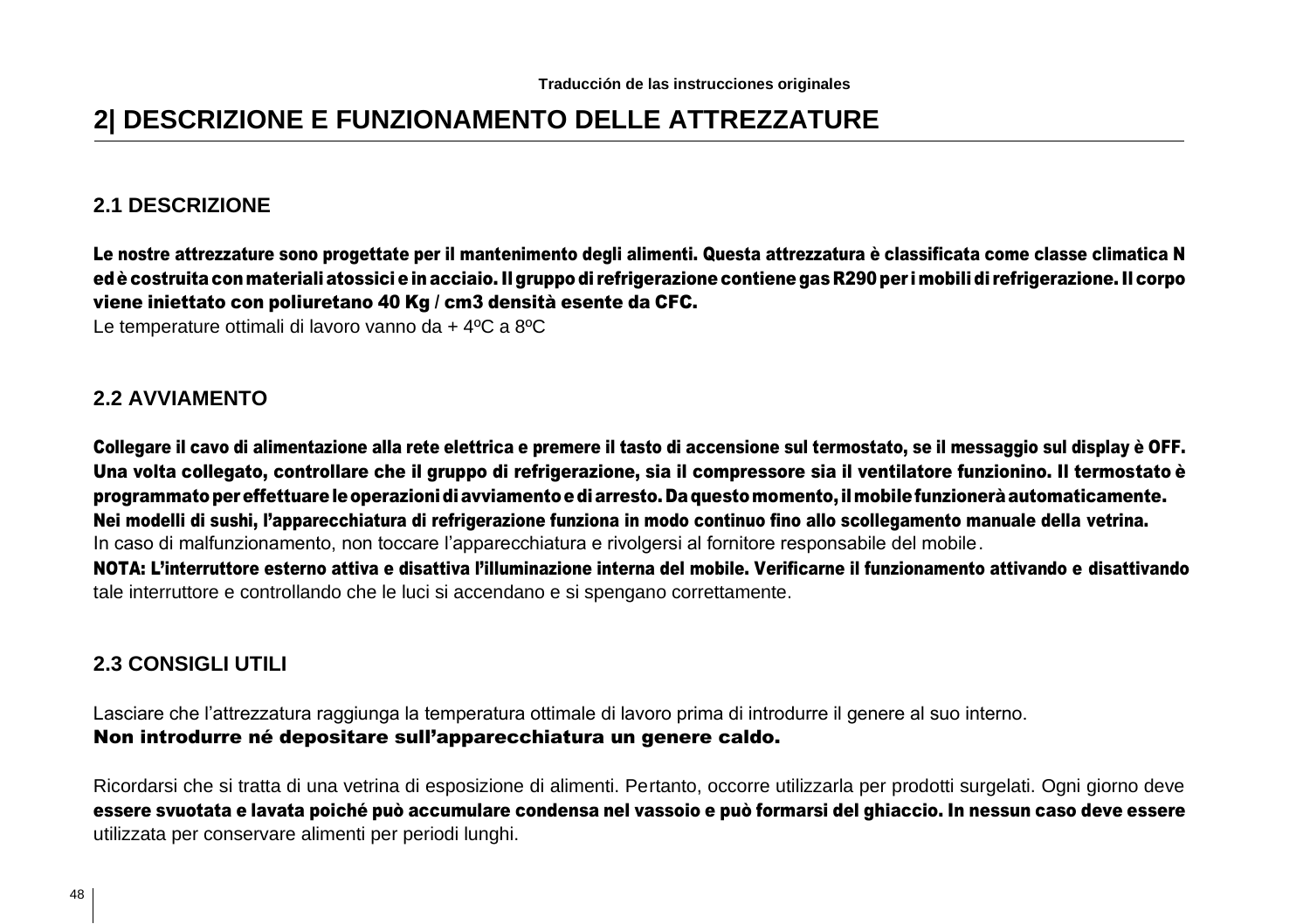Traducción de las instrucciones originales

# 2| DESCRIZIONE E FUNZIONAMENTO DELLE ATTREZZATURE

## 2.1 DESCRIZIONE

**Le nostre attrezzature sono progettate per il mantenimento degli alimenti. Questa attrezzatura è classificata come classe climatica N ed è costruita con materiali atossici e in acciaio. Il gruppo di refrigerazione contiene gas R290 per i mobili di refrigerazione. Il corpo viene iniettato con poliuretano 40 Kg / cm3 densità esente da CFC.**
Le temperature ottimali di lavoro vanno da + 4ºC a 8ºC

## 2.2 AVVIAMENTO

**Collegare il cavo di alimentazione alla rete elettrica e premere il tasto di accensione sul termostato, se il messaggio sul display è OFF. Una volta collegato, controllare che il gruppo di refrigerazione, sia il compressore sia il ventilatore funzionino. Il termostato è programmato per effettuare le operazioni di avviamento e di arresto. Da questo momento, il mobile funzionerà automaticamente. Nei modelli di sushi, l'apparecchiatura di refrigerazione funziona in modo continuo fino allo scollegamento manuale della vetrina.**
In caso di malfunzionamento, non toccare l'apparecchiatura e rivolgersi al fornitore responsabile del mobile.
**NOTA: L'interruttore esterno attiva e disattiva l'illuminazione interna del mobile. Verificarne il funzionamento attivando e disattivando** tale interruttore e controllando che le luci si accendano e si spengano correttamente.

## 2.3 CONSIGLI UTILI

Lasciare che l'attrezzatura raggiunga la temperatura ottimale di lavoro prima di introdurre il genere al suo interno.
**Non introdurre né depositare sull'apparecchiatura un genere caldo.**

Ricordarsi che si tratta di una vetrina di esposizione di alimenti. Pertanto, occorre utilizzarla per prodotti surgelati. Ogni giorno deve **essere svuotata e lavata poiché può accumulare condensa nel vassoio e può formarsi del ghiaccio. In nessun caso deve essere** utilizzata per conservare alimenti per periodi lunghi.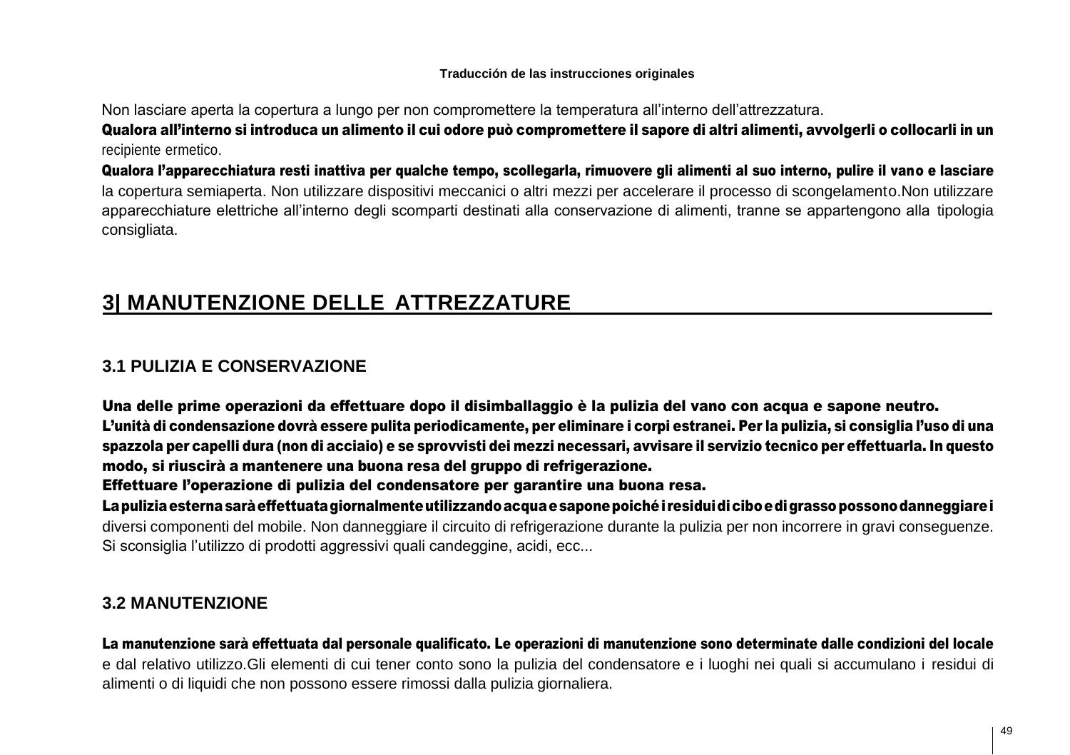Non lasciare aperta la copertura a lungo per non compromettere la temperatura all'interno dell'attrezzatura.
Qualora all'interno si introduca un alimento il cui odore può compromettere il sapore di altri alimenti, avvolgerli o collocarli in un recipiente ermetico.
Qualora l'apparecchiatura resti inattiva per qualche tempo, scollegarla, rimuovere gli alimenti al suo interno, pulire il vano e lasciare la copertura semiaperta. Non utilizzare dispositivi meccanici o altri mezzi per accelerare il processo di scongelamento.Non utilizzare apparecchiature elettriche all'interno degli scomparti destinati alla conservazione di alimenti, tranne se appartengono alla tipologia consigliata.

## 3| MANUTENZIONE DELLE ATTREZZATURE

### 3.1 PULIZIA E CONSERVAZIONE

Una delle prime operazioni da effettuare dopo il disimballaggio è la pulizia del vano con acqua e sapone neutro.
L'unità di condensazione dovrà essere pulita periodicamente, per eliminare i corpi estranei. Per la pulizia, si consiglia l'uso di una spazzola per capelli dura (non di acciaio) e se sprovvisti dei mezzi necessari, avvisare il servizio tecnico per effettuarla. In questo modo, si riuscirà a mantenere una buona resa del gruppo di refrigerazione.
Effettuare l'operazione di pulizia del condensatore per garantire una buona resa.
La pulizia esterna sarà effettuata giornalmente utilizzando acqua e sapone poiché i residui di cibo e di grasso possono danneggiare i diversi componenti del mobile. Non danneggiare il circuito di refrigerazione durante la pulizia per non incorrere in gravi conseguenze.
Si sconsiglia l'utilizzo di prodotti aggressivi quali candeggine, acidi, ecc...

### 3.2 MANUTENZIONE

La manutenzione sarà effettuata dal personale qualificato. Le operazioni di manutenzione sono determinate dalle condizioni del locale e dal relativo utilizzo.Gli elementi di cui tener conto sono la pulizia del condensatore e i luoghi nei quali si accumulano i residui di alimenti o di liquidi che non possono essere rimossi dalla pulizia giornaliera.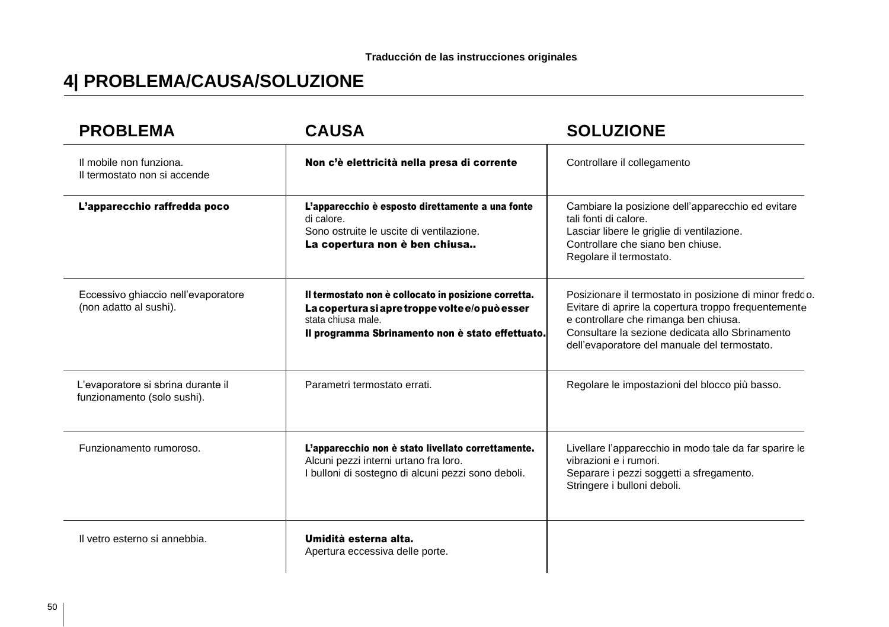## 4| PROBLEMA/CAUSA/SOLUZIONE

| PROBLEMA | CAUSA | SOLUZIONE |
|---|---|---|
| Il mobile non funziona.<br>Il termostato non si accende | **Non c’è elettricità nella presa di corrente** | Controllare il collegamento |
| **L’apparecchio raffredda poco** | **L’apparecchio è esposto direttamente a una fonte** di calore.<br>Sono ostruite le uscite di ventilazione.<br>**La copertura non è ben chiusa..** | Cambiare la posizione dell’apparecchio ed evitare tali fonti di calore.<br>Lasciar libere le griglie di ventilazione.<br>Controllare che siano ben chiuse.<br>Regolare il termostato. |
| Eccessivo ghiaccio nell’evaporatore (non adatto al sushi). | **Il termostato non è collocato in posizione corretta.**<br>**La copertura si apre troppe volte e/o può esser** stata chiusa male.<br>**Il programma Sbrinamento non è stato effettuato.** | Posizionare il termostato in posizione di minor freddo.<br>Evitare di aprire la copertura troppo frequentemente e controllare che rimanga ben chiusa.<br>Consultare la sezione dedicata allo Sbrinamento dell’evaporatore del manuale del termostato. |
| L’evaporatore si sbrina durante il funzionamento (solo sushi). | Parametri termostato errati. | Regolare le impostazioni del blocco più basso. |
| Funzionamento rumoroso. | **L’apparecchio non è stato livellato correttamente.**<br>Alcuni pezzi interni urtano fra loro.<br>I bulloni di sostegno di alcuni pezzi sono deboli. | Livellare l’apparecchio in modo tale da far sparire le vibrazioni e i rumori.<br>Separare i pezzi soggetti a sfregamento.<br>Stringere i bulloni deboli. |
| Il vetro esterno si annebbia. | **Umidità esterna alta.**<br>Apertura eccessiva delle porte. | |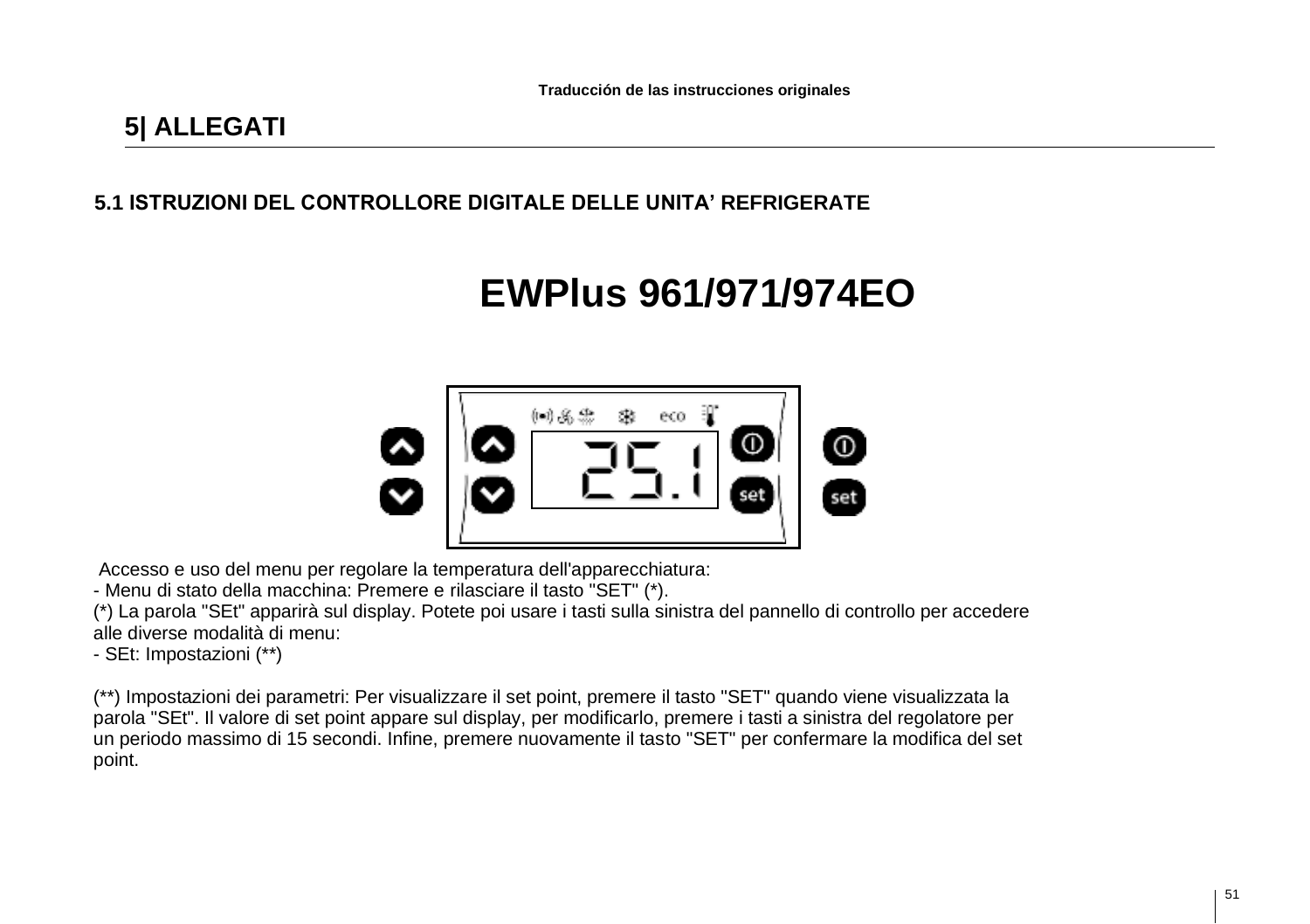## 5| ALLEGATI

### 5.1 ISTRUZIONI DEL CONTROLLORE DIGITALE DELLE UNITA' REFRIGERATE

# EWPlus 961/971/974EO

Accesso e uso del menu per regolare la temperatura dell'apparecchiatura:

- Menu di stato della macchina: Premere e rilasciare il tasto "SET" (*).

(*) La parola "SEt" apparirà sul display. Potete poi usare i tasti sulla sinistra del pannello di controllo per accedere alle diverse modalità di menu:

- SEt: Impostazioni (**)

(**) Impostazioni dei parametri: Per visualizzare il set point, premere il tasto "SET" quando viene visualizzata la parola "SEt". Il valore di set point appare sul display, per modificarlo, premere i tasti a sinistra del regolatore per un periodo massimo di 15 secondi. Infine, premere nuovamente il tasto "SET" per confermare la modifica del set point.